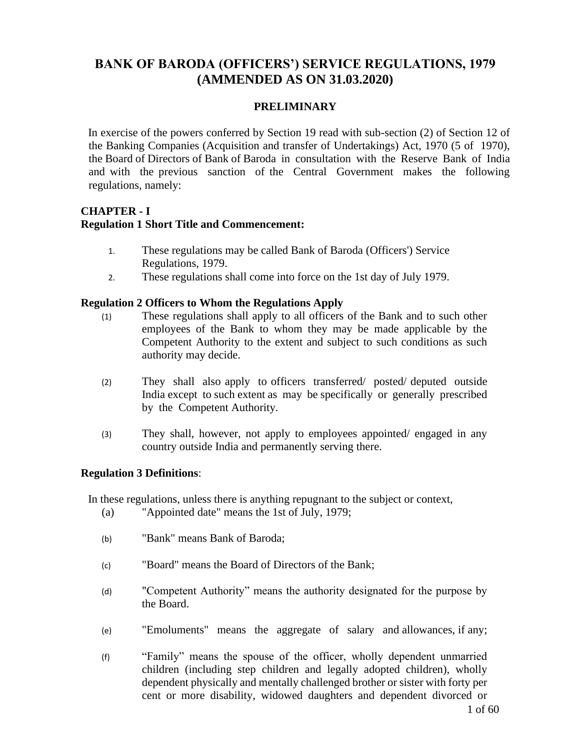# BANK OF BARODA (OFFICERS') SERVICE REGULATIONS, 1979 (AMMENDED AS ON 31.03.2020)

## PRELIMINARY

In exercise of the powers conferred by Section 19 read with sub-section (2) of Section 12 of the Banking Companies (Acquisition and transfer of Undertakings) Act, 1970 (5 of 1970), the Board of Directors of Bank of Baroda in consultation with the Reserve Bank of India and with the previous sanction of the Central Government makes the following regulations, namely:

## CHAPTER - I

### Regulation 1 Short Title and Commencement:

1. These regulations may be called Bank of Baroda (Officers') Service Regulations, 1979.
2. These regulations shall come into force on the 1st day of July 1979.

### Regulation 2 Officers to Whom the Regulations Apply

(1) These regulations shall apply to all officers of the Bank and to such other employees of the Bank to whom they may be made applicable by the Competent Authority to the extent and subject to such conditions as such authority may decide.

(2) They shall also apply to officers transferred/ posted/ deputed outside India except to such extent as may be specifically or generally prescribed by the Competent Authority.

(3) They shall, however, not apply to employees appointed/ engaged in any country outside India and permanently serving there.

### Regulation 3 Definitions:

In these regulations, unless there is anything repugnant to the subject or context,

(a) "Appointed date" means the 1st of July, 1979;

(b) "Bank" means Bank of Baroda;

(c) "Board" means the Board of Directors of the Bank;

(d) "Competent Authority" means the authority designated for the purpose by the Board.

(e) "Emoluments" means the aggregate of salary and allowances, if any;

(f) "Family" means the spouse of the officer, wholly dependent unmarried children (including step children and legally adopted children), wholly dependent physically and mentally challenged brother or sister with forty per cent or more disability, widowed daughters and dependent divorced or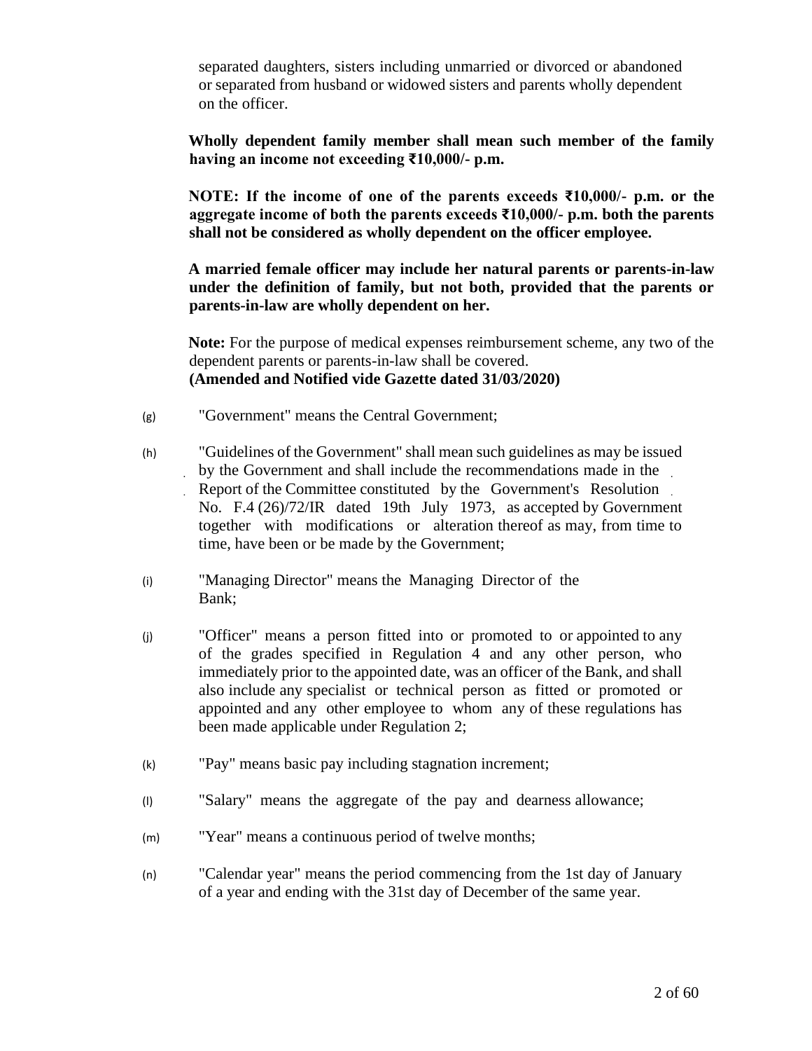separated daughters, sisters including unmarried or divorced or abandoned or separated from husband or widowed sisters and parents wholly dependent on the officer.

**Wholly dependent family member shall mean such member of the family having an income not exceeding ₹10,000/- p.m.**

**NOTE: If the income of one of the parents exceeds ₹10,000/- p.m. or the aggregate income of both the parents exceeds ₹10,000/- p.m. both the parents shall not be considered as wholly dependent on the officer employee.**

**A married female officer may include her natural parents or parents-in-law under the definition of family, but not both, provided that the parents or parents-in-law are wholly dependent on her.**

**Note:** For the purpose of medical expenses reimbursement scheme, any two of the dependent parents or parents-in-law shall be covered.
**(Amended and Notified vide Gazette dated 31/03/2020)**

(g) "Government" means the Central Government;

(h) "Guidelines of the Government" shall mean such guidelines as may be issued by the Government and shall include the recommendations made in the Report of the Committee constituted by the Government's Resolution No. F.4 (26)/72/IR dated 19th July 1973, as accepted by Government together with modifications or alteration thereof as may, from time to time, have been or be made by the Government;

(i) "Managing Director" means the Managing Director of the Bank;

(j) "Officer" means a person fitted into or promoted to or appointed to any of the grades specified in Regulation 4 and any other person, who immediately prior to the appointed date, was an officer of the Bank, and shall also include any specialist or technical person as fitted or promoted or appointed and any other employee to whom any of these regulations has been made applicable under Regulation 2;

(k) "Pay" means basic pay including stagnation increment;

(l) "Salary" means the aggregate of the pay and dearness allowance;

(m) "Year" means a continuous period of twelve months;

(n) "Calendar year" means the period commencing from the 1st day of January of a year and ending with the 31st day of December of the same year.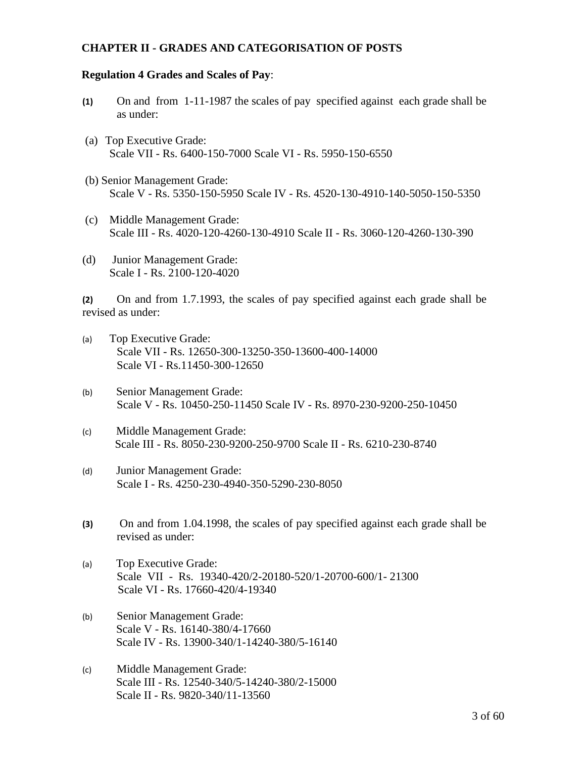## CHAPTER II - GRADES AND CATEGORISATION OF POSTS

**Regulation 4 Grades and Scales of Pay**:

**(1)** On and from 1-11-1987 the scales of pay specified against each grade shall be as under:

(a) Top Executive Grade:
Scale VII - Rs. 6400-150-7000 Scale VI - Rs. 5950-150-6550

(b) Senior Management Grade:
Scale V - Rs. 5350-150-5950 Scale IV - Rs. 4520-130-4910-140-5050-150-5350

(c) Middle Management Grade:
Scale III - Rs. 4020-120-4260-130-4910 Scale II - Rs. 3060-120-4260-130-390

(d) Junior Management Grade:
Scale I - Rs. 2100-120-4020

**(2)** On and from 1.7.1993, the scales of pay specified against each grade shall be revised as under:

(a) Top Executive Grade:
Scale VII - Rs. 12650-300-13250-350-13600-400-14000
Scale VI - Rs.11450-300-12650

(b) Senior Management Grade:
Scale V - Rs. 10450-250-11450 Scale IV - Rs. 8970-230-9200-250-10450

(c) Middle Management Grade:
Scale III - Rs. 8050-230-9200-250-9700 Scale II - Rs. 6210-230-8740

(d) Junior Management Grade:
Scale I - Rs. 4250-230-4940-350-5290-230-8050

**(3)** On and from 1.04.1998, the scales of pay specified against each grade shall be revised as under:

(a) Top Executive Grade:
Scale VII - Rs. 19340-420/2-20180-520/1-20700-600/1- 21300
Scale VI - Rs. 17660-420/4-19340

(b) Senior Management Grade:
Scale V - Rs. 16140-380/4-17660
Scale IV - Rs. 13900-340/1-14240-380/5-16140

(c) Middle Management Grade:
Scale III - Rs. 12540-340/5-14240-380/2-15000
Scale II - Rs. 9820-340/11-13560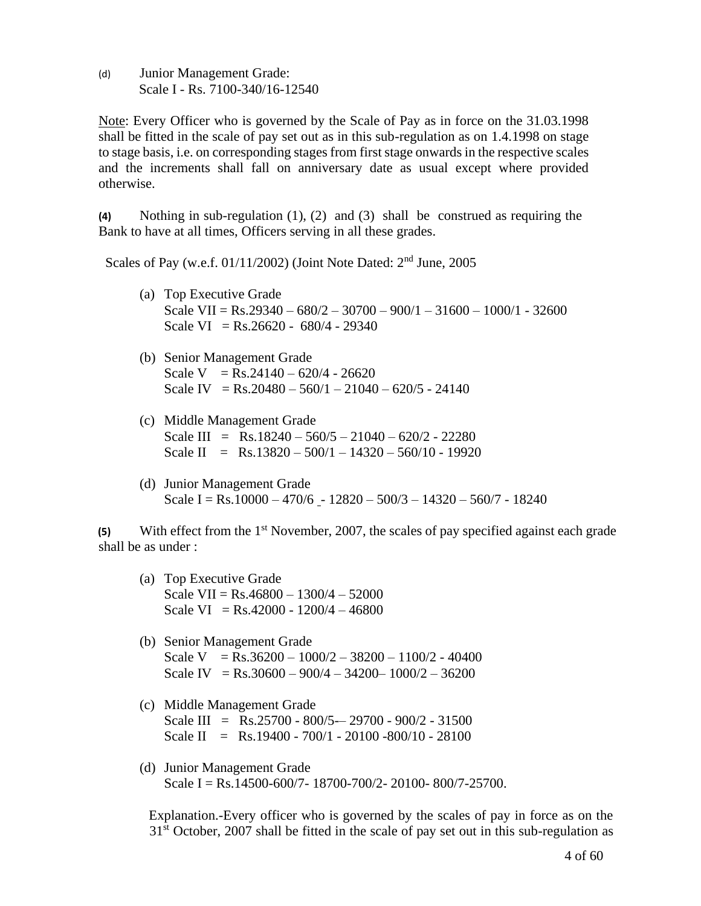(d) Junior Management Grade:
Scale I - Rs. 7100-340/16-12540

<u>Note</u>: Every Officer who is governed by the Scale of Pay as in force on the 31.03.1998 shall be fitted in the scale of pay set out as in this sub-regulation as on 1.4.1998 on stage to stage basis, i.e. on corresponding stages from first stage onwards in the respective scales and the increments shall fall on anniversary date as usual except where provided otherwise.

**(4)** Nothing in sub-regulation (1), (2) and (3) shall be construed as requiring the Bank to have at all times, Officers serving in all these grades.

Scales of Pay (w.e.f. 01/11/2002) (Joint Note Dated: 2nd June, 2005

(a) Top Executive Grade
Scale VII = Rs.29340 – 680/2 – 30700 – 900/1 – 31600 – 1000/1 - 32600
Scale VI = Rs.26620 - 680/4 - 29340

(b) Senior Management Grade
Scale V = Rs.24140 – 620/4 - 26620
Scale IV = Rs.20480 – 560/1 – 21040 – 620/5 - 24140

(c) Middle Management Grade
Scale III = Rs.18240 – 560/5 – 21040 – 620/2 - 22280
Scale II = Rs.13820 – 500/1 – 14320 – 560/10 - 19920

(d) Junior Management Grade
Scale I = Rs.10000 – 470/6 - 12820 – 500/3 – 14320 – 560/7 - 18240

**(5)** With effect from the 1st November, 2007, the scales of pay specified against each grade shall be as under :

(a) Top Executive Grade
Scale VII = Rs.46800 – 1300/4 – 52000
Scale VI = Rs.42000 - 1200/4 – 46800

(b) Senior Management Grade
Scale V = Rs.36200 – 1000/2 – 38200 – 1100/2 - 40400
Scale IV = Rs.30600 – 900/4 – 34200– 1000/2 – 36200

(c) Middle Management Grade
Scale III = Rs.25700 - 800/5-– 29700 - 900/2 - 31500
Scale II = Rs.19400 - 700/1 - 20100 -800/10 - 28100

(d) Junior Management Grade
Scale I = Rs.14500-600/7- 18700-700/2- 20100- 800/7-25700.

Explanation.-Every officer who is governed by the scales of pay in force as on the 31st October, 2007 shall be fitted in the scale of pay set out in this sub-regulation as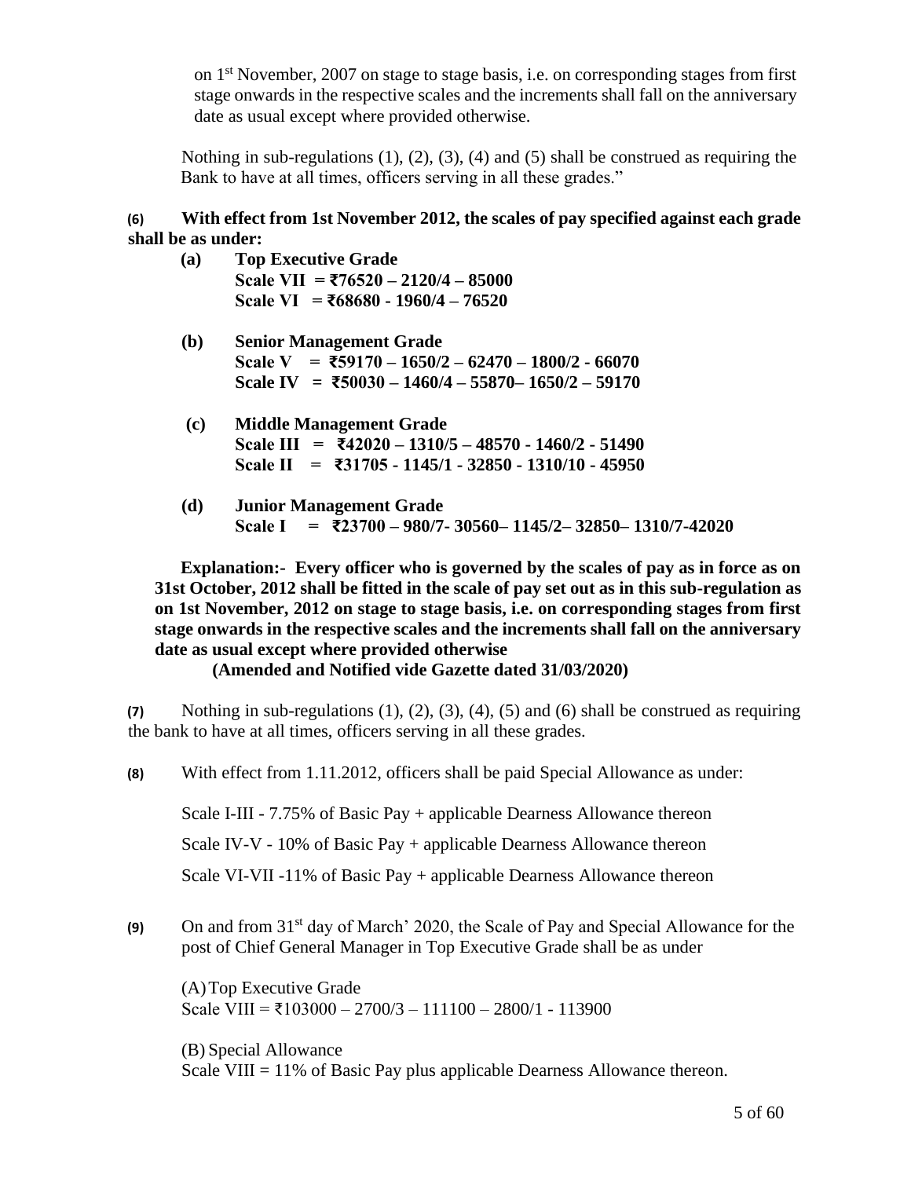on 1st November, 2007 on stage to stage basis, i.e. on corresponding stages from first stage onwards in the respective scales and the increments shall fall on the anniversary date as usual except where provided otherwise.

Nothing in sub-regulations (1), (2), (3), (4) and (5) shall be construed as requiring the Bank to have at all times, officers serving in all these grades."

**(6) With effect from 1st November 2012, the scales of pay specified against each grade shall be as under:**

**(a) Top Executive Grade**
**Scale VII = ₹76520 – 2120/4 – 85000**
**Scale VI = ₹68680 - 1960/4 – 76520**

**(b) Senior Management Grade**
**Scale V = ₹59170 – 1650/2 – 62470 – 1800/2 - 66070**
**Scale IV = ₹50030 – 1460/4 – 55870– 1650/2 – 59170**

**(c) Middle Management Grade**
**Scale III = ₹42020 – 1310/5 – 48570 - 1460/2 - 51490**
**Scale II = ₹31705 - 1145/1 - 32850 - 1310/10 - 45950**

**(d) Junior Management Grade**
**Scale I = ₹23700 – 980/7- 30560– 1145/2– 32850– 1310/7-42020**

**Explanation:- Every officer who is governed by the scales of pay as in force as on 31st October, 2012 shall be fitted in the scale of pay set out as in this sub-regulation as on 1st November, 2012 on stage to stage basis, i.e. on corresponding stages from first stage onwards in the respective scales and the increments shall fall on the anniversary date as usual except where provided otherwise**
**(Amended and Notified vide Gazette dated 31/03/2020)**

**(7)** Nothing in sub-regulations (1), (2), (3), (4), (5) and (6) shall be construed as requiring the bank to have at all times, officers serving in all these grades.

**(8)** With effect from 1.11.2012, officers shall be paid Special Allowance as under:

Scale I-III - 7.75% of Basic Pay + applicable Dearness Allowance thereon

Scale IV-V - 10% of Basic Pay + applicable Dearness Allowance thereon

Scale VI-VII -11% of Basic Pay + applicable Dearness Allowance thereon

**(9)** On and from 31st day of March' 2020, the Scale of Pay and Special Allowance for the post of Chief General Manager in Top Executive Grade shall be as under

(A) Top Executive Grade
Scale VIII = ₹103000 – 2700/3 – 111100 – 2800/1 - 113900

(B) Special Allowance
Scale VIII = 11% of Basic Pay plus applicable Dearness Allowance thereon.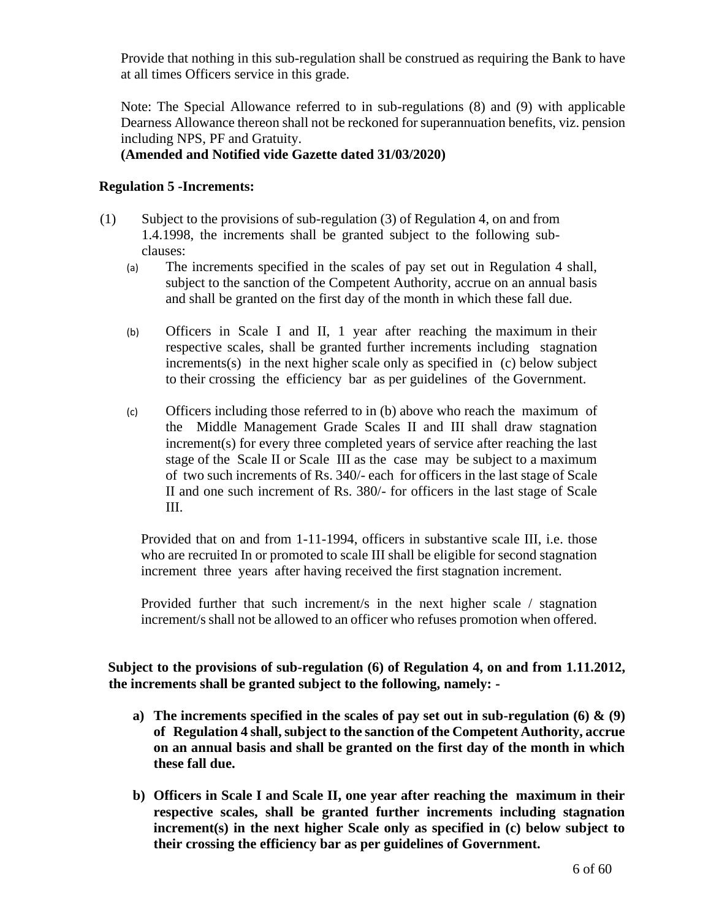Provide that nothing in this sub-regulation shall be construed as requiring the Bank to have at all times Officers service in this grade.

Note: The Special Allowance referred to in sub-regulations (8) and (9) with applicable Dearness Allowance thereon shall not be reckoned for superannuation benefits, viz. pension including NPS, PF and Gratuity.
**(Amended and Notified vide Gazette dated 31/03/2020)**

**Regulation 5 -Increments:**

(1) Subject to the provisions of sub-regulation (3) of Regulation 4, on and from 1.4.1998, the increments shall be granted subject to the following sub-clauses:

(a) The increments specified in the scales of pay set out in Regulation 4 shall, subject to the sanction of the Competent Authority, accrue on an annual basis and shall be granted on the first day of the month in which these fall due.

(b) Officers in Scale I and II, 1 year after reaching the maximum in their respective scales, shall be granted further increments including stagnation increments(s) in the next higher scale only as specified in (c) below subject to their crossing the efficiency bar as per guidelines of the Government.

(c) Officers including those referred to in (b) above who reach the maximum of the Middle Management Grade Scales II and III shall draw stagnation increment(s) for every three completed years of service after reaching the last stage of the Scale II or Scale III as the case may be subject to a maximum of two such increments of Rs. 340/- each for officers in the last stage of Scale II and one such increment of Rs. 380/- for officers in the last stage of Scale III.

Provided that on and from 1-11-1994, officers in substantive scale III, i.e. those who are recruited In or promoted to scale III shall be eligible for second stagnation increment three years after having received the first stagnation increment.

Provided further that such increment/s in the next higher scale / stagnation increment/s shall not be allowed to an officer who refuses promotion when offered.

**Subject to the provisions of sub-regulation (6) of Regulation 4, on and from 1.11.2012, the increments shall be granted subject to the following, namely: -**

**a) The increments specified in the scales of pay set out in sub-regulation (6) & (9) of Regulation 4 shall, subject to the sanction of the Competent Authority, accrue on an annual basis and shall be granted on the first day of the month in which these fall due.**

**b) Officers in Scale I and Scale II, one year after reaching the maximum in their respective scales, shall be granted further increments including stagnation increment(s) in the next higher Scale only as specified in (c) below subject to their crossing the efficiency bar as per guidelines of Government.**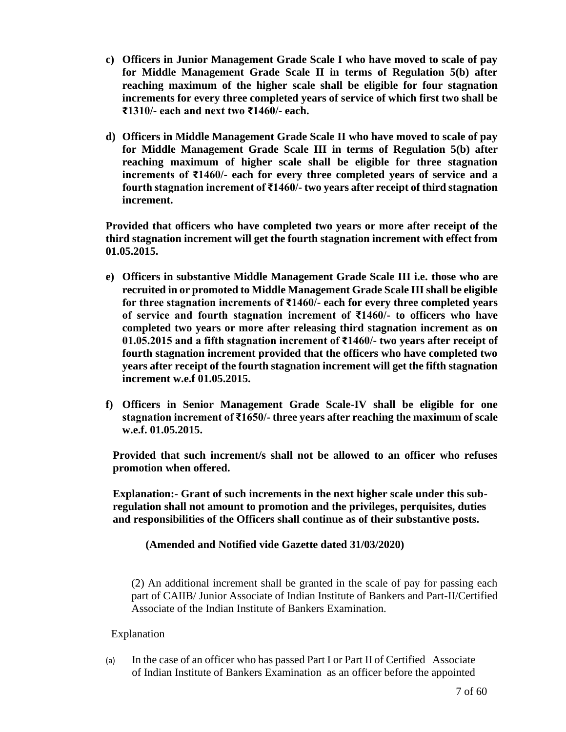**c) Officers in Junior Management Grade Scale I who have moved to scale of pay for Middle Management Grade Scale II in terms of Regulation 5(b) after reaching maximum of the higher scale shall be eligible for four stagnation increments for every three completed years of service of which first two shall be ₹1310/- each and next two ₹1460/- each.**

**d) Officers in Middle Management Grade Scale II who have moved to scale of pay for Middle Management Grade Scale III in terms of Regulation 5(b) after reaching maximum of higher scale shall be eligible for three stagnation increments of ₹1460/- each for every three completed years of service and a fourth stagnation increment of ₹1460/- two years after receipt of third stagnation increment.**

**Provided that officers who have completed two years or more after receipt of the third stagnation increment will get the fourth stagnation increment with effect from 01.05.2015.**

**e) Officers in substantive Middle Management Grade Scale III i.e. those who are recruited in or promoted to Middle Management Grade Scale III shall be eligible for three stagnation increments of ₹1460/- each for every three completed years of service and fourth stagnation increment of ₹1460/- to officers who have completed two years or more after releasing third stagnation increment as on 01.05.2015 and a fifth stagnation increment of ₹1460/- two years after receipt of fourth stagnation increment provided that the officers who have completed two years after receipt of the fourth stagnation increment will get the fifth stagnation increment w.e.f 01.05.2015.**

**f) Officers in Senior Management Grade Scale-IV shall be eligible for one stagnation increment of ₹1650/- three years after reaching the maximum of scale w.e.f. 01.05.2015.**

**Provided that such increment/s shall not be allowed to an officer who refuses promotion when offered.**

**Explanation:- Grant of such increments in the next higher scale under this sub-regulation shall not amount to promotion and the privileges, perquisites, duties and responsibilities of the Officers shall continue as of their substantive posts.**

**(Amended and Notified vide Gazette dated 31/03/2020)**

(2) An additional increment shall be granted in the scale of pay for passing each part of CAIIB/ Junior Associate of Indian Institute of Bankers and Part-II/Certified Associate of the Indian Institute of Bankers Examination.

Explanation

(a) In the case of an officer who has passed Part I or Part II of Certified Associate of Indian Institute of Bankers Examination as an officer before the appointed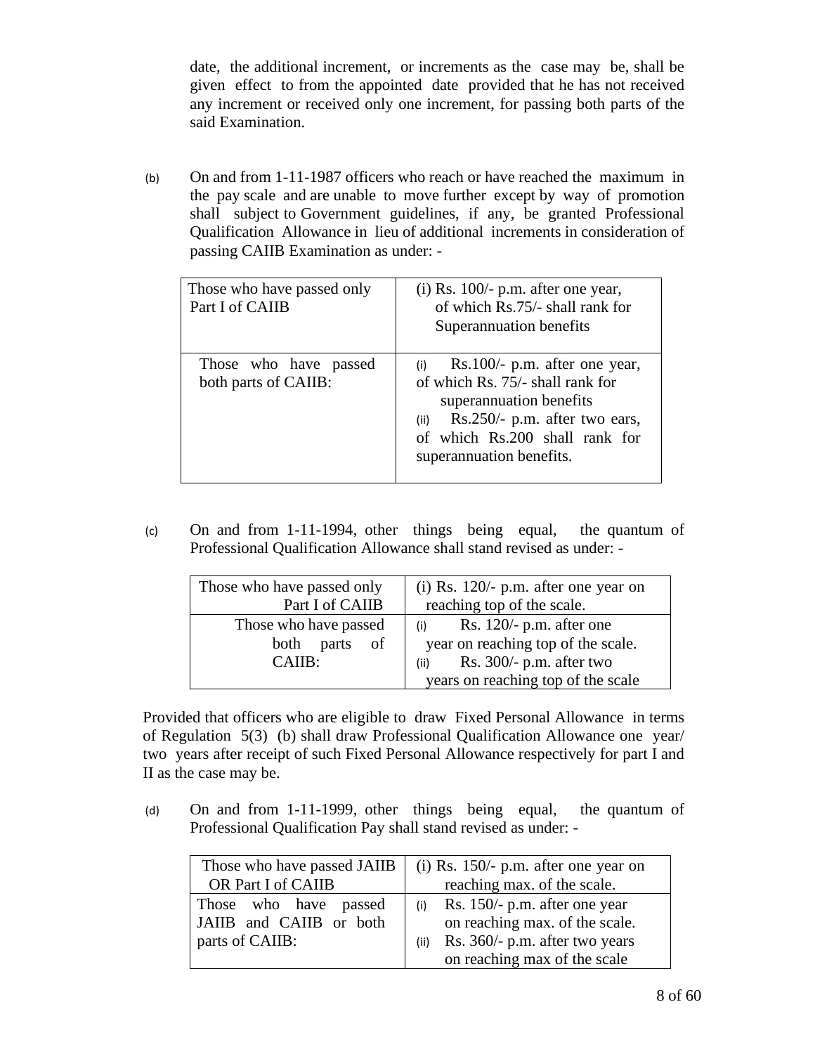date, the additional increment, or increments as the case may be, shall be given effect to from the appointed date provided that he has not received any increment or received only one increment, for passing both parts of the said Examination.

(b) On and from 1-11-1987 officers who reach or have reached the maximum in the pay scale and are unable to move further except by way of promotion shall subject to Government guidelines, if any, be granted Professional Qualification Allowance in lieu of additional increments in consideration of passing CAIIB Examination as under: -

| Those who have passed only Part I of CAIIB | (i) Rs. 100/- p.m. after one year, of which Rs.75/- shall rank for Superannuation benefits |
|---|---|
| Those who have passed both parts of CAIIB: | (i) Rs.100/- p.m. after one year, of which Rs. 75/- shall rank for superannuation benefits<br>(ii) Rs.250/- p.m. after two ears, of which Rs.200 shall rank for superannuation benefits. |

(c) On and from 1-11-1994, other things being equal, the quantum of Professional Qualification Allowance shall stand revised as under: -

| Those who have passed only Part I of CAIIB | (i) Rs. 120/- p.m. after one year on reaching top of the scale. |
|---|---|
| Those who have passed both parts of CAIIB: | (i) Rs. 120/- p.m. after one year on reaching top of the scale.<br>(ii) Rs. 300/- p.m. after two years on reaching top of the scale |

Provided that officers who are eligible to draw Fixed Personal Allowance in terms of Regulation 5(3) (b) shall draw Professional Qualification Allowance one year/ two years after receipt of such Fixed Personal Allowance respectively for part I and II as the case may be.

(d) On and from 1-11-1999, other things being equal, the quantum of Professional Qualification Pay shall stand revised as under: -

| Those who have passed JAIIB OR Part I of CAIIB | (i) Rs. 150/- p.m. after one year on reaching max. of the scale. |
|---|---|
| Those who have passed JAIIB and CAIIB or both parts of CAIIB: | (i) Rs. 150/- p.m. after one year on reaching max. of the scale.<br>(ii) Rs. 360/- p.m. after two years on reaching max of the scale |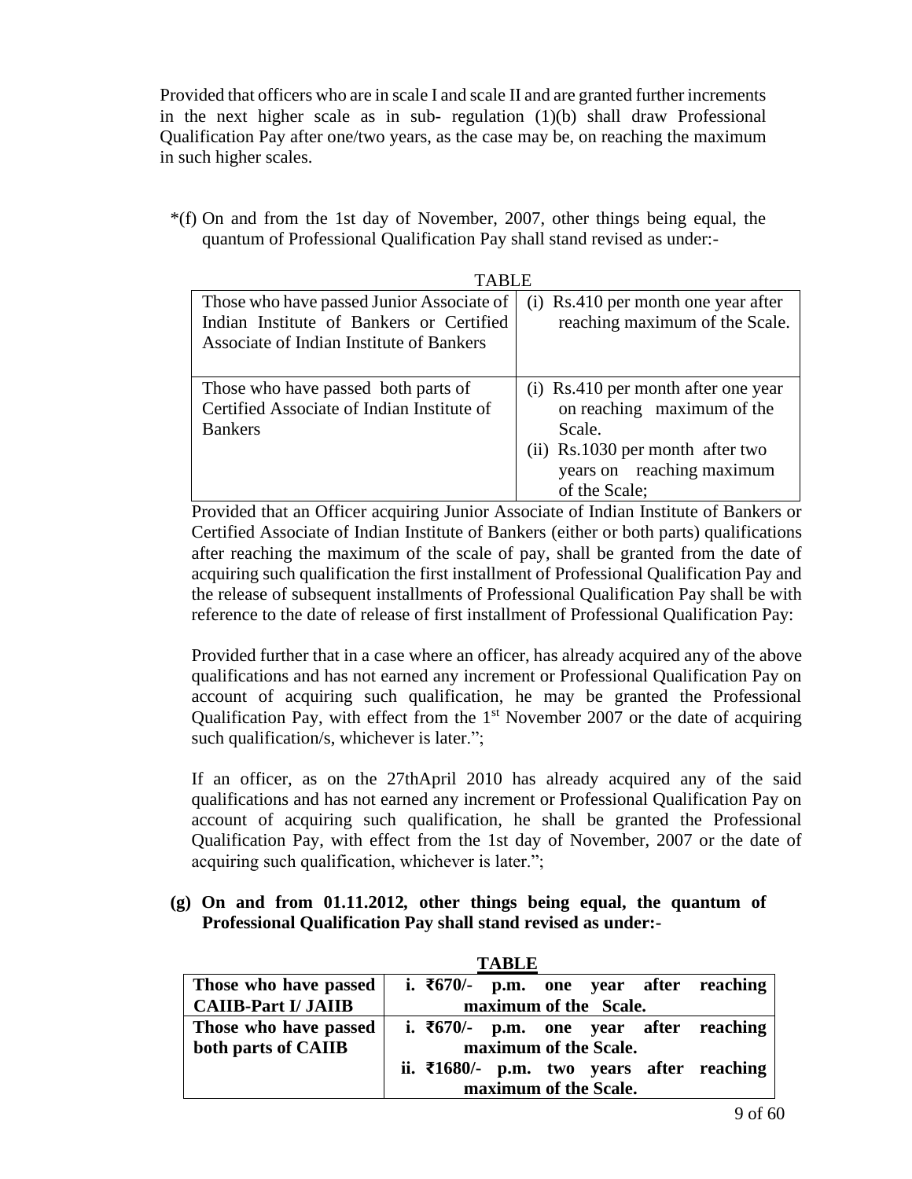Provided that officers who are in scale I and scale II and are granted further increments in the next higher scale as in sub- regulation (1)(b) shall draw Professional Qualification Pay after one/two years, as the case may be, on reaching the maximum in such higher scales.

*(f) On and from the 1st day of November, 2007, other things being equal, the quantum of Professional Qualification Pay shall stand revised as under:-

TABLE

| | |
|---|---|
| Those who have passed Junior Associate of Indian Institute of Bankers or Certified Associate of Indian Institute of Bankers | (i) Rs.410 per month one year after reaching maximum of the Scale. |
| Those who have passed both parts of Certified Associate of Indian Institute of Bankers | (i) Rs.410 per month after one year on reaching maximum of the Scale.<br>(ii) Rs.1030 per month after two years on reaching maximum of the Scale; |

Provided that an Officer acquiring Junior Associate of Indian Institute of Bankers or Certified Associate of Indian Institute of Bankers (either or both parts) qualifications after reaching the maximum of the scale of pay, shall be granted from the date of acquiring such qualification the first installment of Professional Qualification Pay and the release of subsequent installments of Professional Qualification Pay shall be with reference to the date of release of first installment of Professional Qualification Pay:

Provided further that in a case where an officer, has already acquired any of the above qualifications and has not earned any increment or Professional Qualification Pay on account of acquiring such qualification, he may be granted the Professional Qualification Pay, with effect from the 1st November 2007 or the date of acquiring such qualification/s, whichever is later.";

If an officer, as on the 27thApril 2010 has already acquired any of the said qualifications and has not earned any increment or Professional Qualification Pay on account of acquiring such qualification, he shall be granted the Professional Qualification Pay, with effect from the 1st day of November, 2007 or the date of acquiring such qualification, whichever is later.";

**(g) On and from 01.11.2012, other things being equal, the quantum of Professional Qualification Pay shall stand revised as under:-**

**TABLE**

| | |
|---|---|
| **Those who have passed CAIIB-Part I/ JAIIB** | **i. ₹670/- p.m. one year after reaching maximum of the Scale.** |
| **Those who have passed both parts of CAIIB** | **i. ₹670/- p.m. one year after reaching maximum of the Scale.**<br>**ii. ₹1680/- p.m. two years after reaching maximum of the Scale.** |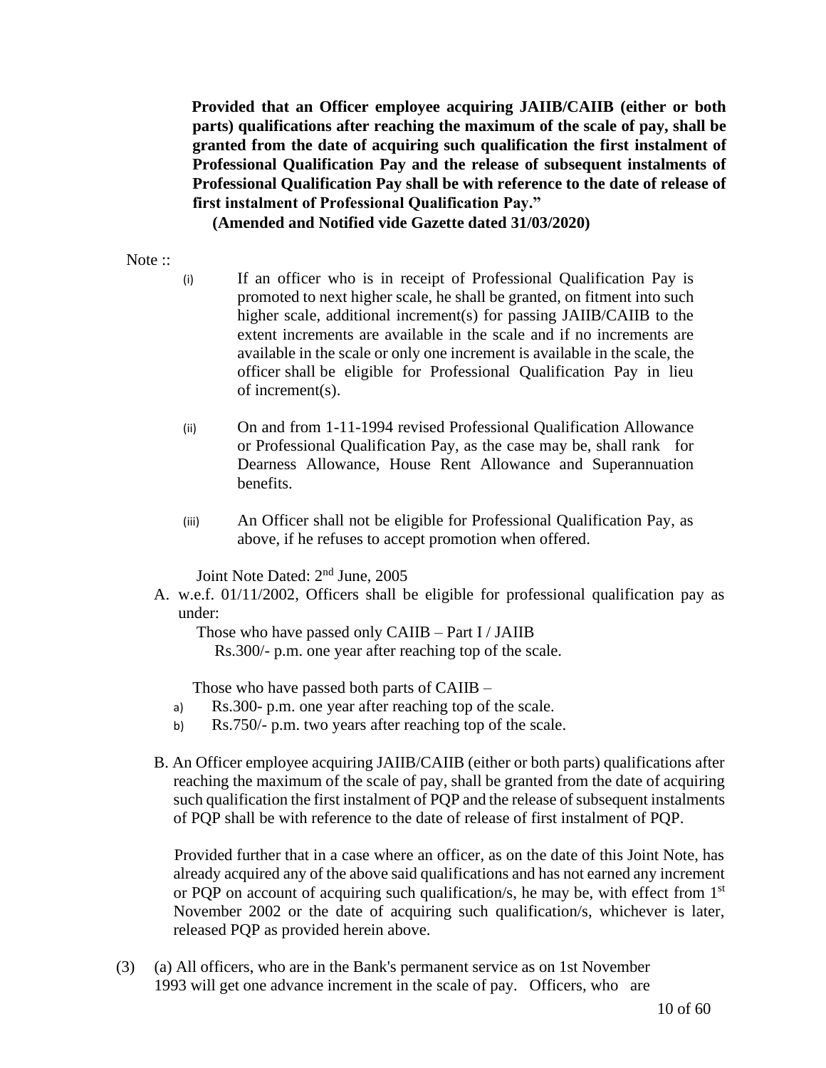**Provided that an Officer employee acquiring JAIIB/CAIIB (either or both parts) qualifications after reaching the maximum of the scale of pay, shall be granted from the date of acquiring such qualification the first instalment of Professional Qualification Pay and the release of subsequent instalments of Professional Qualification Pay shall be with reference to the date of release of first instalment of Professional Qualification Pay."**

**(Amended and Notified vide Gazette dated 31/03/2020)**

Note ::

(i) If an officer who is in receipt of Professional Qualification Pay is promoted to next higher scale, he shall be granted, on fitment into such higher scale, additional increment(s) for passing JAIIB/CAIIB to the extent increments are available in the scale and if no increments are available in the scale or only one increment is available in the scale, the officer shall be eligible for Professional Qualification Pay in lieu of increment(s).

(ii) On and from 1-11-1994 revised Professional Qualification Allowance or Professional Qualification Pay, as the case may be, shall rank for Dearness Allowance, House Rent Allowance and Superannuation benefits.

(iii) An Officer shall not be eligible for Professional Qualification Pay, as above, if he refuses to accept promotion when offered.

Joint Note Dated: 2nd June, 2005

A. w.e.f. 01/11/2002, Officers shall be eligible for professional qualification pay as under:

Those who have passed only CAIIB – Part I / JAIIB
Rs.300/- p.m. one year after reaching top of the scale.

Those who have passed both parts of CAIIB –

a) Rs.300- p.m. one year after reaching top of the scale.
b) Rs.750/- p.m. two years after reaching top of the scale.

B. An Officer employee acquiring JAIIB/CAIIB (either or both parts) qualifications after reaching the maximum of the scale of pay, shall be granted from the date of acquiring such qualification the first instalment of PQP and the release of subsequent instalments of PQP shall be with reference to the date of release of first instalment of PQP.

Provided further that in a case where an officer, as on the date of this Joint Note, has already acquired any of the above said qualifications and has not earned any increment or PQP on account of acquiring such qualification/s, he may be, with effect from 1st November 2002 or the date of acquiring such qualification/s, whichever is later, released PQP as provided herein above.

(3) (a) All officers, who are in the Bank's permanent service as on 1st November 1993 will get one advance increment in the scale of pay. Officers, who are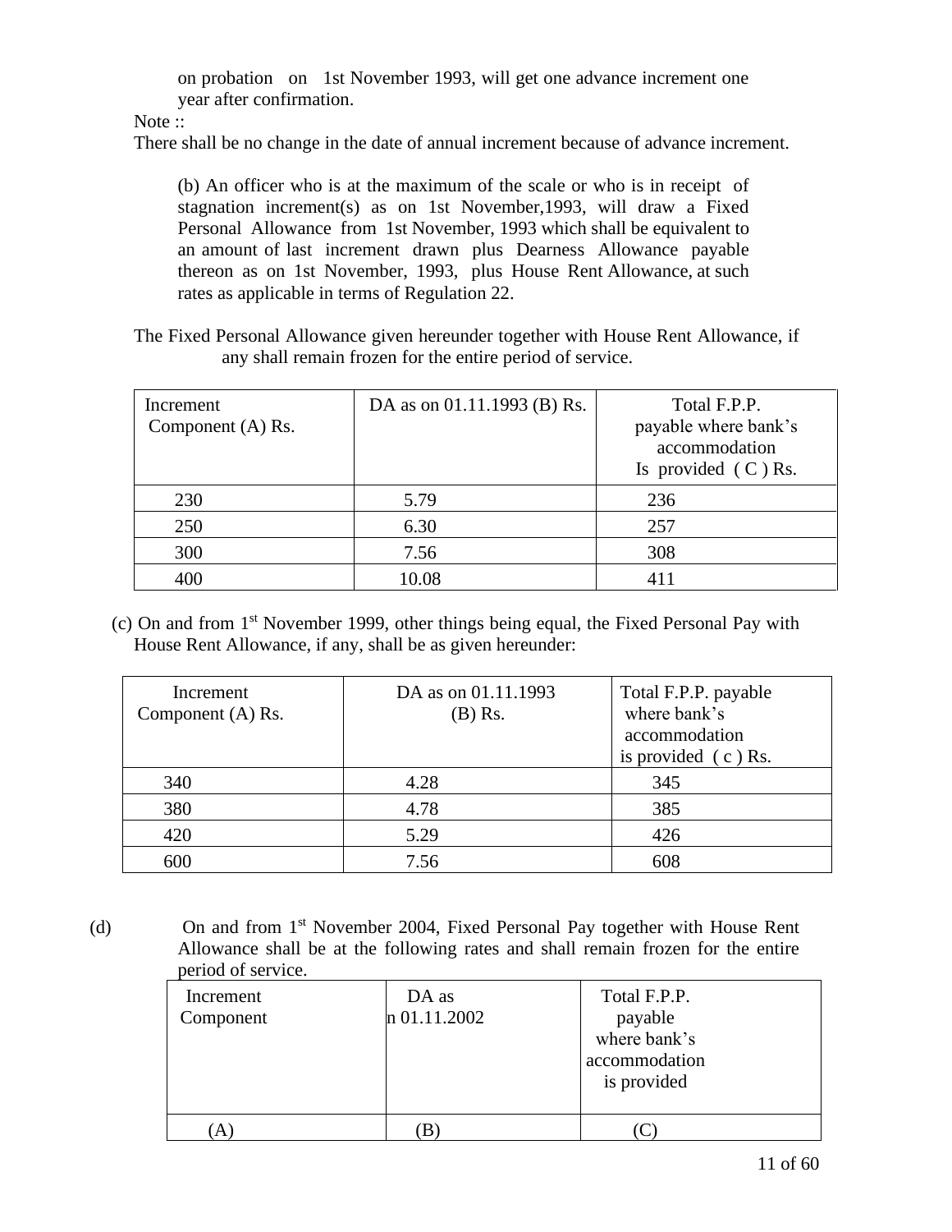on probation on 1st November 1993, will get one advance increment one year after confirmation.

Note ::

There shall be no change in the date of annual increment because of advance increment.

(b) An officer who is at the maximum of the scale or who is in receipt of stagnation increment(s) as on 1st November,1993, will draw a Fixed Personal Allowance from 1st November, 1993 which shall be equivalent to an amount of last increment drawn plus Dearness Allowance payable thereon as on 1st November, 1993, plus House Rent Allowance, at such rates as applicable in terms of Regulation 22.

The Fixed Personal Allowance given hereunder together with House Rent Allowance, if any shall remain frozen for the entire period of service.

| Increment Component (A) Rs. | DA as on 01.11.1993 (B) Rs. | Total F.P.P. payable where bank's accommodation Is provided ( C ) Rs. |
|---|---|---|
| 230 | 5.79 | 236 |
| 250 | 6.30 | 257 |
| 300 | 7.56 | 308 |
| 400 | 10.08 | 411 |

(c) On and from 1st November 1999, other things being equal, the Fixed Personal Pay with House Rent Allowance, if any, shall be as given hereunder:

| Increment Component (A) Rs. | DA as on 01.11.1993 (B) Rs. | Total F.P.P. payable where bank's accommodation is provided ( c ) Rs. |
|---|---|---|
| 340 | 4.28 | 345 |
| 380 | 4.78 | 385 |
| 420 | 5.29 | 426 |
| 600 | 7.56 | 608 |

(d) On and from 1st November 2004, Fixed Personal Pay together with House Rent Allowance shall be at the following rates and shall remain frozen for the entire period of service.

| Increment Component | DA as n 01.11.2002 | Total F.P.P. payable where bank's accommodation is provided |
|---|---|---|
| (A) | (B) | (C) |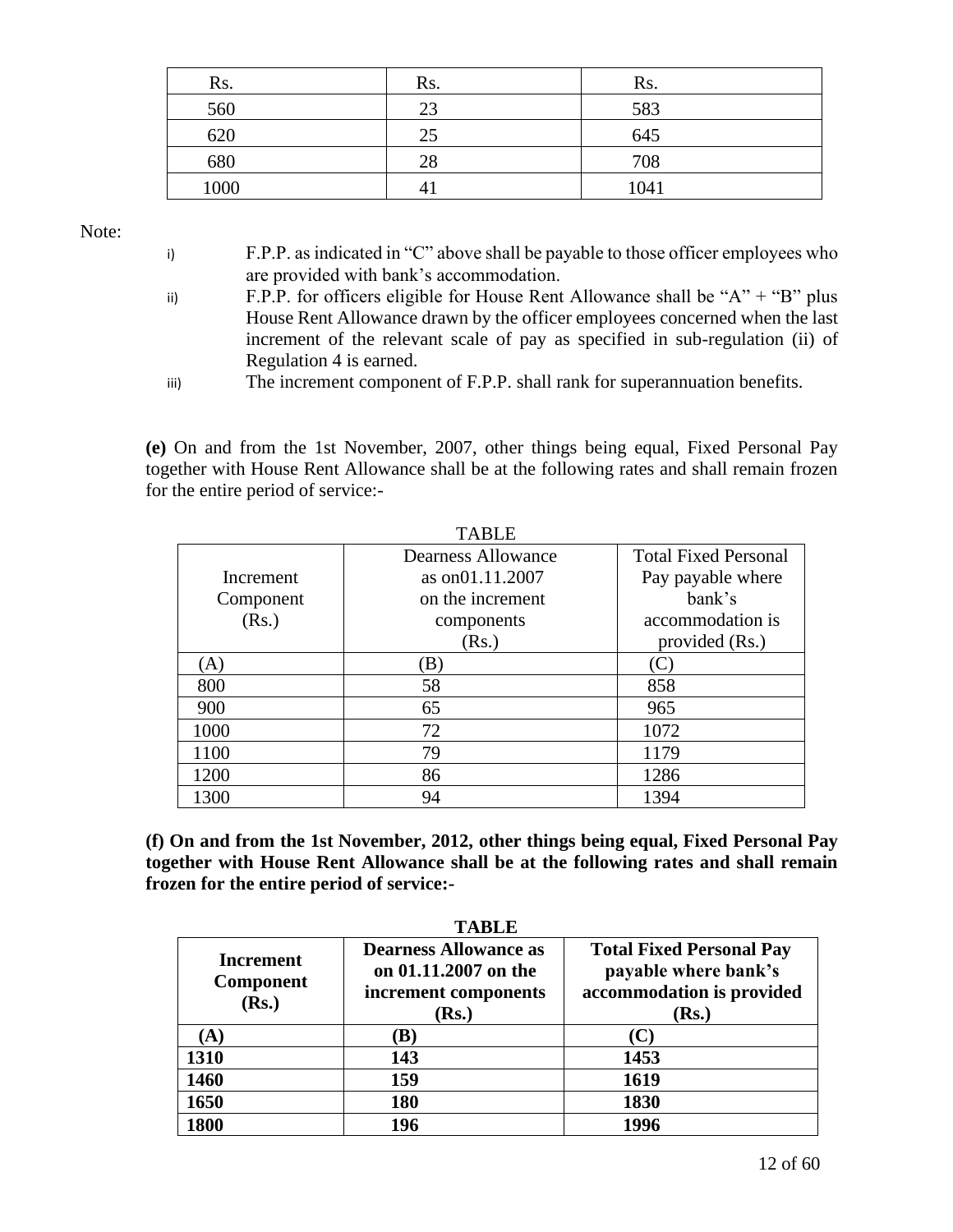| Rs. | Rs. | Rs. |
|---|---|---|
| 560 | 23 | 583 |
| 620 | 25 | 645 |
| 680 | 28 | 708 |
| 1000 | 41 | 1041 |

Note:

i) F.P.P. as indicated in "C" above shall be payable to those officer employees who are provided with bank's accommodation.

ii) F.P.P. for officers eligible for House Rent Allowance shall be "A" + "B" plus House Rent Allowance drawn by the officer employees concerned when the last increment of the relevant scale of pay as specified in sub-regulation (ii) of Regulation 4 is earned.

iii) The increment component of F.P.P. shall rank for superannuation benefits.

**(e)** On and from the 1st November, 2007, other things being equal, Fixed Personal Pay together with House Rent Allowance shall be at the following rates and shall remain frozen for the entire period of service:-

TABLE

| Increment Component (Rs.) | Dearness Allowance as on01.11.2007 on the increment components (Rs.) | Total Fixed Personal Pay payable where bank's accommodation is provided (Rs.) |
|---|---|---|
| (A) | (B) | (C) |
| 800 | 58 | 858 |
| 900 | 65 | 965 |
| 1000 | 72 | 1072 |
| 1100 | 79 | 1179 |
| 1200 | 86 | 1286 |
| 1300 | 94 | 1394 |

**(f) On and from the 1st November, 2012, other things being equal, Fixed Personal Pay together with House Rent Allowance shall be at the following rates and shall remain frozen for the entire period of service:-**

**TABLE**

| **Increment Component (Rs.)** | **Dearness Allowance as on 01.11.2007 on the increment components (Rs.)** | **Total Fixed Personal Pay payable where bank's accommodation is provided (Rs.)** |
|---|---|---|
| **(A)** | **(B)** | **(C)** |
| **1310** | **143** | **1453** |
| **1460** | **159** | **1619** |
| **1650** | **180** | **1830** |
| **1800** | **196** | **1996** |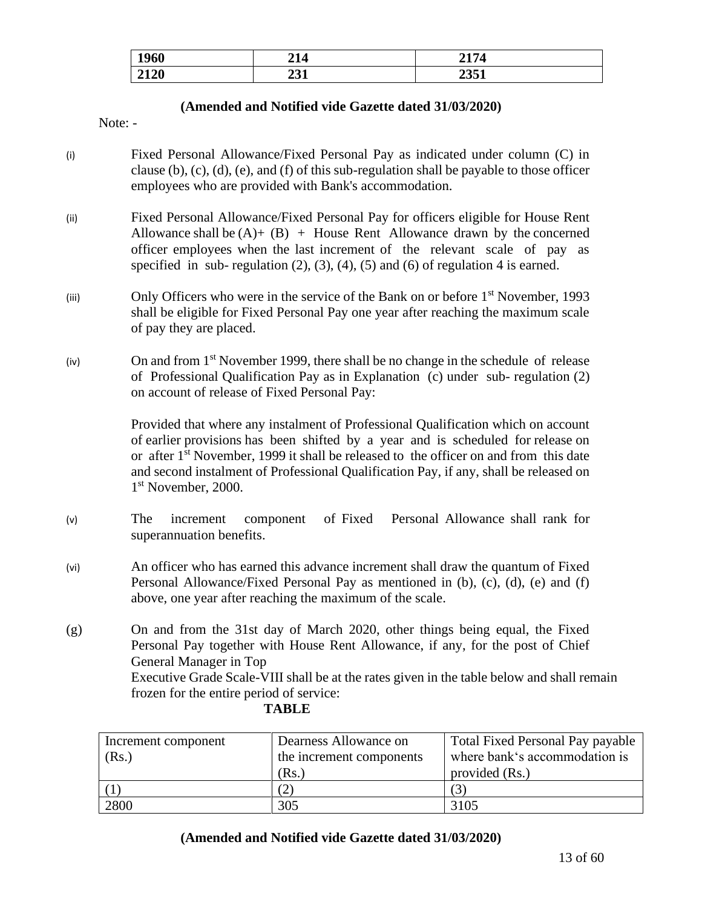| **1960** | **214** | **2174** |
|---|---|---|
| **2120** | **231** | **2351** |

**(Amended and Notified vide Gazette dated 31/03/2020)**

Note: -

(i) Fixed Personal Allowance/Fixed Personal Pay as indicated under column (C) in clause (b), (c), (d), (e), and (f) of this sub-regulation shall be payable to those officer employees who are provided with Bank's accommodation.

(ii) Fixed Personal Allowance/Fixed Personal Pay for officers eligible for House Rent Allowance shall be (A)+ (B) + House Rent Allowance drawn by the concerned officer employees when the last increment of the relevant scale of pay as specified in sub- regulation (2), (3), (4), (5) and (6) of regulation 4 is earned.

(iii) Only Officers who were in the service of the Bank on or before 1st November, 1993 shall be eligible for Fixed Personal Pay one year after reaching the maximum scale of pay they are placed.

(iv) On and from 1st November 1999, there shall be no change in the schedule of release of Professional Qualification Pay as in Explanation (c) under sub- regulation (2) on account of release of Fixed Personal Pay:

Provided that where any instalment of Professional Qualification which on account of earlier provisions has been shifted by a year and is scheduled for release on or after 1st November, 1999 it shall be released to the officer on and from this date and second instalment of Professional Qualification Pay, if any, shall be released on 1st November, 2000.

(v) The increment component of Fixed Personal Allowance shall rank for superannuation benefits.

(vi) An officer who has earned this advance increment shall draw the quantum of Fixed Personal Allowance/Fixed Personal Pay as mentioned in (b), (c), (d), (e) and (f) above, one year after reaching the maximum of the scale.

(g) On and from the 31st day of March 2020, other things being equal, the Fixed Personal Pay together with House Rent Allowance, if any, for the post of Chief General Manager in Top Executive Grade Scale-VIII shall be at the rates given in the table below and shall remain frozen for the entire period of service:

**TABLE**

| Increment component (Rs.) | Dearness Allowance on the increment components (Rs.) | Total Fixed Personal Pay payable where bank's accommodation is provided (Rs.) |
|---|---|---|
| (1) | (2) | (3) |
| 2800 | 305 | 3105 |

**(Amended and Notified vide Gazette dated 31/03/2020)**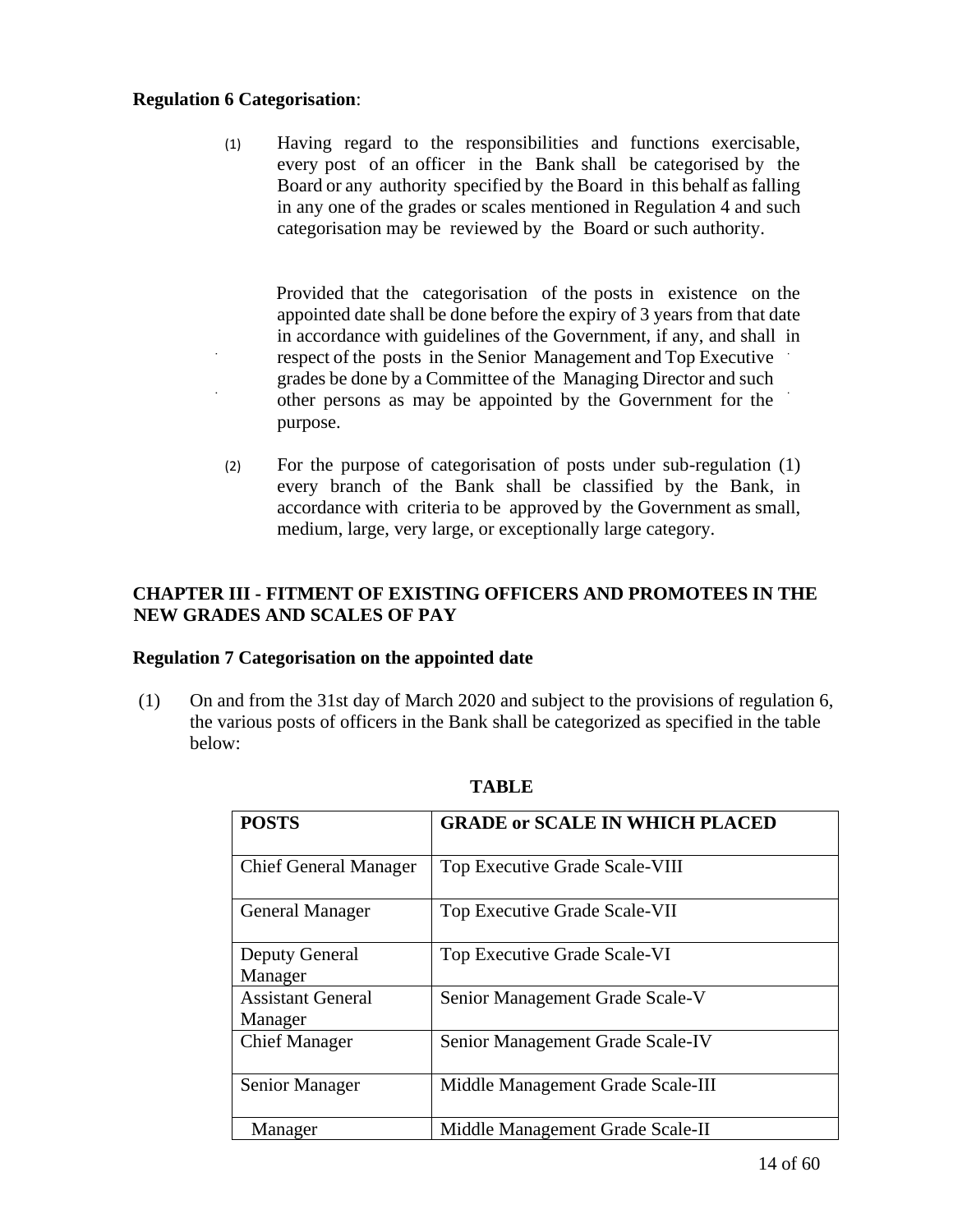**Regulation 6 Categorisation**:

(1) Having regard to the responsibilities and functions exercisable, every post of an officer in the Bank shall be categorised by the Board or any authority specified by the Board in this behalf as falling in any one of the grades or scales mentioned in Regulation 4 and such categorisation may be reviewed by the Board or such authority.

Provided that the categorisation of the posts in existence on the appointed date shall be done before the expiry of 3 years from that date in accordance with guidelines of the Government, if any, and shall in respect of the posts in the Senior Management and Top Executive grades be done by a Committee of the Managing Director and such other persons as may be appointed by the Government for the purpose.

(2) For the purpose of categorisation of posts under sub-regulation (1) every branch of the Bank shall be classified by the Bank, in accordance with criteria to be approved by the Government as small, medium, large, very large, or exceptionally large category.

## CHAPTER III - FITMENT OF EXISTING OFFICERS AND PROMOTEES IN THE NEW GRADES AND SCALES OF PAY

**Regulation 7 Categorisation on the appointed date**

(1) On and from the 31st day of March 2020 and subject to the provisions of regulation 6, the various posts of officers in the Bank shall be categorized as specified in the table below:

**TABLE**

| POSTS | GRADE or SCALE IN WHICH PLACED |
|---|---|
| Chief General Manager | Top Executive Grade Scale-VIII |
| General Manager | Top Executive Grade Scale-VII |
| Deputy General Manager | Top Executive Grade Scale-VI |
| Assistant General Manager | Senior Management Grade Scale-V |
| Chief Manager | Senior Management Grade Scale-IV |
| Senior Manager | Middle Management Grade Scale-III |
| Manager | Middle Management Grade Scale-II |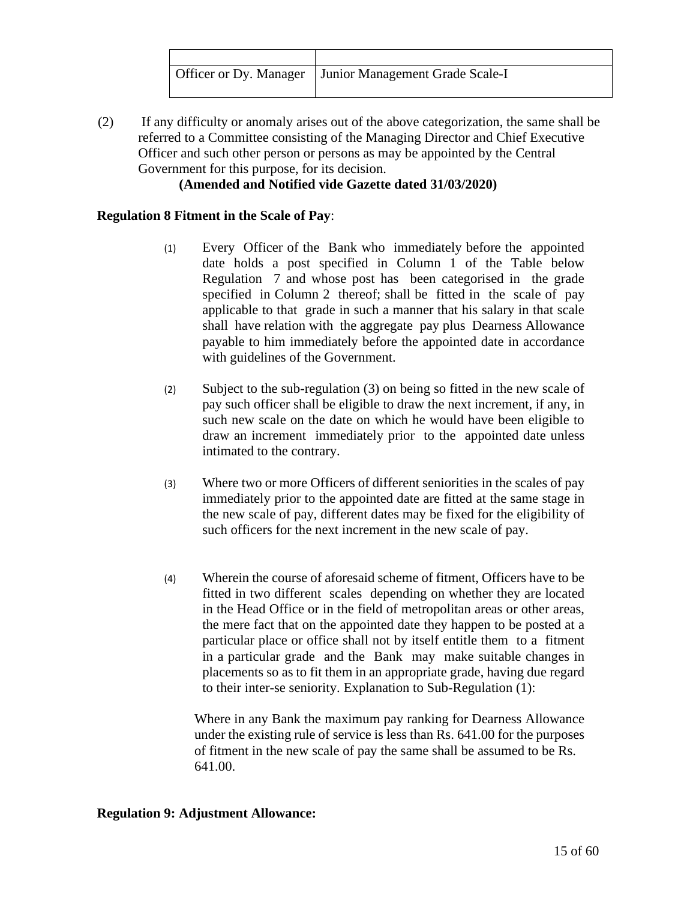| | |
|---|---|
| Officer or Dy. Manager | Junior Management Grade Scale-I |

(2) If any difficulty or anomaly arises out of the above categorization, the same shall be referred to a Committee consisting of the Managing Director and Chief Executive Officer and such other person or persons as may be appointed by the Central Government for this purpose, for its decision.

**(Amended and Notified vide Gazette dated 31/03/2020)**

**Regulation 8 Fitment in the Scale of Pay**:

(1) Every Officer of the Bank who immediately before the appointed date holds a post specified in Column 1 of the Table below Regulation 7 and whose post has been categorised in the grade specified in Column 2 thereof; shall be fitted in the scale of pay applicable to that grade in such a manner that his salary in that scale shall have relation with the aggregate pay plus Dearness Allowance payable to him immediately before the appointed date in accordance with guidelines of the Government.

(2) Subject to the sub-regulation (3) on being so fitted in the new scale of pay such officer shall be eligible to draw the next increment, if any, in such new scale on the date on which he would have been eligible to draw an increment immediately prior to the appointed date unless intimated to the contrary.

(3) Where two or more Officers of different seniorities in the scales of pay immediately prior to the appointed date are fitted at the same stage in the new scale of pay, different dates may be fixed for the eligibility of such officers for the next increment in the new scale of pay.

(4) Wherein the course of aforesaid scheme of fitment, Officers have to be fitted in two different scales depending on whether they are located in the Head Office or in the field of metropolitan areas or other areas, the mere fact that on the appointed date they happen to be posted at a particular place or office shall not by itself entitle them to a fitment in a particular grade and the Bank may make suitable changes in placements so as to fit them in an appropriate grade, having due regard to their inter-se seniority. Explanation to Sub-Regulation (1):

Where in any Bank the maximum pay ranking for Dearness Allowance under the existing rule of service is less than Rs. 641.00 for the purposes of fitment in the new scale of pay the same shall be assumed to be Rs. 641.00.

**Regulation 9: Adjustment Allowance:**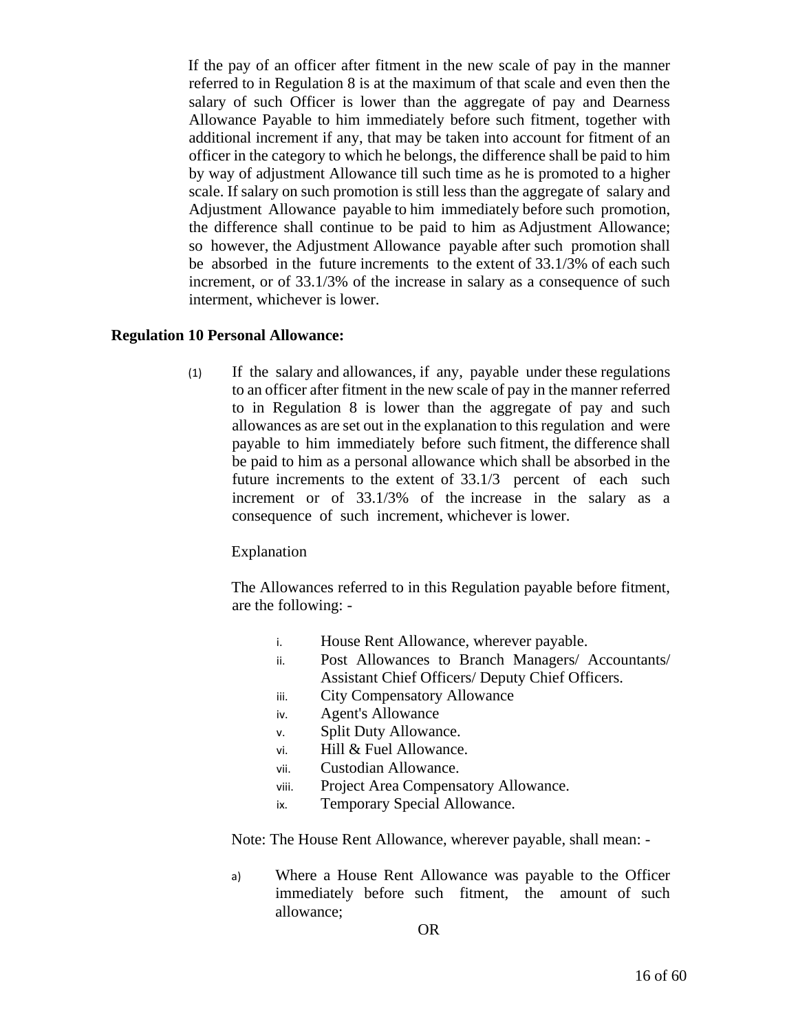If the pay of an officer after fitment in the new scale of pay in the manner referred to in Regulation 8 is at the maximum of that scale and even then the salary of such Officer is lower than the aggregate of pay and Dearness Allowance Payable to him immediately before such fitment, together with additional increment if any, that may be taken into account for fitment of an officer in the category to which he belongs, the difference shall be paid to him by way of adjustment Allowance till such time as he is promoted to a higher scale. If salary on such promotion is still less than the aggregate of salary and Adjustment Allowance payable to him immediately before such promotion, the difference shall continue to be paid to him as Adjustment Allowance; so however, the Adjustment Allowance payable after such promotion shall be absorbed in the future increments to the extent of 33.1/3% of each such increment, or of 33.1/3% of the increase in salary as a consequence of such interment, whichever is lower.

**Regulation 10 Personal Allowance:**

(1) If the salary and allowances, if any, payable under these regulations to an officer after fitment in the new scale of pay in the manner referred to in Regulation 8 is lower than the aggregate of pay and such allowances as are set out in the explanation to this regulation and were payable to him immediately before such fitment, the difference shall be paid to him as a personal allowance which shall be absorbed in the future increments to the extent of 33.1/3 percent of each such increment or of 33.1/3% of the increase in the salary as a consequence of such increment, whichever is lower.

Explanation

The Allowances referred to in this Regulation payable before fitment, are the following: -

i. House Rent Allowance, wherever payable.
ii. Post Allowances to Branch Managers/ Accountants/ Assistant Chief Officers/ Deputy Chief Officers.
iii. City Compensatory Allowance
iv. Agent's Allowance
v. Split Duty Allowance.
vi. Hill & Fuel Allowance.
vii. Custodian Allowance.
viii. Project Area Compensatory Allowance.
ix. Temporary Special Allowance.

Note: The House Rent Allowance, wherever payable, shall mean: -

a) Where a House Rent Allowance was payable to the Officer immediately before such fitment, the amount of such allowance;

OR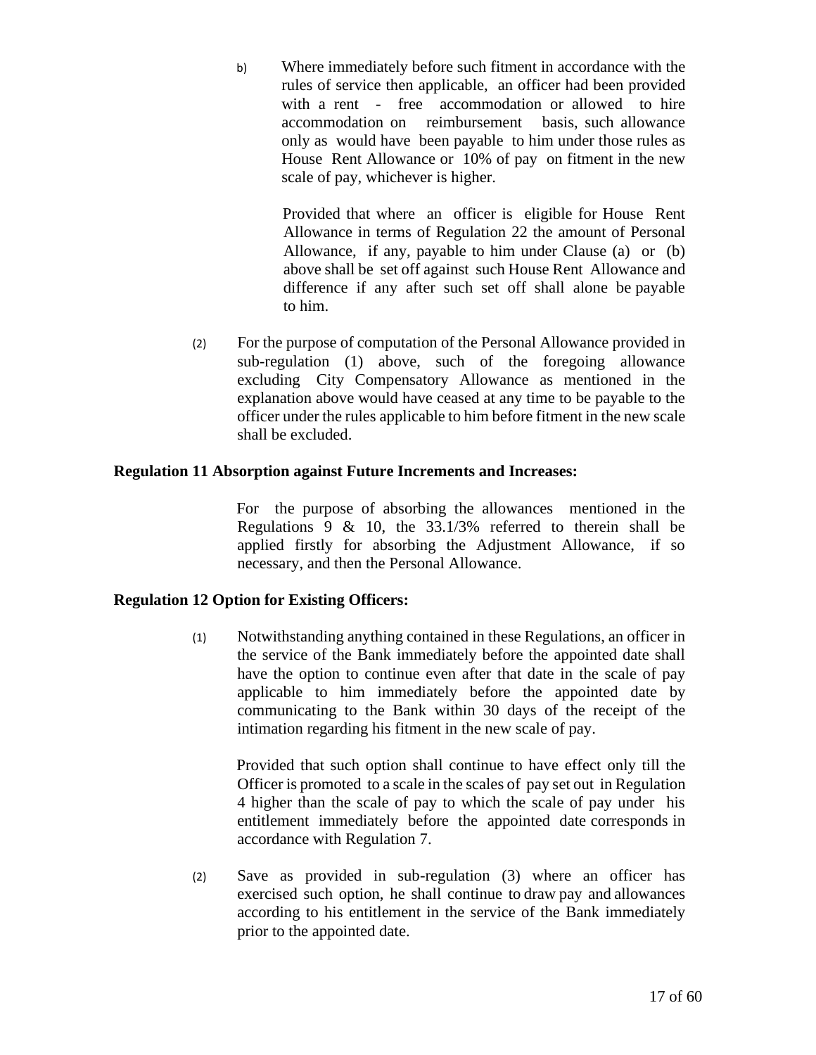b) Where immediately before such fitment in accordance with the rules of service then applicable, an officer had been provided with a rent - free accommodation or allowed to hire accommodation on reimbursement basis, such allowance only as would have been payable to him under those rules as House Rent Allowance or 10% of pay on fitment in the new scale of pay, whichever is higher.

Provided that where an officer is eligible for House Rent Allowance in terms of Regulation 22 the amount of Personal Allowance, if any, payable to him under Clause (a) or (b) above shall be set off against such House Rent Allowance and difference if any after such set off shall alone be payable to him.

(2) For the purpose of computation of the Personal Allowance provided in sub-regulation (1) above, such of the foregoing allowance excluding City Compensatory Allowance as mentioned in the explanation above would have ceased at any time to be payable to the officer under the rules applicable to him before fitment in the new scale shall be excluded.

**Regulation 11 Absorption against Future Increments and Increases:**

For the purpose of absorbing the allowances mentioned in the Regulations 9 & 10, the 33.1/3% referred to therein shall be applied firstly for absorbing the Adjustment Allowance, if so necessary, and then the Personal Allowance.

**Regulation 12 Option for Existing Officers:**

(1) Notwithstanding anything contained in these Regulations, an officer in the service of the Bank immediately before the appointed date shall have the option to continue even after that date in the scale of pay applicable to him immediately before the appointed date by communicating to the Bank within 30 days of the receipt of the intimation regarding his fitment in the new scale of pay.

Provided that such option shall continue to have effect only till the Officer is promoted to a scale in the scales of pay set out in Regulation 4 higher than the scale of pay to which the scale of pay under his entitlement immediately before the appointed date corresponds in accordance with Regulation 7.

(2) Save as provided in sub-regulation (3) where an officer has exercised such option, he shall continue to draw pay and allowances according to his entitlement in the service of the Bank immediately prior to the appointed date.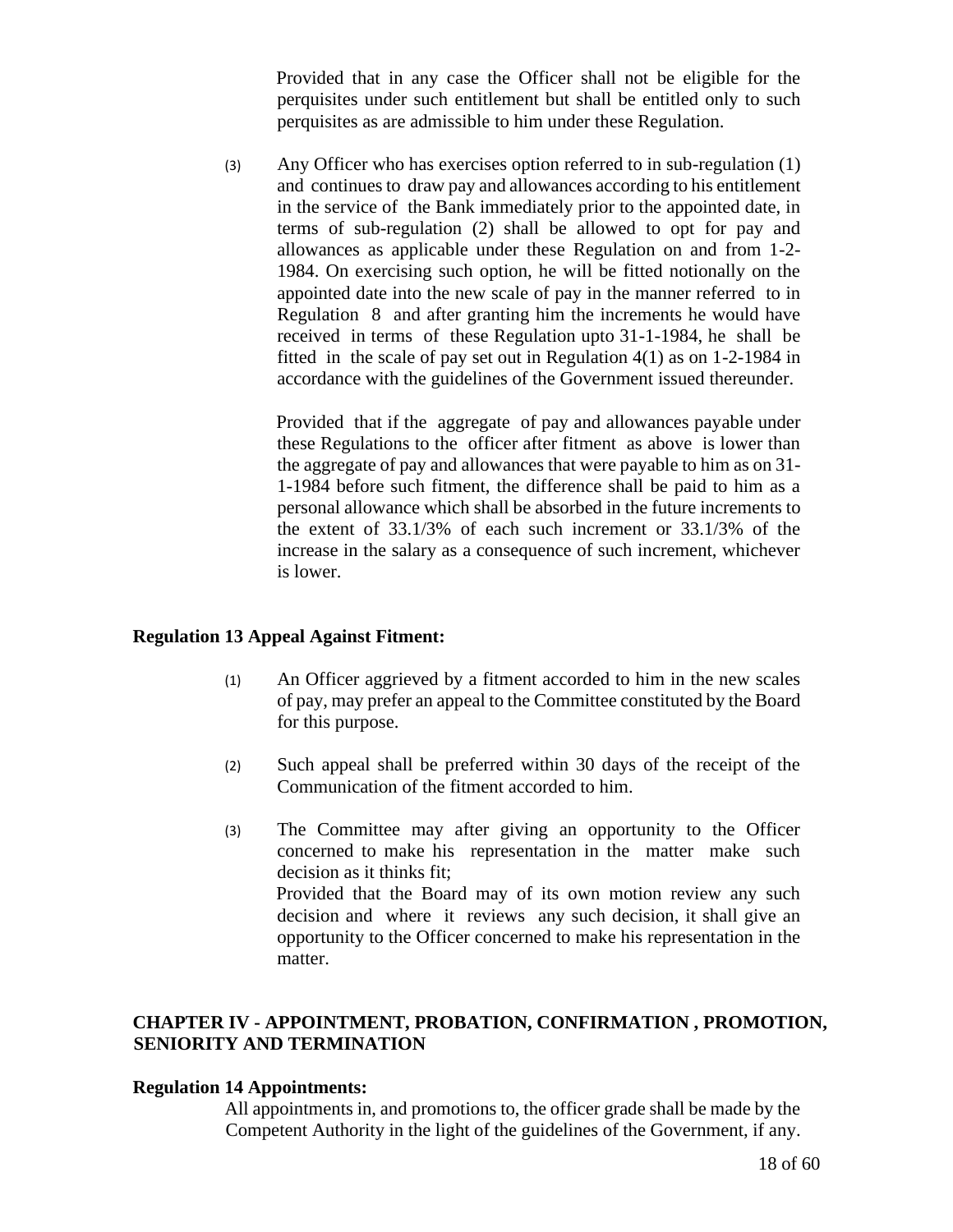Provided that in any case the Officer shall not be eligible for the perquisites under such entitlement but shall be entitled only to such perquisites as are admissible to him under these Regulation.

(3) Any Officer who has exercises option referred to in sub-regulation (1) and continues to draw pay and allowances according to his entitlement in the service of the Bank immediately prior to the appointed date, in terms of sub-regulation (2) shall be allowed to opt for pay and allowances as applicable under these Regulation on and from 1-2-1984. On exercising such option, he will be fitted notionally on the appointed date into the new scale of pay in the manner referred to in Regulation 8 and after granting him the increments he would have received in terms of these Regulation upto 31-1-1984, he shall be fitted in the scale of pay set out in Regulation 4(1) as on 1-2-1984 in accordance with the guidelines of the Government issued thereunder.

Provided that if the aggregate of pay and allowances payable under these Regulations to the officer after fitment as above is lower than the aggregate of pay and allowances that were payable to him as on 31-1-1984 before such fitment, the difference shall be paid to him as a personal allowance which shall be absorbed in the future increments to the extent of 33.1/3% of each such increment or 33.1/3% of the increase in the salary as a consequence of such increment, whichever is lower.

**Regulation 13 Appeal Against Fitment:**

(1) An Officer aggrieved by a fitment accorded to him in the new scales of pay, may prefer an appeal to the Committee constituted by the Board for this purpose.

(2) Such appeal shall be preferred within 30 days of the receipt of the Communication of the fitment accorded to him.

(3) The Committee may after giving an opportunity to the Officer concerned to make his representation in the matter make such decision as it thinks fit;
Provided that the Board may of its own motion review any such decision and where it reviews any such decision, it shall give an opportunity to the Officer concerned to make his representation in the matter.

## CHAPTER IV - APPOINTMENT, PROBATION, CONFIRMATION , PROMOTION, SENIORITY AND TERMINATION

**Regulation 14 Appointments:**

All appointments in, and promotions to, the officer grade shall be made by the Competent Authority in the light of the guidelines of the Government, if any.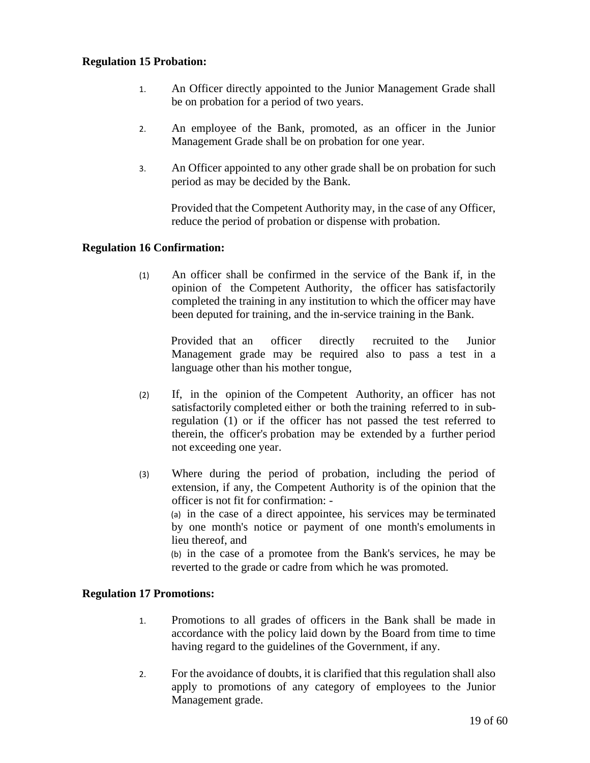**Regulation 15 Probation:**

1. An Officer directly appointed to the Junior Management Grade shall be on probation for a period of two years.

2. An employee of the Bank, promoted, as an officer in the Junior Management Grade shall be on probation for one year.

3. An Officer appointed to any other grade shall be on probation for such period as may be decided by the Bank.

   Provided that the Competent Authority may, in the case of any Officer, reduce the period of probation or dispense with probation.

**Regulation 16 Confirmation:**

(1) An officer shall be confirmed in the service of the Bank if, in the opinion of the Competent Authority, the officer has satisfactorily completed the training in any institution to which the officer may have been deputed for training, and the in-service training in the Bank.

   Provided that an officer directly recruited to the Junior Management grade may be required also to pass a test in a language other than his mother tongue,

(2) If, in the opinion of the Competent Authority, an officer has not satisfactorily completed either or both the training referred to in sub-regulation (1) or if the officer has not passed the test referred to therein, the officer's probation may be extended by a further period not exceeding one year.

(3) Where during the period of probation, including the period of extension, if any, the Competent Authority is of the opinion that the officer is not fit for confirmation: -
   (a) in the case of a direct appointee, his services may be terminated by one month's notice or payment of one month's emoluments in lieu thereof, and
   (b) in the case of a promotee from the Bank's services, he may be reverted to the grade or cadre from which he was promoted.

**Regulation 17 Promotions:**

1. Promotions to all grades of officers in the Bank shall be made in accordance with the policy laid down by the Board from time to time having regard to the guidelines of the Government, if any.

2. For the avoidance of doubts, it is clarified that this regulation shall also apply to promotions of any category of employees to the Junior Management grade.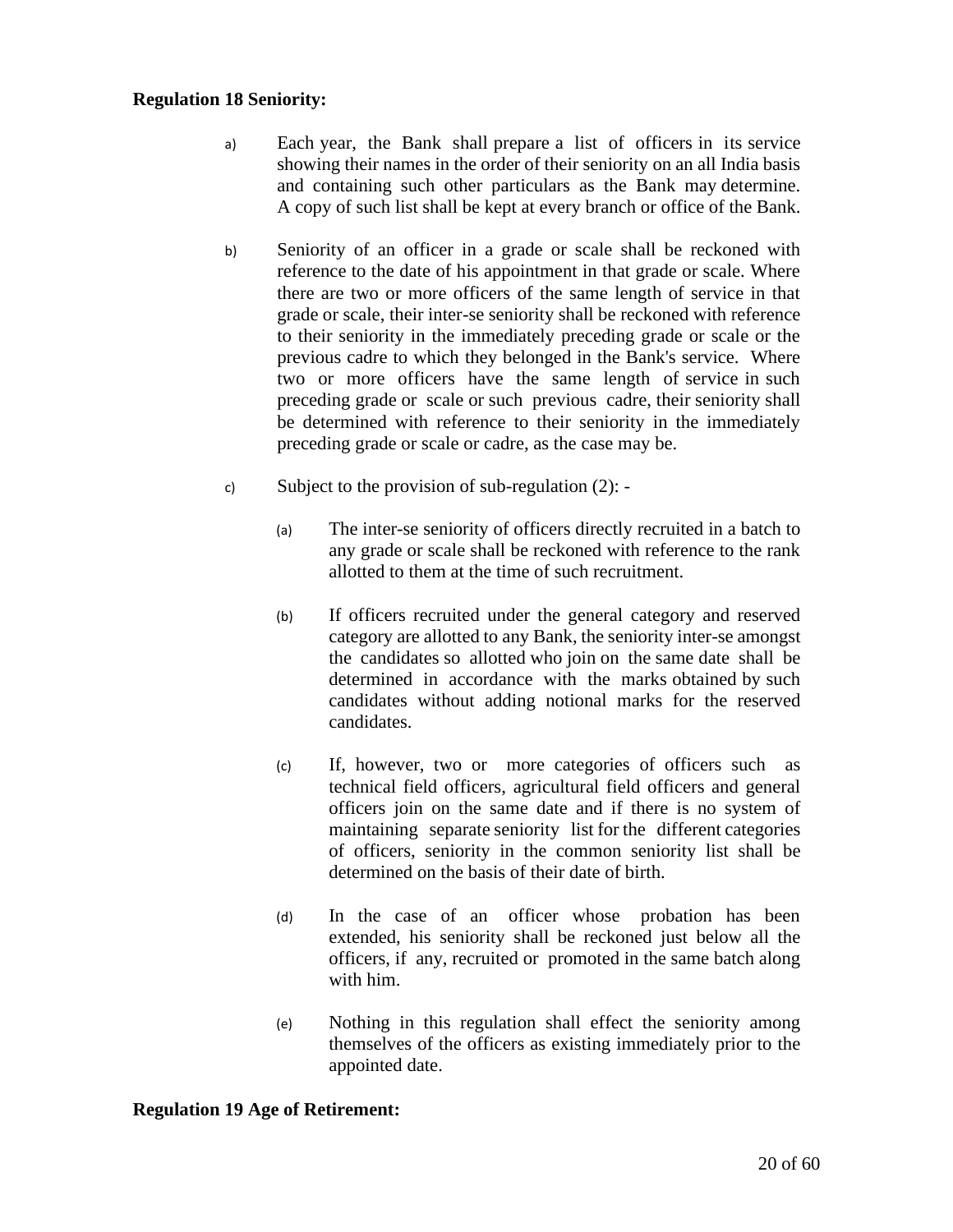**Regulation 18 Seniority:**

a) Each year, the Bank shall prepare a list of officers in its service showing their names in the order of their seniority on an all India basis and containing such other particulars as the Bank may determine. A copy of such list shall be kept at every branch or office of the Bank.

b) Seniority of an officer in a grade or scale shall be reckoned with reference to the date of his appointment in that grade or scale. Where there are two or more officers of the same length of service in that grade or scale, their inter-se seniority shall be reckoned with reference to their seniority in the immediately preceding grade or scale or the previous cadre to which they belonged in the Bank's service. Where two or more officers have the same length of service in such preceding grade or scale or such previous cadre, their seniority shall be determined with reference to their seniority in the immediately preceding grade or scale or cadre, as the case may be.

c) Subject to the provision of sub-regulation (2): -

   (a) The inter-se seniority of officers directly recruited in a batch to any grade or scale shall be reckoned with reference to the rank allotted to them at the time of such recruitment.

   (b) If officers recruited under the general category and reserved category are allotted to any Bank, the seniority inter-se amongst the candidates so allotted who join on the same date shall be determined in accordance with the marks obtained by such candidates without adding notional marks for the reserved candidates.

   (c) If, however, two or more categories of officers such as technical field officers, agricultural field officers and general officers join on the same date and if there is no system of maintaining separate seniority list for the different categories of officers, seniority in the common seniority list shall be determined on the basis of their date of birth.

   (d) In the case of an officer whose probation has been extended, his seniority shall be reckoned just below all the officers, if any, recruited or promoted in the same batch along with him.

   (e) Nothing in this regulation shall effect the seniority among themselves of the officers as existing immediately prior to the appointed date.

**Regulation 19 Age of Retirement:**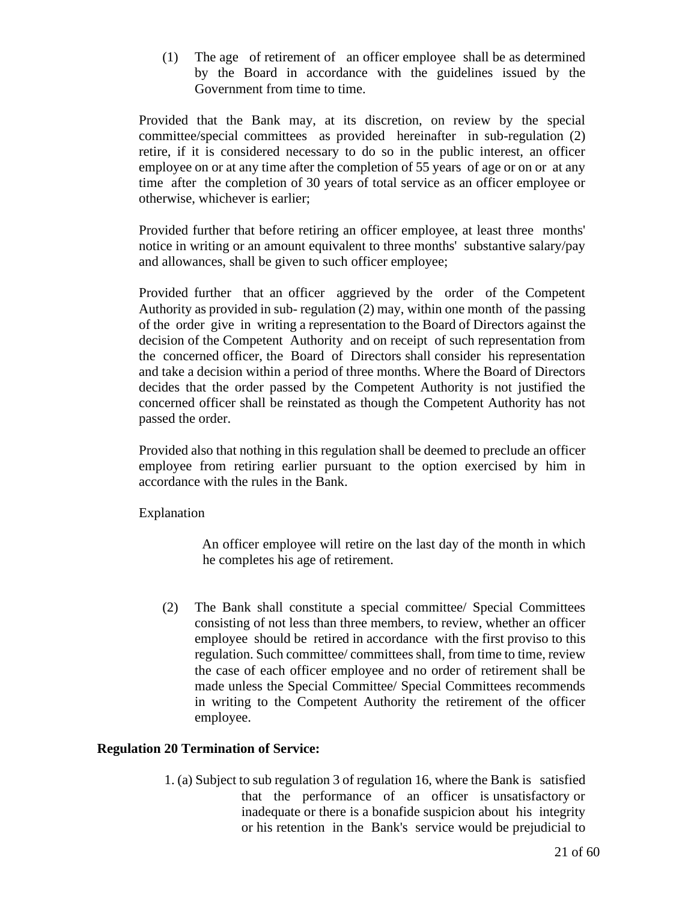(1) The age of retirement of an officer employee shall be as determined by the Board in accordance with the guidelines issued by the Government from time to time.

Provided that the Bank may, at its discretion, on review by the special committee/special committees as provided hereinafter in sub-regulation (2) retire, if it is considered necessary to do so in the public interest, an officer employee on or at any time after the completion of 55 years of age or on or at any time after the completion of 30 years of total service as an officer employee or otherwise, whichever is earlier;

Provided further that before retiring an officer employee, at least three months' notice in writing or an amount equivalent to three months' substantive salary/pay and allowances, shall be given to such officer employee;

Provided further that an officer aggrieved by the order of the Competent Authority as provided in sub- regulation (2) may, within one month of the passing of the order give in writing a representation to the Board of Directors against the decision of the Competent Authority and on receipt of such representation from the concerned officer, the Board of Directors shall consider his representation and take a decision within a period of three months. Where the Board of Directors decides that the order passed by the Competent Authority is not justified the concerned officer shall be reinstated as though the Competent Authority has not passed the order.

Provided also that nothing in this regulation shall be deemed to preclude an officer employee from retiring earlier pursuant to the option exercised by him in accordance with the rules in the Bank.

Explanation

An officer employee will retire on the last day of the month in which he completes his age of retirement.

(2) The Bank shall constitute a special committee/ Special Committees consisting of not less than three members, to review, whether an officer employee should be retired in accordance with the first proviso to this regulation. Such committee/ committees shall, from time to time, review the case of each officer employee and no order of retirement shall be made unless the Special Committee/ Special Committees recommends in writing to the Competent Authority the retirement of the officer employee.

**Regulation 20 Termination of Service:**

1. (a) Subject to sub regulation 3 of regulation 16, where the Bank is satisfied that the performance of an officer is unsatisfactory or inadequate or there is a bonafide suspicion about his integrity or his retention in the Bank's service would be prejudicial to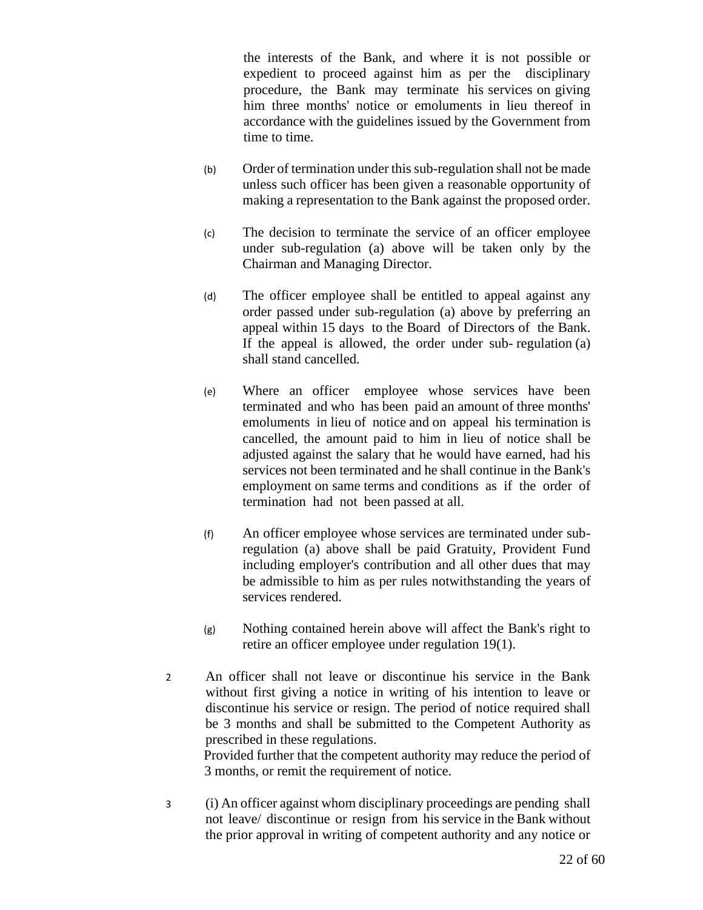the interests of the Bank, and where it is not possible or expedient to proceed against him as per the disciplinary procedure, the Bank may terminate his services on giving him three months' notice or emoluments in lieu thereof in accordance with the guidelines issued by the Government from time to time.

(b) Order of termination under this sub-regulation shall not be made unless such officer has been given a reasonable opportunity of making a representation to the Bank against the proposed order.

(c) The decision to terminate the service of an officer employee under sub-regulation (a) above will be taken only by the Chairman and Managing Director.

(d) The officer employee shall be entitled to appeal against any order passed under sub-regulation (a) above by preferring an appeal within 15 days to the Board of Directors of the Bank. If the appeal is allowed, the order under sub- regulation (a) shall stand cancelled.

(e) Where an officer employee whose services have been terminated and who has been paid an amount of three months' emoluments in lieu of notice and on appeal his termination is cancelled, the amount paid to him in lieu of notice shall be adjusted against the salary that he would have earned, had his services not been terminated and he shall continue in the Bank's employment on same terms and conditions as if the order of termination had not been passed at all.

(f) An officer employee whose services are terminated under sub-regulation (a) above shall be paid Gratuity, Provident Fund including employer's contribution and all other dues that may be admissible to him as per rules notwithstanding the years of services rendered.

(g) Nothing contained herein above will affect the Bank's right to retire an officer employee under regulation 19(1).

2 An officer shall not leave or discontinue his service in the Bank without first giving a notice in writing of his intention to leave or discontinue his service or resign. The period of notice required shall be 3 months and shall be submitted to the Competent Authority as prescribed in these regulations.
Provided further that the competent authority may reduce the period of 3 months, or remit the requirement of notice.

3 (i) An officer against whom disciplinary proceedings are pending shall not leave/ discontinue or resign from his service in the Bank without the prior approval in writing of competent authority and any notice or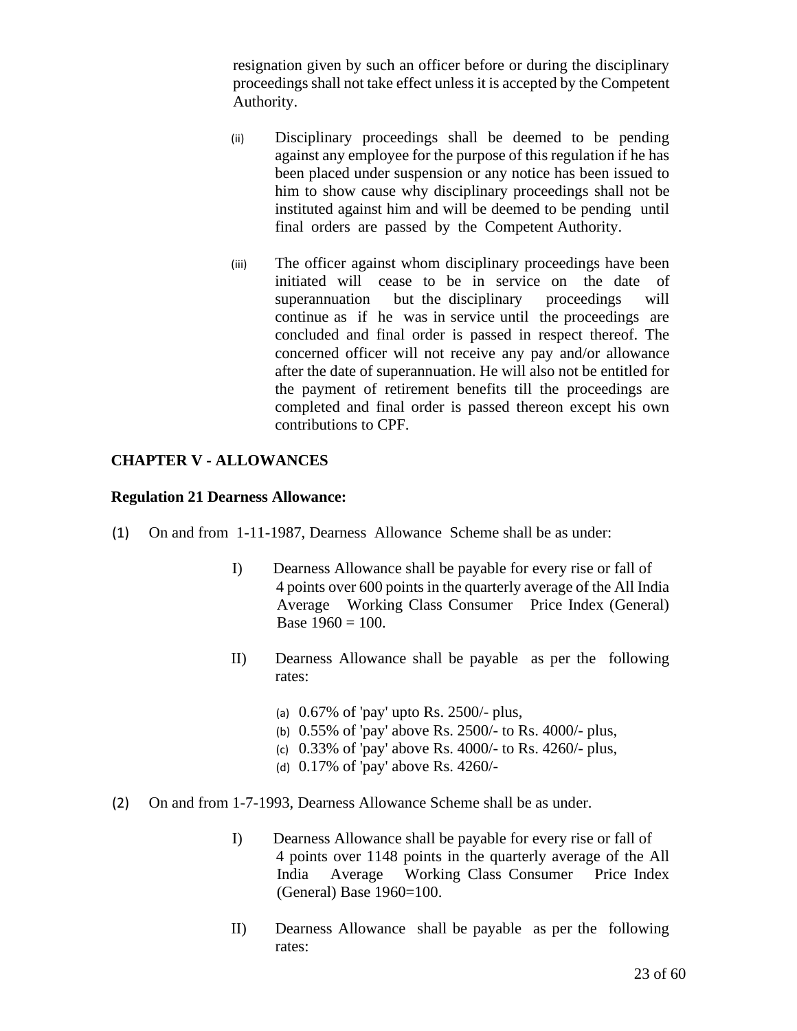resignation given by such an officer before or during the disciplinary proceedings shall not take effect unless it is accepted by the Competent Authority.

(ii) Disciplinary proceedings shall be deemed to be pending against any employee for the purpose of this regulation if he has been placed under suspension or any notice has been issued to him to show cause why disciplinary proceedings shall not be instituted against him and will be deemed to be pending until final orders are passed by the Competent Authority.

(iii) The officer against whom disciplinary proceedings have been initiated will cease to be in service on the date of superannuation but the disciplinary proceedings will continue as if he was in service until the proceedings are concluded and final order is passed in respect thereof. The concerned officer will not receive any pay and/or allowance after the date of superannuation. He will also not be entitled for the payment of retirement benefits till the proceedings are completed and final order is passed thereon except his own contributions to CPF.

## CHAPTER V - ALLOWANCES

### Regulation 21 Dearness Allowance:

(1) On and from 1-11-1987, Dearness Allowance Scheme shall be as under:

I) Dearness Allowance shall be payable for every rise or fall of 4 points over 600 points in the quarterly average of the All India Average Working Class Consumer Price Index (General) Base 1960 = 100.

II) Dearness Allowance shall be payable as per the following rates:

(a) 0.67% of 'pay' upto Rs. 2500/- plus,
(b) 0.55% of 'pay' above Rs. 2500/- to Rs. 4000/- plus,
(c) 0.33% of 'pay' above Rs. 4000/- to Rs. 4260/- plus,
(d) 0.17% of 'pay' above Rs. 4260/-

(2) On and from 1-7-1993, Dearness Allowance Scheme shall be as under.

I) Dearness Allowance shall be payable for every rise or fall of 4 points over 1148 points in the quarterly average of the All India Average Working Class Consumer Price Index (General) Base 1960=100.

II) Dearness Allowance shall be payable as per the following rates: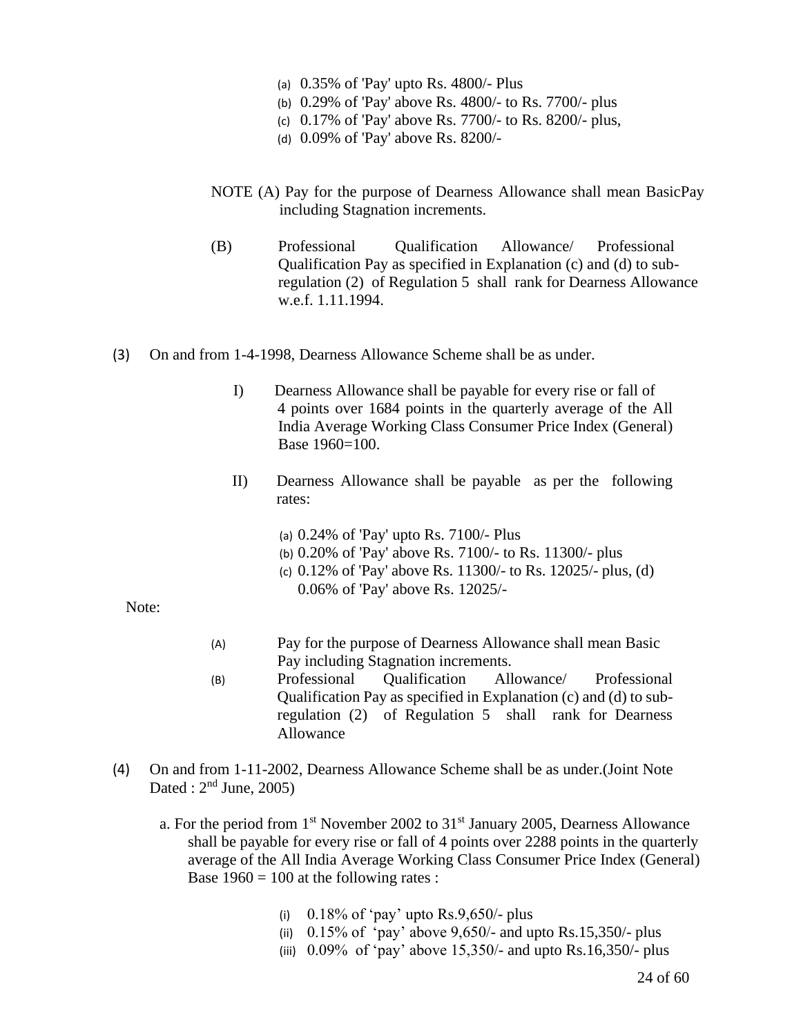(a) 0.35% of 'Pay' upto Rs. 4800/- Plus
(b) 0.29% of 'Pay' above Rs. 4800/- to Rs. 7700/- plus
(c) 0.17% of 'Pay' above Rs. 7700/- to Rs. 8200/- plus,
(d) 0.09% of 'Pay' above Rs. 8200/-

NOTE (A) Pay for the purpose of Dearness Allowance shall mean BasicPay including Stagnation increments.

(B) Professional Qualification Allowance/ Professional Qualification Pay as specified in Explanation (c) and (d) to sub-regulation (2) of Regulation 5 shall rank for Dearness Allowance w.e.f. 1.11.1994.

(3) On and from 1-4-1998, Dearness Allowance Scheme shall be as under.

I) Dearness Allowance shall be payable for every rise or fall of 4 points over 1684 points in the quarterly average of the All India Average Working Class Consumer Price Index (General) Base 1960=100.

II) Dearness Allowance shall be payable as per the following rates:

(a) 0.24% of 'Pay' upto Rs. 7100/- Plus
(b) 0.20% of 'Pay' above Rs. 7100/- to Rs. 11300/- plus
(c) 0.12% of 'Pay' above Rs. 11300/- to Rs. 12025/- plus, (d) 0.06% of 'Pay' above Rs. 12025/-

Note:

(A) Pay for the purpose of Dearness Allowance shall mean Basic Pay including Stagnation increments.
(B) Professional Qualification Allowance/ Professional Qualification Pay as specified in Explanation (c) and (d) to sub-regulation (2) of Regulation 5 shall rank for Dearness Allowance

(4) On and from 1-11-2002, Dearness Allowance Scheme shall be as under.(Joint Note Dated : 2nd June, 2005)

a. For the period from 1st November 2002 to 31st January 2005, Dearness Allowance shall be payable for every rise or fall of 4 points over 2288 points in the quarterly average of the All India Average Working Class Consumer Price Index (General) Base 1960 = 100 at the following rates :

(i) 0.18% of 'pay' upto Rs.9,650/- plus
(ii) 0.15% of 'pay' above 9,650/- and upto Rs.15,350/- plus
(iii) 0.09% of 'pay' above 15,350/- and upto Rs.16,350/- plus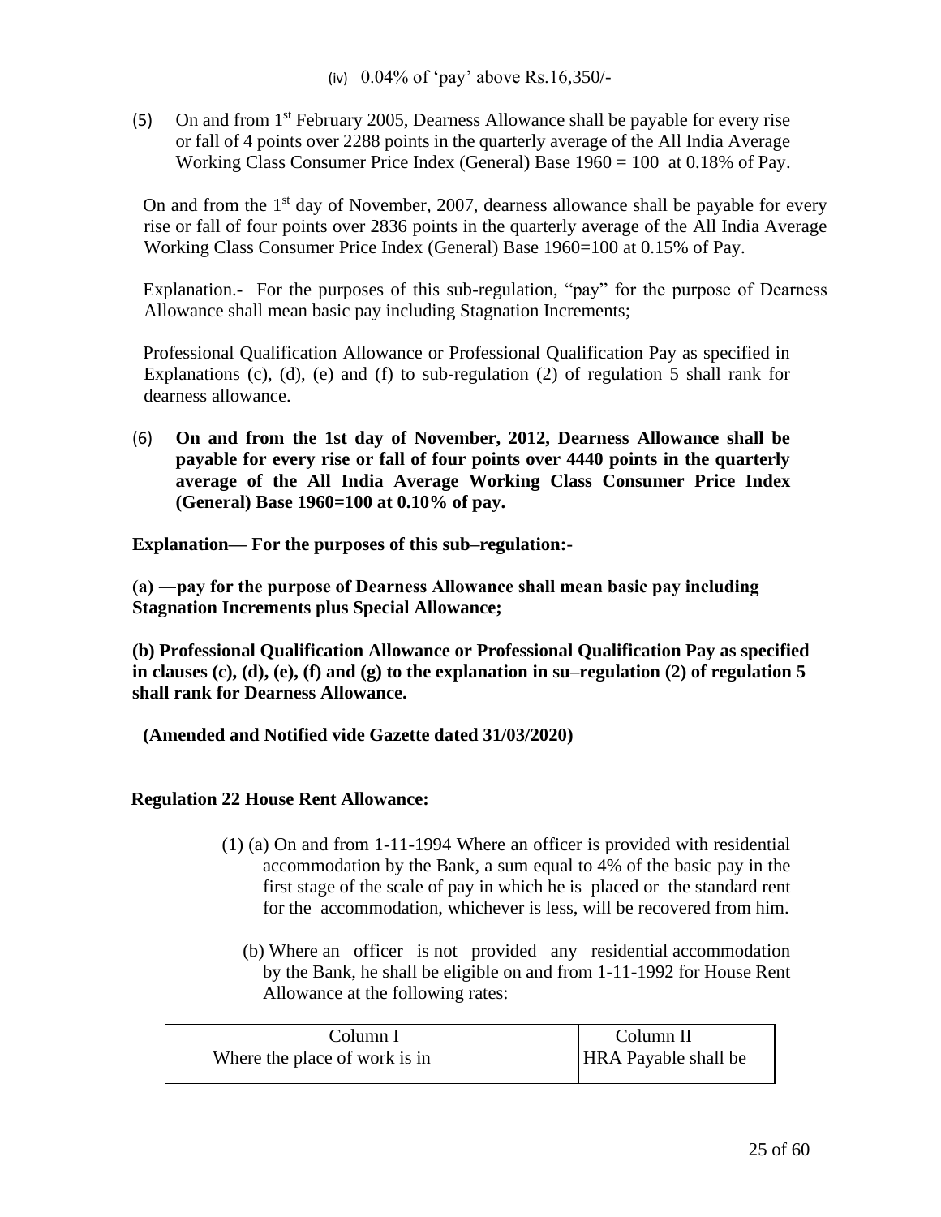(iv) 0.04% of 'pay' above Rs.16,350/-

(5) On and from 1st February 2005, Dearness Allowance shall be payable for every rise or fall of 4 points over 2288 points in the quarterly average of the All India Average Working Class Consumer Price Index (General) Base 1960 = 100 at 0.18% of Pay.

On and from the 1st day of November, 2007, dearness allowance shall be payable for every rise or fall of four points over 2836 points in the quarterly average of the All India Average Working Class Consumer Price Index (General) Base 1960=100 at 0.15% of Pay.

Explanation.- For the purposes of this sub-regulation, "pay" for the purpose of Dearness Allowance shall mean basic pay including Stagnation Increments;

Professional Qualification Allowance or Professional Qualification Pay as specified in Explanations (c), (d), (e) and (f) to sub-regulation (2) of regulation 5 shall rank for dearness allowance.

(6) **On and from the 1st day of November, 2012, Dearness Allowance shall be payable for every rise or fall of four points over 4440 points in the quarterly average of the All India Average Working Class Consumer Price Index (General) Base 1960=100 at 0.10% of pay.**

**Explanation— For the purposes of this sub–regulation:-**

**(a) —pay for the purpose of Dearness Allowance shall mean basic pay including Stagnation Increments plus Special Allowance;**

**(b) Professional Qualification Allowance or Professional Qualification Pay as specified in clauses (c), (d), (e), (f) and (g) to the explanation in su–regulation (2) of regulation 5 shall rank for Dearness Allowance.**

**(Amended and Notified vide Gazette dated 31/03/2020)**

**Regulation 22 House Rent Allowance:**

(1) (a) On and from 1-11-1994 Where an officer is provided with residential accommodation by the Bank, a sum equal to 4% of the basic pay in the first stage of the scale of pay in which he is placed or the standard rent for the accommodation, whichever is less, will be recovered from him.

(b) Where an officer is not provided any residential accommodation by the Bank, he shall be eligible on and from 1-11-1992 for House Rent Allowance at the following rates:

| Column I | Column II |
|---|---|
| Where the place of work is in | HRA Payable shall be |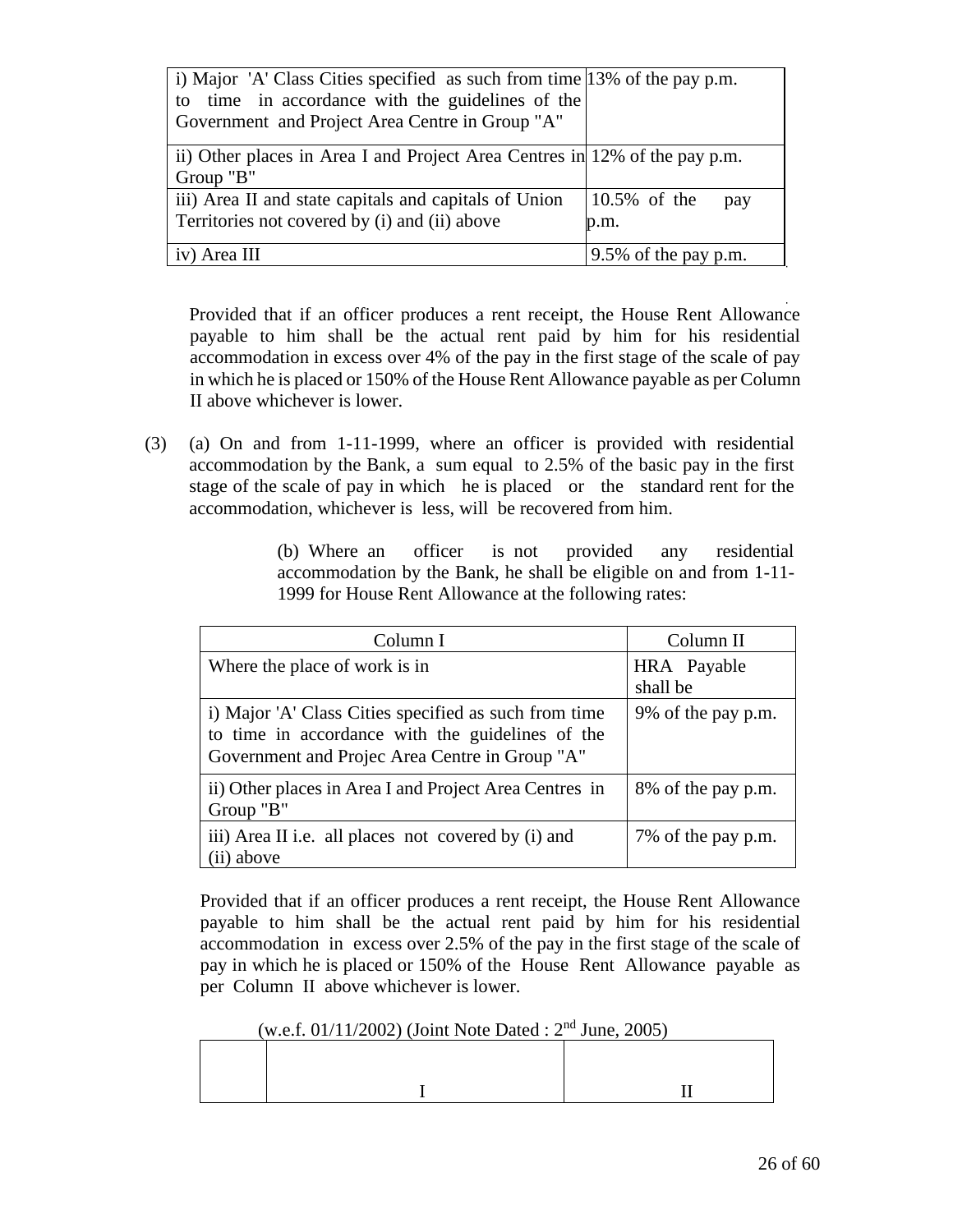| | |
|---|---|
| i) Major 'A' Class Cities specified as such from time to time in accordance with the guidelines of the Government and Project Area Centre in Group "A" | 13% of the pay p.m. |
| ii) Other places in Area I and Project Area Centres in Group "B" | 12% of the pay p.m. |
| iii) Area II and state capitals and capitals of Union Territories not covered by (i) and (ii) above | 10.5% of the pay p.m. |
| iv) Area III | 9.5% of the pay p.m. |

Provided that if an officer produces a rent receipt, the House Rent Allowance payable to him shall be the actual rent paid by him for his residential accommodation in excess over 4% of the pay in the first stage of the scale of pay in which he is placed or 150% of the House Rent Allowance payable as per Column II above whichever is lower.

(3) (a) On and from 1-11-1999, where an officer is provided with residential accommodation by the Bank, a sum equal to 2.5% of the basic pay in the first stage of the scale of pay in which he is placed or the standard rent for the accommodation, whichever is less, will be recovered from him.

(b) Where an officer is not provided any residential accommodation by the Bank, he shall be eligible on and from 1-11-1999 for House Rent Allowance at the following rates:

| Column I | Column II |
|---|---|
| Where the place of work is in | HRA Payable shall be |
| i) Major 'A' Class Cities specified as such from time to time in accordance with the guidelines of the Government and Projec Area Centre in Group "A" | 9% of the pay p.m. |
| ii) Other places in Area I and Project Area Centres in Group "B" | 8% of the pay p.m. |
| iii) Area II i.e. all places not covered by (i) and (ii) above | 7% of the pay p.m. |

Provided that if an officer produces a rent receipt, the House Rent Allowance payable to him shall be the actual rent paid by him for his residential accommodation in excess over 2.5% of the pay in the first stage of the scale of pay in which he is placed or 150% of the House Rent Allowance payable as per Column II above whichever is lower.

(w.e.f. 01/11/2002) (Joint Note Dated : 2nd June, 2005)

| | I | II |
|---|---|---|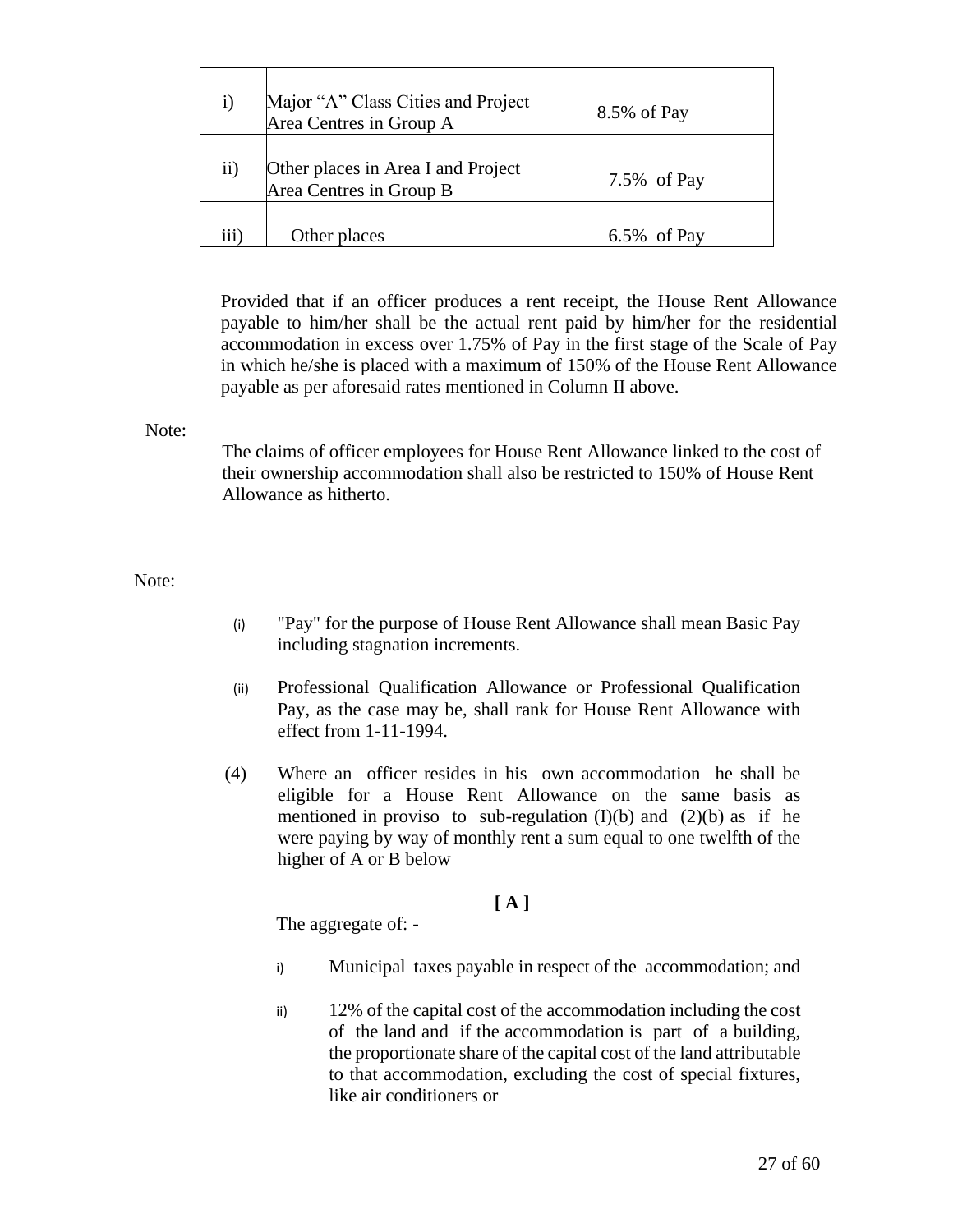| | | |
|---|---|---|
| i) | Major “A” Class Cities and Project Area Centres in Group A | 8.5% of Pay |
| ii) | Other places in Area I and Project Area Centres in Group B | 7.5% of Pay |
| iii) | Other places | 6.5% of Pay |

Provided that if an officer produces a rent receipt, the House Rent Allowance payable to him/her shall be the actual rent paid by him/her for the residential accommodation in excess over 1.75% of Pay in the first stage of the Scale of Pay in which he/she is placed with a maximum of 150% of the House Rent Allowance payable as per aforesaid rates mentioned in Column II above.

Note:

The claims of officer employees for House Rent Allowance linked to the cost of their ownership accommodation shall also be restricted to 150% of House Rent Allowance as hitherto.

Note:

(i) "Pay" for the purpose of House Rent Allowance shall mean Basic Pay including stagnation increments.

(ii) Professional Qualification Allowance or Professional Qualification Pay, as the case may be, shall rank for House Rent Allowance with effect from 1-11-1994.

(4) Where an officer resides in his own accommodation he shall be eligible for a House Rent Allowance on the same basis as mentioned in proviso to sub-regulation (I)(b) and (2)(b) as if he were paying by way of monthly rent a sum equal to one twelfth of the higher of A or B below

**[ A ]**

The aggregate of: -

i) Municipal taxes payable in respect of the accommodation; and

ii) 12% of the capital cost of the accommodation including the cost of the land and if the accommodation is part of a building, the proportionate share of the capital cost of the land attributable to that accommodation, excluding the cost of special fixtures, like air conditioners or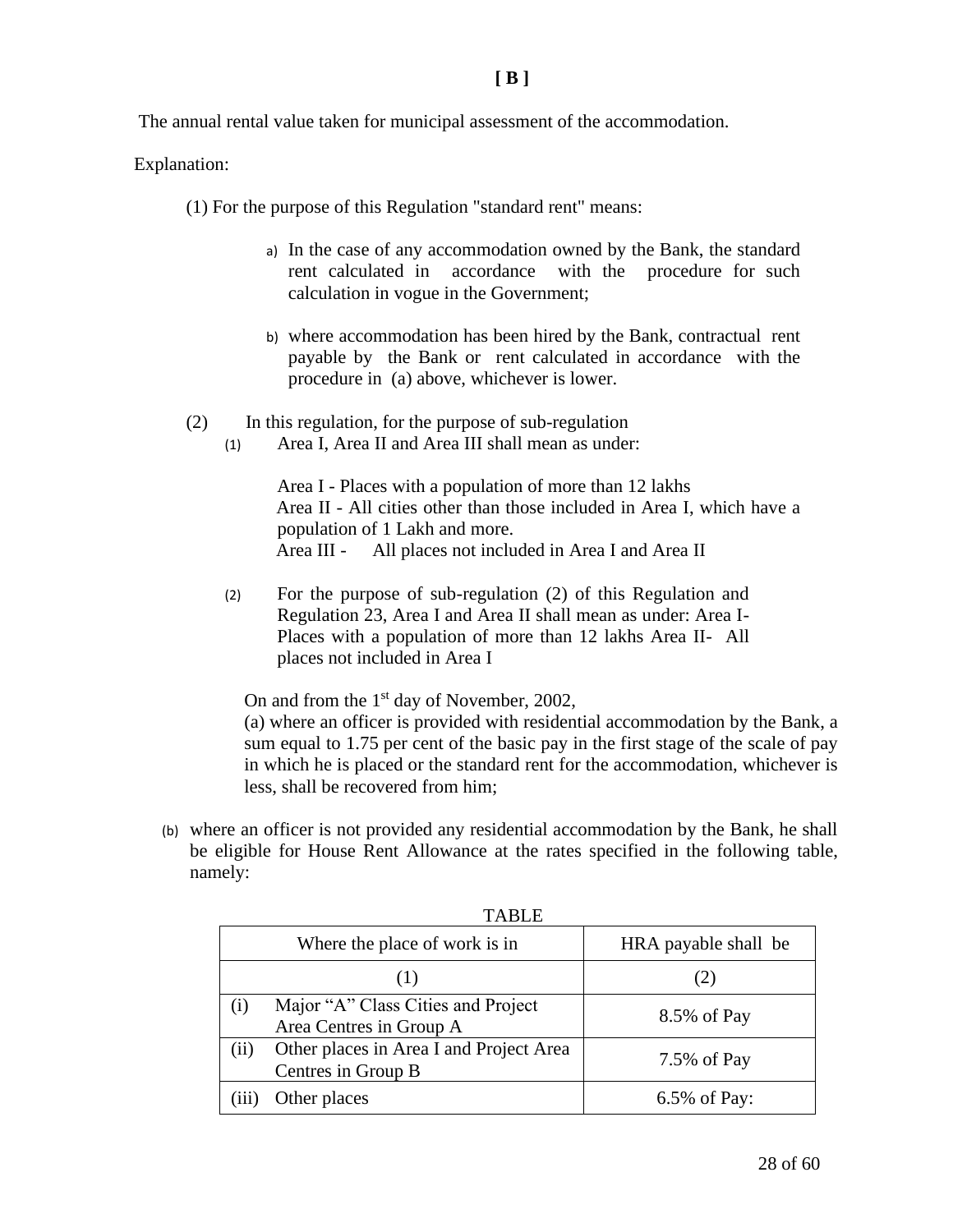**[ B ]**

The annual rental value taken for municipal assessment of the accommodation.

Explanation:

(1) For the purpose of this Regulation "standard rent" means:

a) In the case of any accommodation owned by the Bank, the standard rent calculated in accordance with the procedure for such calculation in vogue in the Government;

b) where accommodation has been hired by the Bank, contractual rent payable by the Bank or rent calculated in accordance with the procedure in (a) above, whichever is lower.

(2) In this regulation, for the purpose of sub-regulation

(1) Area I, Area II and Area III shall mean as under:

Area I - Places with a population of more than 12 lakhs
Area II - All cities other than those included in Area I, which have a population of 1 Lakh and more.
Area III - All places not included in Area I and Area II

(2) For the purpose of sub-regulation (2) of this Regulation and Regulation 23, Area I and Area II shall mean as under: Area I- Places with a population of more than 12 lakhs Area II- All places not included in Area I

On and from the 1st day of November, 2002,
(a) where an officer is provided with residential accommodation by the Bank, a sum equal to 1.75 per cent of the basic pay in the first stage of the scale of pay in which he is placed or the standard rent for the accommodation, whichever is less, shall be recovered from him;

(b) where an officer is not provided any residential accommodation by the Bank, he shall be eligible for House Rent Allowance at the rates specified in the following table, namely:

TABLE

| Where the place of work is in | HRA payable shall be |
|---|---|
| (1) | (2) |
| (i) Major "A" Class Cities and Project Area Centres in Group A | 8.5% of Pay |
| (ii) Other places in Area I and Project Area Centres in Group B | 7.5% of Pay |
| (iii) Other places | 6.5% of Pay: |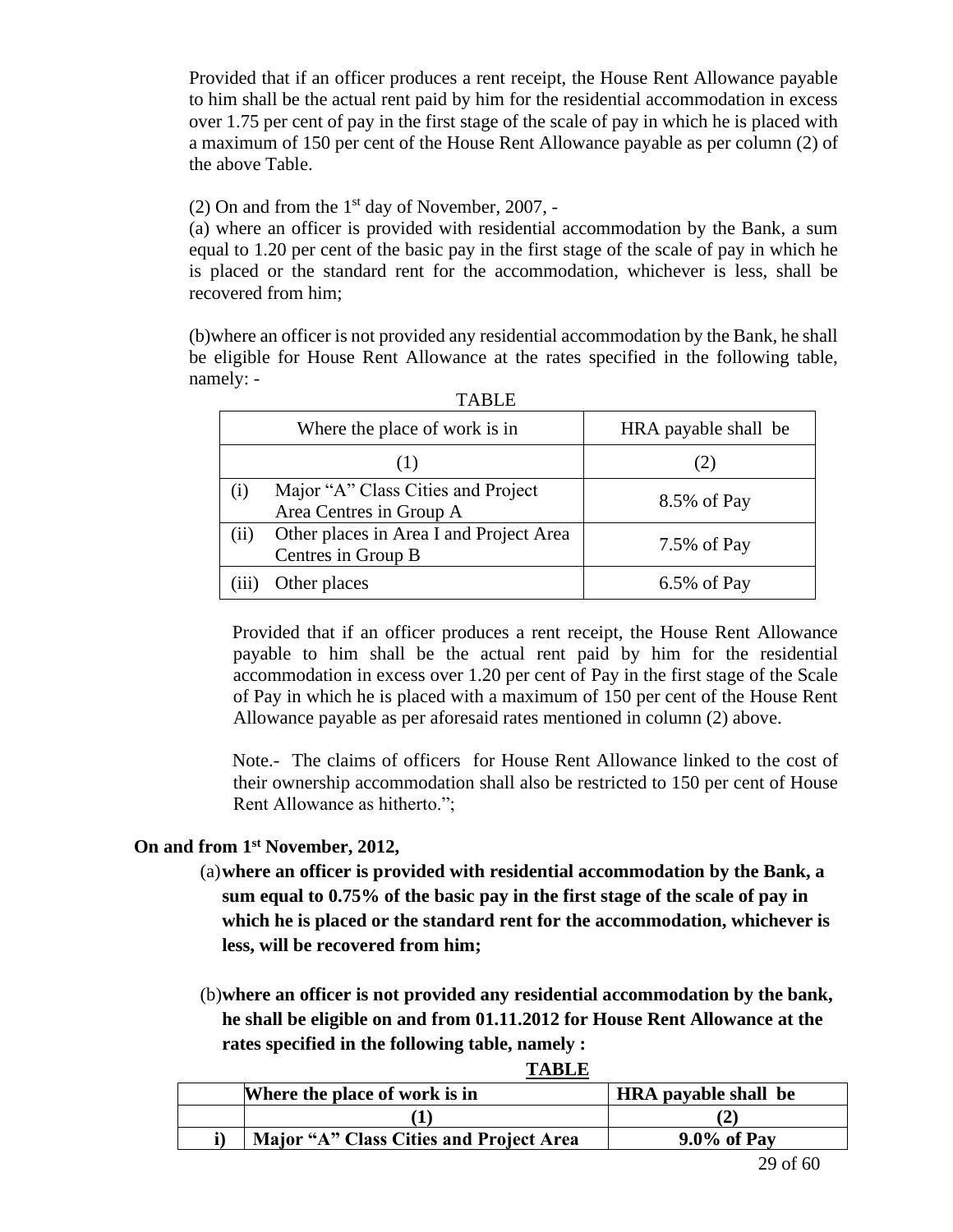Provided that if an officer produces a rent receipt, the House Rent Allowance payable to him shall be the actual rent paid by him for the residential accommodation in excess over 1.75 per cent of pay in the first stage of the scale of pay in which he is placed with a maximum of 150 per cent of the House Rent Allowance payable as per column (2) of the above Table.

(2) On and from the 1st day of November, 2007, -

(a) where an officer is provided with residential accommodation by the Bank, a sum equal to 1.20 per cent of the basic pay in the first stage of the scale of pay in which he is placed or the standard rent for the accommodation, whichever is less, shall be recovered from him;

(b)where an officer is not provided any residential accommodation by the Bank, he shall be eligible for House Rent Allowance at the rates specified in the following table, namely: -

TABLE

| | Where the place of work is in | HRA payable shall be |
|---|---|---|
| | (1) | (2) |
| (i) | Major "A" Class Cities and Project Area Centres in Group A | 8.5% of Pay |
| (ii) | Other places in Area I and Project Area Centres in Group B | 7.5% of Pay |
| (iii) | Other places | 6.5% of Pay |

Provided that if an officer produces a rent receipt, the House Rent Allowance payable to him shall be the actual rent paid by him for the residential accommodation in excess over 1.20 per cent of Pay in the first stage of the Scale of Pay in which he is placed with a maximum of 150 per cent of the House Rent Allowance payable as per aforesaid rates mentioned in column (2) above.

Note.- The claims of officers for House Rent Allowance linked to the cost of their ownership accommodation shall also be restricted to 150 per cent of House Rent Allowance as hitherto.";

**On and from 1st November, 2012,**

(a) **where an officer is provided with residential accommodation by the Bank, a sum equal to 0.75% of the basic pay in the first stage of the scale of pay in which he is placed or the standard rent for the accommodation, whichever is less, will be recovered from him;**

(b) **where an officer is not provided any residential accommodation by the bank, he shall be eligible on and from 01.11.2012 for House Rent Allowance at the rates specified in the following table, namely :**

**TABLE**

| | Where the place of work is in | HRA payable shall be |
|---|---|---|
| | **(1)** | **(2)** |
| **i)** | **Major "A" Class Cities and Project Area** | **9.0% of Pay** |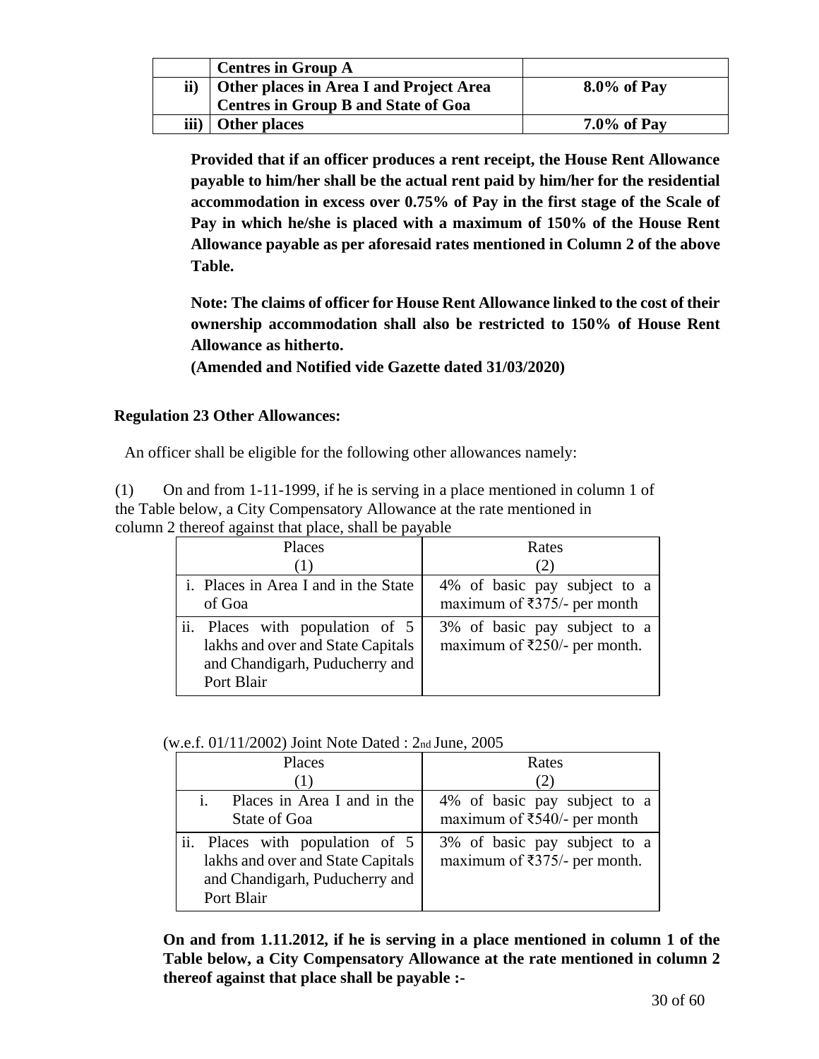| | **Centres in Group A** | |
|---|---|---|
| **ii)** | **Other places in Area I and Project Area Centres in Group B and State of Goa** | **8.0% of Pay** |
| **iii)** | **Other places** | **7.0% of Pay** |

**Provided that if an officer produces a rent receipt, the House Rent Allowance payable to him/her shall be the actual rent paid by him/her for the residential accommodation in excess over 0.75% of Pay in the first stage of the Scale of Pay in which he/she is placed with a maximum of 150% of the House Rent Allowance payable as per aforesaid rates mentioned in Column 2 of the above Table.**

**Note: The claims of officer for House Rent Allowance linked to the cost of their ownership accommodation shall also be restricted to 150% of House Rent Allowance as hitherto.**
**(Amended and Notified vide Gazette dated 31/03/2020)**

**Regulation 23 Other Allowances:**

An officer shall be eligible for the following other allowances namely:

(1) On and from 1-11-1999, if he is serving in a place mentioned in column 1 of the Table below, a City Compensatory Allowance at the rate mentioned in column 2 thereof against that place, shall be payable

| Places (1) | Rates (2) |
|---|---|
| i. Places in Area I and in the State of Goa | 4% of basic pay subject to a maximum of ₹375/- per month |
| ii. Places with population of 5 lakhs and over and State Capitals and Chandigarh, Puducherry and Port Blair | 3% of basic pay subject to a maximum of ₹250/- per month. |

(w.e.f. 01/11/2002) Joint Note Dated : 2nd June, 2005

| Places (1) | Rates (2) |
|---|---|
| i. Places in Area I and in the State of Goa | 4% of basic pay subject to a maximum of ₹540/- per month |
| ii. Places with population of 5 lakhs and over and State Capitals and Chandigarh, Puducherry and Port Blair | 3% of basic pay subject to a maximum of ₹375/- per month. |

**On and from 1.11.2012, if he is serving in a place mentioned in column 1 of the Table below, a City Compensatory Allowance at the rate mentioned in column 2 thereof against that place shall be payable :-**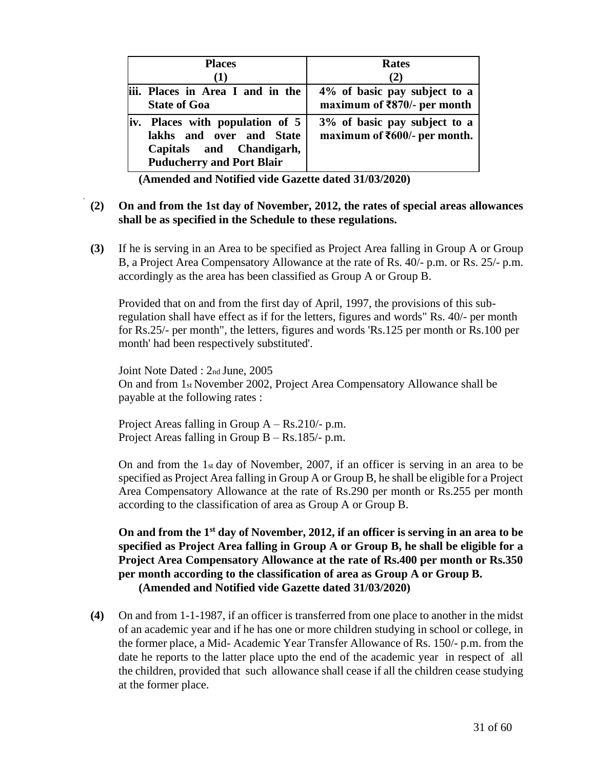| **Places** **(1)** | **Rates** **(2)** |
|---|---|
| **iii. Places in Area I and in the State of Goa** | **4% of basic pay subject to a maximum of ₹870/- per month** |
| **iv. Places with population of 5 lakhs and over and State Capitals and Chandigarh, Puducherry and Port Blair** | **3% of basic pay subject to a maximum of ₹600/- per month.** |

**(Amended and Notified vide Gazette dated 31/03/2020)**

**(2)** **On and from the 1st day of November, 2012, the rates of special areas allowances shall be as specified in the Schedule to these regulations.**

**(3)** If he is serving in an Area to be specified as Project Area falling in Group A or Group B, a Project Area Compensatory Allowance at the rate of Rs. 40/- p.m. or Rs. 25/- p.m. accordingly as the area has been classified as Group A or Group B.

Provided that on and from the first day of April, 1997, the provisions of this sub-regulation shall have effect as if for the letters, figures and words" Rs. 40/- per month for Rs.25/- per month", the letters, figures and words 'Rs.125 per month or Rs.100 per month' had been respectively substituted'.

Joint Note Dated : 2nd June, 2005
On and from 1st November 2002, Project Area Compensatory Allowance shall be payable at the following rates :

Project Areas falling in Group A – Rs.210/- p.m.
Project Areas falling in Group B – Rs.185/- p.m.

On and from the 1st day of November, 2007, if an officer is serving in an area to be specified as Project Area falling in Group A or Group B, he shall be eligible for a Project Area Compensatory Allowance at the rate of Rs.290 per month or Rs.255 per month according to the classification of area as Group A or Group B.

**On and from the 1st day of November, 2012, if an officer is serving in an area to be specified as Project Area falling in Group A or Group B, he shall be eligible for a Project Area Compensatory Allowance at the rate of Rs.400 per month or Rs.350 per month according to the classification of area as Group A or Group B.**
**(Amended and Notified vide Gazette dated 31/03/2020)**

**(4)** On and from 1-1-1987, if an officer is transferred from one place to another in the midst of an academic year and if he has one or more children studying in school or college, in the former place, a Mid- Academic Year Transfer Allowance of Rs. 150/- p.m. from the date he reports to the latter place upto the end of the academic year in respect of all the children, provided that such allowance shall cease if all the children cease studying at the former place.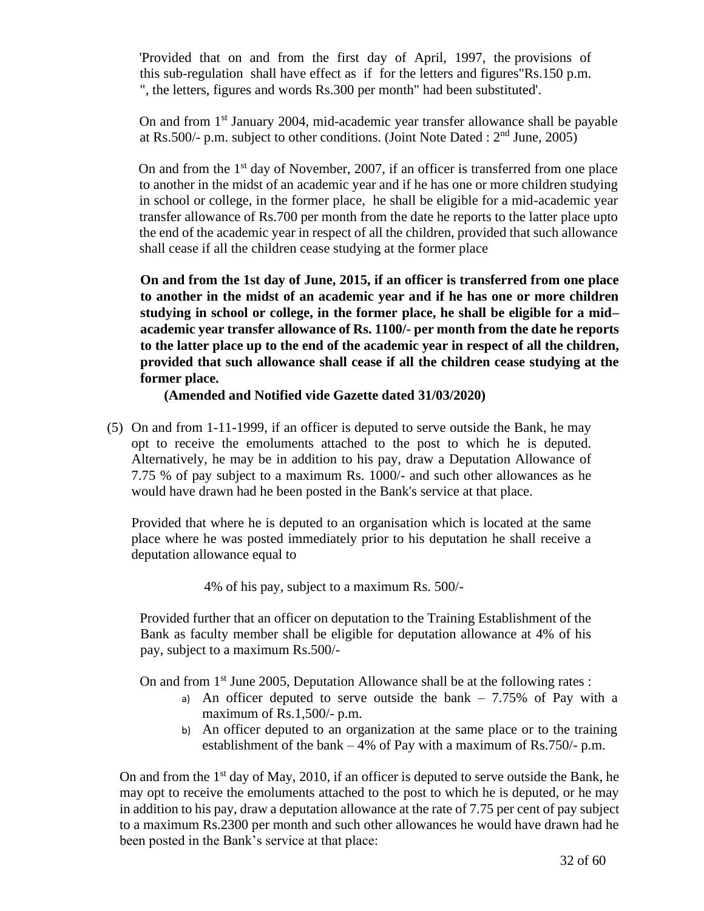'Provided that on and from the first day of April, 1997, the provisions of this sub-regulation shall have effect as if for the letters and figures"Rs.150 p.m. ", the letters, figures and words Rs.300 per month" had been substituted'.

On and from 1st January 2004, mid-academic year transfer allowance shall be payable at Rs.500/- p.m. subject to other conditions. (Joint Note Dated : 2nd June, 2005)

On and from the 1st day of November, 2007, if an officer is transferred from one place to another in the midst of an academic year and if he has one or more children studying in school or college, in the former place, he shall be eligible for a mid-academic year transfer allowance of Rs.700 per month from the date he reports to the latter place upto the end of the academic year in respect of all the children, provided that such allowance shall cease if all the children cease studying at the former place

**On and from the 1st day of June, 2015, if an officer is transferred from one place to another in the midst of an academic year and if he has one or more children studying in school or college, in the former place, he shall be eligible for a mid–academic year transfer allowance of Rs. 1100/- per month from the date he reports to the latter place up to the end of the academic year in respect of all the children, provided that such allowance shall cease if all the children cease studying at the former place.**

**(Amended and Notified vide Gazette dated 31/03/2020)**

(5) On and from 1-11-1999, if an officer is deputed to serve outside the Bank, he may opt to receive the emoluments attached to the post to which he is deputed. Alternatively, he may be in addition to his pay, draw a Deputation Allowance of 7.75 % of pay subject to a maximum Rs. 1000/- and such other allowances as he would have drawn had he been posted in the Bank's service at that place.

Provided that where he is deputed to an organisation which is located at the same place where he was posted immediately prior to his deputation he shall receive a deputation allowance equal to

4% of his pay, subject to a maximum Rs. 500/-

Provided further that an officer on deputation to the Training Establishment of the Bank as faculty member shall be eligible for deputation allowance at 4% of his pay, subject to a maximum Rs.500/-

On and from 1st June 2005, Deputation Allowance shall be at the following rates :

a) An officer deputed to serve outside the bank – 7.75% of Pay with a maximum of Rs.1,500/- p.m.
b) An officer deputed to an organization at the same place or to the training establishment of the bank – 4% of Pay with a maximum of Rs.750/- p.m.

On and from the 1st day of May, 2010, if an officer is deputed to serve outside the Bank, he may opt to receive the emoluments attached to the post to which he is deputed, or he may in addition to his pay, draw a deputation allowance at the rate of 7.75 per cent of pay subject to a maximum Rs.2300 per month and such other allowances he would have drawn had he been posted in the Bank's service at that place: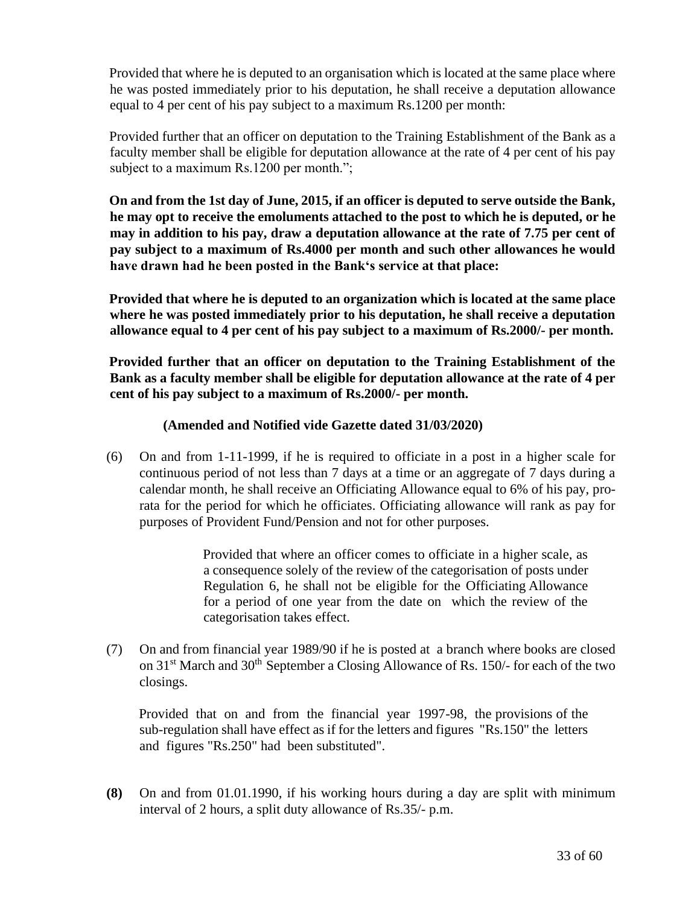Provided that where he is deputed to an organisation which is located at the same place where he was posted immediately prior to his deputation, he shall receive a deputation allowance equal to 4 per cent of his pay subject to a maximum Rs.1200 per month:

Provided further that an officer on deputation to the Training Establishment of the Bank as a faculty member shall be eligible for deputation allowance at the rate of 4 per cent of his pay subject to a maximum Rs.1200 per month.";

**On and from the 1st day of June, 2015, if an officer is deputed to serve outside the Bank, he may opt to receive the emoluments attached to the post to which he is deputed, or he may in addition to his pay, draw a deputation allowance at the rate of 7.75 per cent of pay subject to a maximum of Rs.4000 per month and such other allowances he would have drawn had he been posted in the Bank's service at that place:**

**Provided that where he is deputed to an organization which is located at the same place where he was posted immediately prior to his deputation, he shall receive a deputation allowance equal to 4 per cent of his pay subject to a maximum of Rs.2000/- per month.**

**Provided further that an officer on deputation to the Training Establishment of the Bank as a faculty member shall be eligible for deputation allowance at the rate of 4 per cent of his pay subject to a maximum of Rs.2000/- per month.**

**(Amended and Notified vide Gazette dated 31/03/2020)**

(6) On and from 1-11-1999, if he is required to officiate in a post in a higher scale for continuous period of not less than 7 days at a time or an aggregate of 7 days during a calendar month, he shall receive an Officiating Allowance equal to 6% of his pay, pro-rata for the period for which he officiates. Officiating allowance will rank as pay for purposes of Provident Fund/Pension and not for other purposes.

Provided that where an officer comes to officiate in a higher scale, as a consequence solely of the review of the categorisation of posts under Regulation 6, he shall not be eligible for the Officiating Allowance for a period of one year from the date on which the review of the categorisation takes effect.

(7) On and from financial year 1989/90 if he is posted at a branch where books are closed on 31st March and 30th September a Closing Allowance of Rs. 150/- for each of the two closings.

Provided that on and from the financial year 1997-98, the provisions of the sub-regulation shall have effect as if for the letters and figures "Rs.150" the letters and figures "Rs.250" had been substituted".

**(8)** On and from 01.01.1990, if his working hours during a day are split with minimum interval of 2 hours, a split duty allowance of Rs.35/- p.m.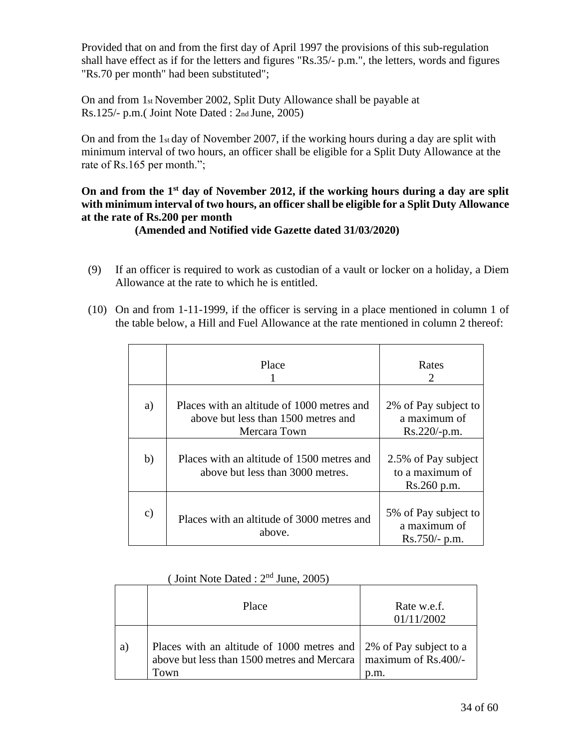Provided that on and from the first day of April 1997 the provisions of this sub-regulation shall have effect as if for the letters and figures "Rs.35/- p.m.", the letters, words and figures "Rs.70 per month" had been substituted";

On and from 1st November 2002, Split Duty Allowance shall be payable at Rs.125/- p.m.( Joint Note Dated : 2nd June, 2005)

On and from the 1st day of November 2007, if the working hours during a day are split with minimum interval of two hours, an officer shall be eligible for a Split Duty Allowance at the rate of Rs.165 per month.";

**On and from the 1st day of November 2012, if the working hours during a day are split with minimum interval of two hours, an officer shall be eligible for a Split Duty Allowance at the rate of Rs.200 per month**
**(Amended and Notified vide Gazette dated 31/03/2020)**

(9) If an officer is required to work as custodian of a vault or locker on a holiday, a Diem Allowance at the rate to which he is entitled.

(10) On and from 1-11-1999, if the officer is serving in a place mentioned in column 1 of the table below, a Hill and Fuel Allowance at the rate mentioned in column 2 thereof:

| | Place<br>1 | Rates<br>2 |
|---|---|---|
| a) | Places with an altitude of 1000 metres and above but less than 1500 metres and Mercara Town | 2% of Pay subject to a maximum of Rs.220/-p.m. |
| b) | Places with an altitude of 1500 metres and above but less than 3000 metres. | 2.5% of Pay subject to a maximum of Rs.260 p.m. |
| c) | Places with an altitude of 3000 metres and above. | 5% of Pay subject to a maximum of Rs.750/- p.m. |

( Joint Note Dated : 2nd June, 2005)

| | Place | Rate w.e.f. 01/11/2002 |
|---|---|---|
| a) | Places with an altitude of 1000 metres and above but less than 1500 metres and Mercara Town | 2% of Pay subject to a maximum of Rs.400/- p.m. |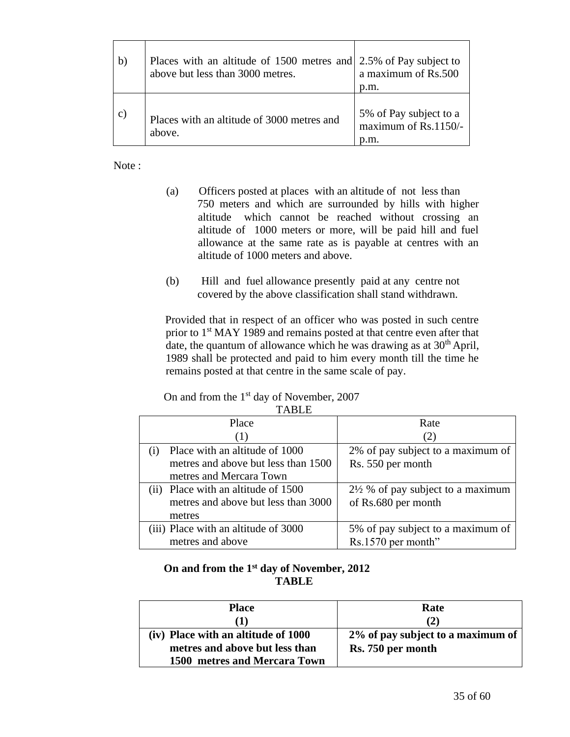| | | |
|---|---|---|
| b) | Places with an altitude of 1500 metres and above but less than 3000 metres. | 2.5% of Pay subject to a maximum of Rs.500 p.m. |
| c) | Places with an altitude of 3000 metres and above. | 5% of Pay subject to a maximum of Rs.1150/- p.m. |

Note :

(a) Officers posted at places with an altitude of not less than 750 meters and which are surrounded by hills with higher altitude which cannot be reached without crossing an altitude of 1000 meters or more, will be paid hill and fuel allowance at the same rate as is payable at centres with an altitude of 1000 meters and above.

(b) Hill and fuel allowance presently paid at any centre not covered by the above classification shall stand withdrawn.

Provided that in respect of an officer who was posted in such centre prior to 1st MAY 1989 and remains posted at that centre even after that date, the quantum of allowance which he was drawing as at 30th April, 1989 shall be protected and paid to him every month till the time he remains posted at that centre in the same scale of pay.

On and from the 1st day of November, 2007

TABLE

| Place<br>(1) | Rate<br>(2) |
|---|---|
| (i) Place with an altitude of 1000 metres and above but less than 1500 metres and Mercara Town | 2% of pay subject to a maximum of Rs. 550 per month |
| (ii) Place with an altitude of 1500 metres and above but less than 3000 metres | 2½ % of pay subject to a maximum of Rs.680 per month |
| (iii) Place with an altitude of 3000 metres and above | 5% of pay subject to a maximum of Rs.1570 per month” |

**On and from the 1st day of November, 2012**

**TABLE**

| **Place**<br>**(1)** | **Rate**<br>**(2)** |
|---|---|
| **(iv) Place with an altitude of 1000 metres and above but less than 1500 metres and Mercara Town** | **2% of pay subject to a maximum of Rs. 750 per month** |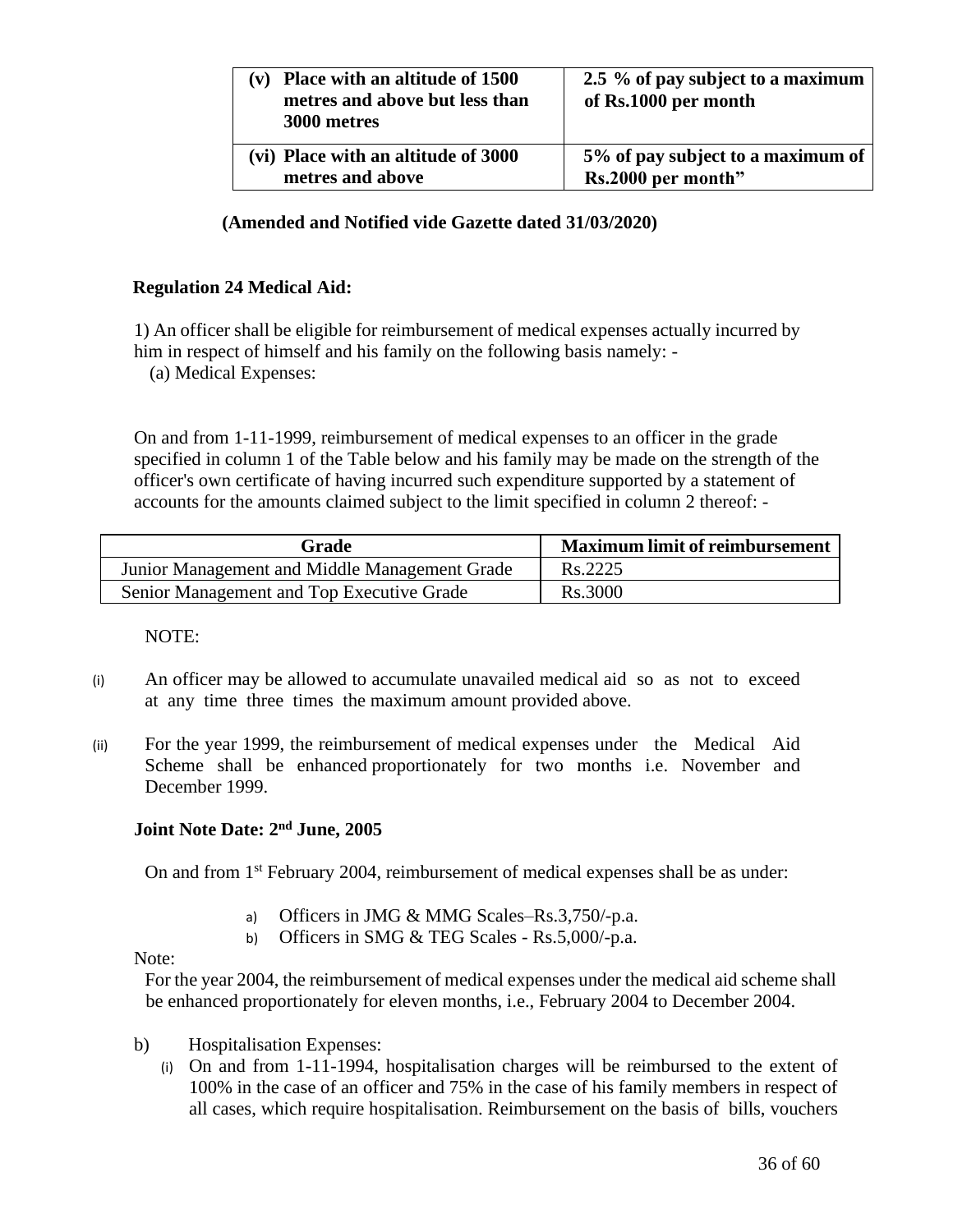| (v) Place with an altitude of 1500 metres and above but less than 3000 metres | 2.5 % of pay subject to a maximum of Rs.1000 per month |
|---|---|
| (vi) Place with an altitude of 3000 metres and above | 5% of pay subject to a maximum of Rs.2000 per month” |

**(Amended and Notified vide Gazette dated 31/03/2020)**

**Regulation 24 Medical Aid:**

1) An officer shall be eligible for reimbursement of medical expenses actually incurred by him in respect of himself and his family on the following basis namely: -

(a) Medical Expenses:

On and from 1-11-1999, reimbursement of medical expenses to an officer in the grade specified in column 1 of the Table below and his family may be made on the strength of the officer's own certificate of having incurred such expenditure supported by a statement of accounts for the amounts claimed subject to the limit specified in column 2 thereof: -

| Grade | Maximum limit of reimbursement |
|---|---|
| Junior Management and Middle Management Grade | Rs.2225 |
| Senior Management and Top Executive Grade | Rs.3000 |

NOTE:

(i) An officer may be allowed to accumulate unavailed medical aid so as not to exceed at any time three times the maximum amount provided above.

(ii) For the year 1999, the reimbursement of medical expenses under the Medical Aid Scheme shall be enhanced proportionately for two months i.e. November and December 1999.

**Joint Note Date: 2nd June, 2005**

On and from 1st February 2004, reimbursement of medical expenses shall be as under:

a) Officers in JMG & MMG Scales–Rs.3,750/-p.a.
b) Officers in SMG & TEG Scales - Rs.5,000/-p.a.

Note:

For the year 2004, the reimbursement of medical expenses under the medical aid scheme shall be enhanced proportionately for eleven months, i.e., February 2004 to December 2004.

b) Hospitalisation Expenses:

(i) On and from 1-11-1994, hospitalisation charges will be reimbursed to the extent of 100% in the case of an officer and 75% in the case of his family members in respect of all cases, which require hospitalisation. Reimbursement on the basis of bills, vouchers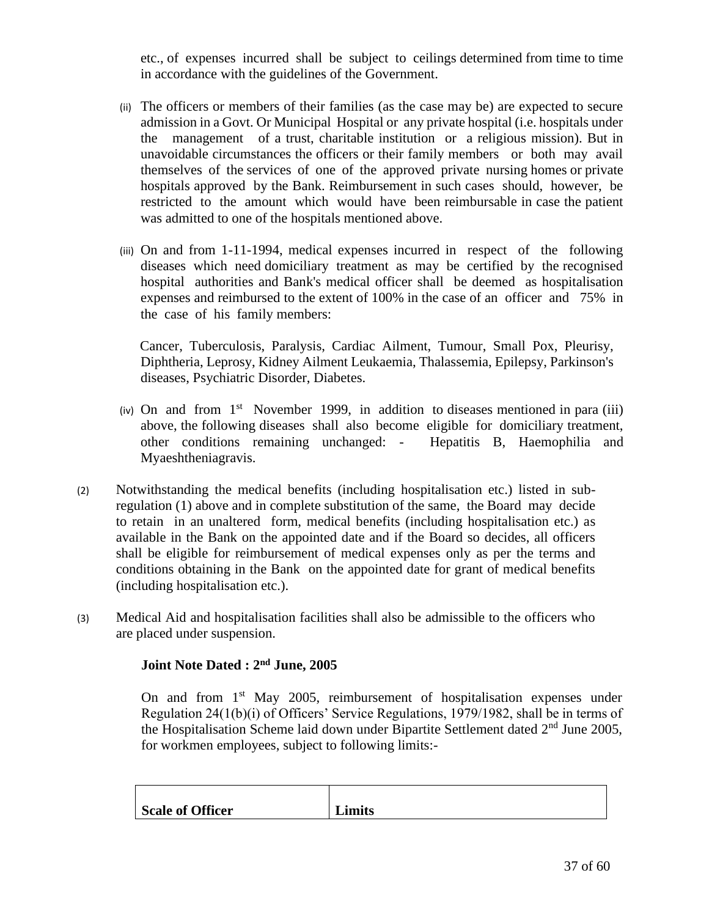etc., of expenses incurred shall be subject to ceilings determined from time to time in accordance with the guidelines of the Government.

(ii) The officers or members of their families (as the case may be) are expected to secure admission in a Govt. Or Municipal Hospital or any private hospital (i.e. hospitals under the management of a trust, charitable institution or a religious mission). But in unavoidable circumstances the officers or their family members or both may avail themselves of the services of one of the approved private nursing homes or private hospitals approved by the Bank. Reimbursement in such cases should, however, be restricted to the amount which would have been reimbursable in case the patient was admitted to one of the hospitals mentioned above.

(iii) On and from 1-11-1994, medical expenses incurred in respect of the following diseases which need domiciliary treatment as may be certified by the recognised hospital authorities and Bank's medical officer shall be deemed as hospitalisation expenses and reimbursed to the extent of 100% in the case of an officer and 75% in the case of his family members:

Cancer, Tuberculosis, Paralysis, Cardiac Ailment, Tumour, Small Pox, Pleurisy, Diphtheria, Leprosy, Kidney Ailment Leukaemia, Thalassemia, Epilepsy, Parkinson's diseases, Psychiatric Disorder, Diabetes.

(iv) On and from 1st November 1999, in addition to diseases mentioned in para (iii) above, the following diseases shall also become eligible for domiciliary treatment, other conditions remaining unchanged: - Hepatitis B, Haemophilia and Myaeshtheniagravis.

(2) Notwithstanding the medical benefits (including hospitalisation etc.) listed in sub-regulation (1) above and in complete substitution of the same, the Board may decide to retain in an unaltered form, medical benefits (including hospitalisation etc.) as available in the Bank on the appointed date and if the Board so decides, all officers shall be eligible for reimbursement of medical expenses only as per the terms and conditions obtaining in the Bank on the appointed date for grant of medical benefits (including hospitalisation etc.).

(3) Medical Aid and hospitalisation facilities shall also be admissible to the officers who are placed under suspension.

**Joint Note Dated : 2nd June, 2005**

On and from 1st May 2005, reimbursement of hospitalisation expenses under Regulation 24(1(b)(i) of Officers' Service Regulations, 1979/1982, shall be in terms of the Hospitalisation Scheme laid down under Bipartite Settlement dated 2nd June 2005, for workmen employees, subject to following limits:-

| **Scale of Officer** | **Limits** |
|---|---|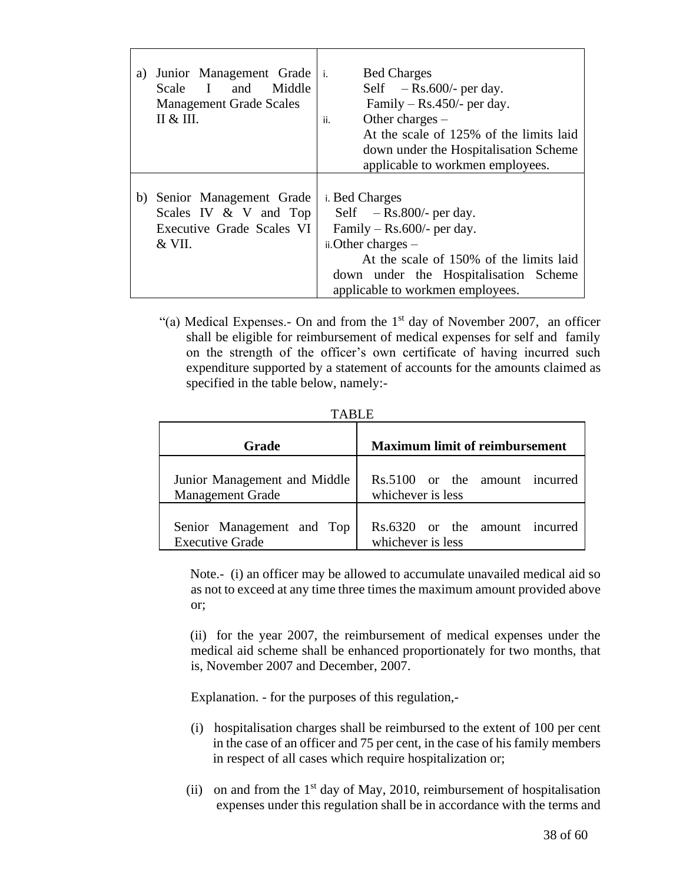| | |
|---|---|
| a) Junior Management Grade Scale I and Middle Management Grade Scales II & III. | i. Bed Charges<br>Self – Rs.600/- per day.<br>Family – Rs.450/- per day.<br>ii. Other charges –<br>At the scale of 125% of the limits laid down under the Hospitalisation Scheme applicable to workmen employees. |
| b) Senior Management Grade Scales IV & V and Top Executive Grade Scales VI & VII. | i. Bed Charges<br>Self – Rs.800/- per day.<br>Family – Rs.600/- per day.<br>ii. Other charges –<br>At the scale of 150% of the limits laid down under the Hospitalisation Scheme applicable to workmen employees. |

"(a) Medical Expenses.- On and from the 1st day of November 2007, an officer shall be eligible for reimbursement of medical expenses for self and family on the strength of the officer's own certificate of having incurred such expenditure supported by a statement of accounts for the amounts claimed as specified in the table below, namely:-

TABLE

| Grade | Maximum limit of reimbursement |
|---|---|
| Junior Management and Middle Management Grade | Rs.5100 or the amount incurred whichever is less |
| Senior Management and Top Executive Grade | Rs.6320 or the amount incurred whichever is less |

Note.- (i) an officer may be allowed to accumulate unavailed medical aid so as not to exceed at any time three times the maximum amount provided above or;

(ii) for the year 2007, the reimbursement of medical expenses under the medical aid scheme shall be enhanced proportionately for two months, that is, November 2007 and December, 2007.

Explanation. - for the purposes of this regulation,-

(i) hospitalisation charges shall be reimbursed to the extent of 100 per cent in the case of an officer and 75 per cent, in the case of his family members in respect of all cases which require hospitalization or;

(ii) on and from the 1st day of May, 2010, reimbursement of hospitalisation expenses under this regulation shall be in accordance with the terms and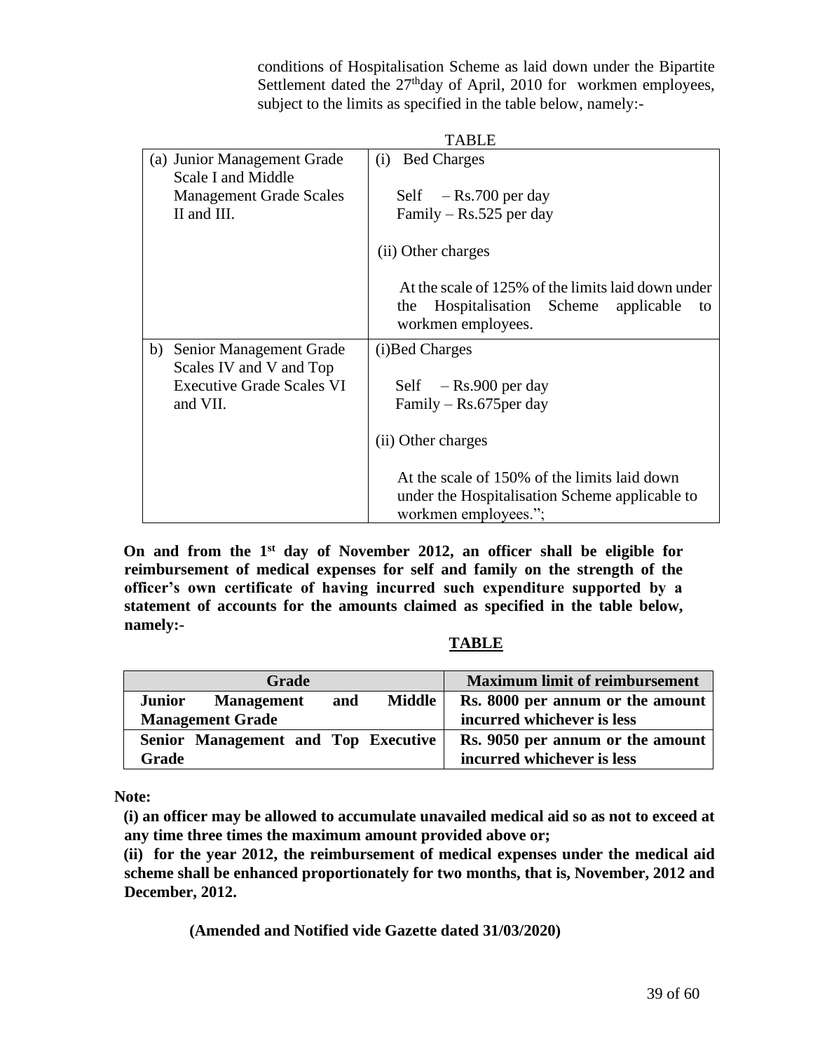conditions of Hospitalisation Scheme as laid down under the Bipartite Settlement dated the 27th day of April, 2010 for workmen employees, subject to the limits as specified in the table below, namely:-

TABLE

| | |
|---|---|
| (a) Junior Management Grade Scale I and Middle Management Grade Scales II and III. | (i) Bed Charges<br><br>Self – Rs.700 per day<br>Family – Rs.525 per day<br><br>(ii) Other charges<br><br>At the scale of 125% of the limits laid down under the Hospitalisation Scheme applicable to workmen employees. |
| b) Senior Management Grade Scales IV and V and Top Executive Grade Scales VI and VII. | (i)Bed Charges<br><br>Self – Rs.900 per day<br>Family – Rs.675per day<br><br>(ii) Other charges<br><br>At the scale of 150% of the limits laid down under the Hospitalisation Scheme applicable to workmen employees."; |

**On and from the 1st day of November 2012, an officer shall be eligible for reimbursement of medical expenses for self and family on the strength of the officer's own certificate of having incurred such expenditure supported by a statement of accounts for the amounts claimed as specified in the table below, namely:-**

**TABLE**

| Grade | Maximum limit of reimbursement |
|---|---|
| **Junior Management and Middle Management Grade** | **Rs. 8000 per annum or the amount incurred whichever is less** |
| **Senior Management and Top Executive Grade** | **Rs. 9050 per annum or the amount incurred whichever is less** |

**Note:**

**(i) an officer may be allowed to accumulate unavailed medical aid so as not to exceed at any time three times the maximum amount provided above or;**

**(ii) for the year 2012, the reimbursement of medical expenses under the medical aid scheme shall be enhanced proportionately for two months, that is, November, 2012 and December, 2012.**

**(Amended and Notified vide Gazette dated 31/03/2020)**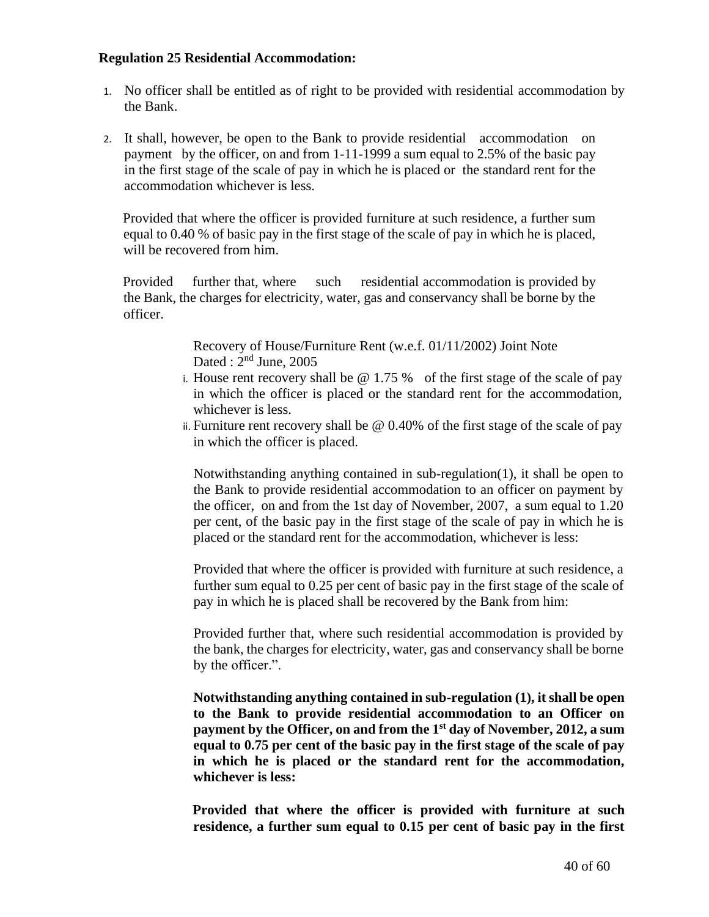**Regulation 25 Residential Accommodation:**

1. No officer shall be entitled as of right to be provided with residential accommodation by the Bank.

2. It shall, however, be open to the Bank to provide residential accommodation on payment by the officer, on and from 1-11-1999 a sum equal to 2.5% of the basic pay in the first stage of the scale of pay in which he is placed or the standard rent for the accommodation whichever is less.

   Provided that where the officer is provided furniture at such residence, a further sum equal to 0.40 % of basic pay in the first stage of the scale of pay in which he is placed, will be recovered from him.

   Provided further that, where such residential accommodation is provided by the Bank, the charges for electricity, water, gas and conservancy shall be borne by the officer.

   Recovery of House/Furniture Rent (w.e.f. 01/11/2002) Joint Note Dated : 2nd June, 2005

   i. House rent recovery shall be @ 1.75 % of the first stage of the scale of pay in which the officer is placed or the standard rent for the accommodation, whichever is less.
   ii. Furniture rent recovery shall be @ 0.40% of the first stage of the scale of pay in which the officer is placed.

   Notwithstanding anything contained in sub-regulation(1), it shall be open to the Bank to provide residential accommodation to an officer on payment by the officer, on and from the 1st day of November, 2007, a sum equal to 1.20 per cent, of the basic pay in the first stage of the scale of pay in which he is placed or the standard rent for the accommodation, whichever is less:

   Provided that where the officer is provided with furniture at such residence, a further sum equal to 0.25 per cent of basic pay in the first stage of the scale of pay in which he is placed shall be recovered by the Bank from him:

   Provided further that, where such residential accommodation is provided by the bank, the charges for electricity, water, gas and conservancy shall be borne by the officer.".

   **Notwithstanding anything contained in sub-regulation (1), it shall be open to the Bank to provide residential accommodation to an Officer on payment by the Officer, on and from the 1st day of November, 2012, a sum equal to 0.75 per cent of the basic pay in the first stage of the scale of pay in which he is placed or the standard rent for the accommodation, whichever is less:**

   **Provided that where the officer is provided with furniture at such residence, a further sum equal to 0.15 per cent of basic pay in the first**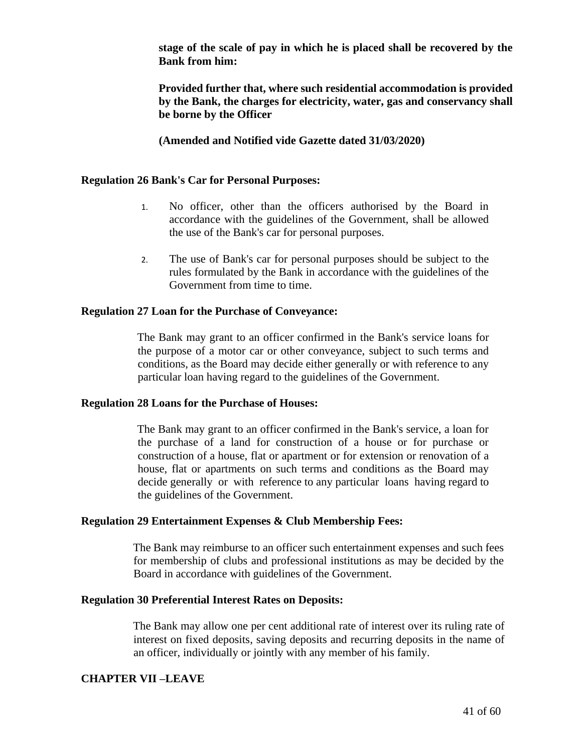**stage of the scale of pay in which he is placed shall be recovered by the Bank from him:**

**Provided further that, where such residential accommodation is provided by the Bank, the charges for electricity, water, gas and conservancy shall be borne by the Officer**

**(Amended and Notified vide Gazette dated 31/03/2020)**

### Regulation 26 Bank's Car for Personal Purposes:

1. No officer, other than the officers authorised by the Board in accordance with the guidelines of the Government, shall be allowed the use of the Bank's car for personal purposes.

2. The use of Bank's car for personal purposes should be subject to the rules formulated by the Bank in accordance with the guidelines of the Government from time to time.

### Regulation 27 Loan for the Purchase of Conveyance:

The Bank may grant to an officer confirmed in the Bank's service loans for the purpose of a motor car or other conveyance, subject to such terms and conditions, as the Board may decide either generally or with reference to any particular loan having regard to the guidelines of the Government.

### Regulation 28 Loans for the Purchase of Houses:

The Bank may grant to an officer confirmed in the Bank's service, a loan for the purchase of a land for construction of a house or for purchase or construction of a house, flat or apartment or for extension or renovation of a house, flat or apartments on such terms and conditions as the Board may decide generally or with reference to any particular loans having regard to the guidelines of the Government.

### Regulation 29 Entertainment Expenses & Club Membership Fees:

The Bank may reimburse to an officer such entertainment expenses and such fees for membership of clubs and professional institutions as may be decided by the Board in accordance with guidelines of the Government.

### Regulation 30 Preferential Interest Rates on Deposits:

The Bank may allow one per cent additional rate of interest over its ruling rate of interest on fixed deposits, saving deposits and recurring deposits in the name of an officer, individually or jointly with any member of his family.

## CHAPTER VII –LEAVE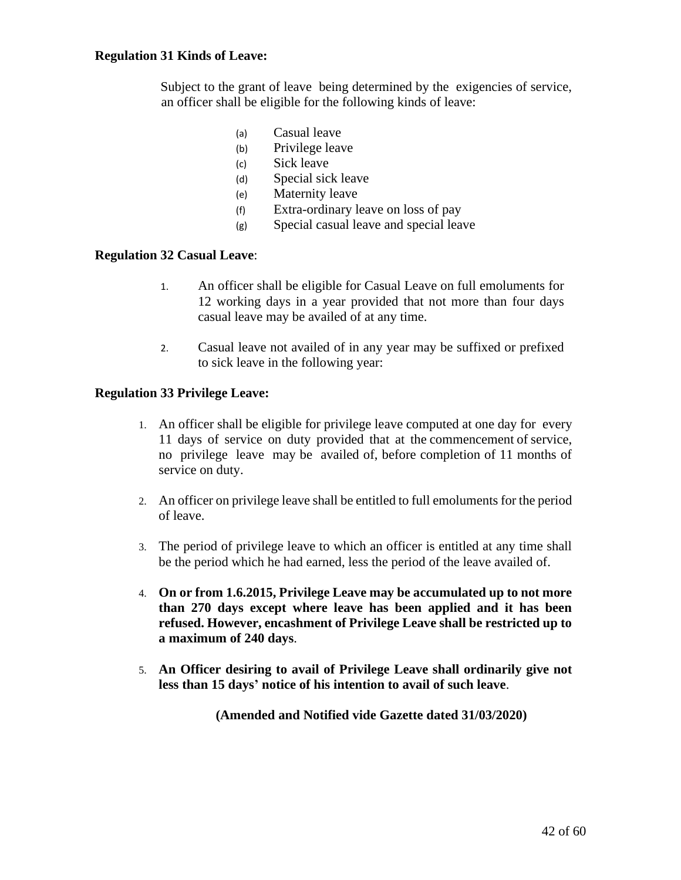**Regulation 31 Kinds of Leave:**

Subject to the grant of leave being determined by the exigencies of service, an officer shall be eligible for the following kinds of leave:

(a) Casual leave
(b) Privilege leave
(c) Sick leave
(d) Special sick leave
(e) Maternity leave
(f) Extra-ordinary leave on loss of pay
(g) Special casual leave and special leave

**Regulation 32 Casual Leave**:

1. An officer shall be eligible for Casual Leave on full emoluments for 12 working days in a year provided that not more than four days casual leave may be availed of at any time.

2. Casual leave not availed of in any year may be suffixed or prefixed to sick leave in the following year:

**Regulation 33 Privilege Leave:**

1. An officer shall be eligible for privilege leave computed at one day for every 11 days of service on duty provided that at the commencement of service, no privilege leave may be availed of, before completion of 11 months of service on duty.

2. An officer on privilege leave shall be entitled to full emoluments for the period of leave.

3. The period of privilege leave to which an officer is entitled at any time shall be the period which he had earned, less the period of the leave availed of.

4. **On or from 1.6.2015, Privilege Leave may be accumulated up to not more than 270 days except where leave has been applied and it has been refused. However, encashment of Privilege Leave shall be restricted up to a maximum of 240 days**.

5. **An Officer desiring to avail of Privilege Leave shall ordinarily give not less than 15 days' notice of his intention to avail of such leave**.

**(Amended and Notified vide Gazette dated 31/03/2020)**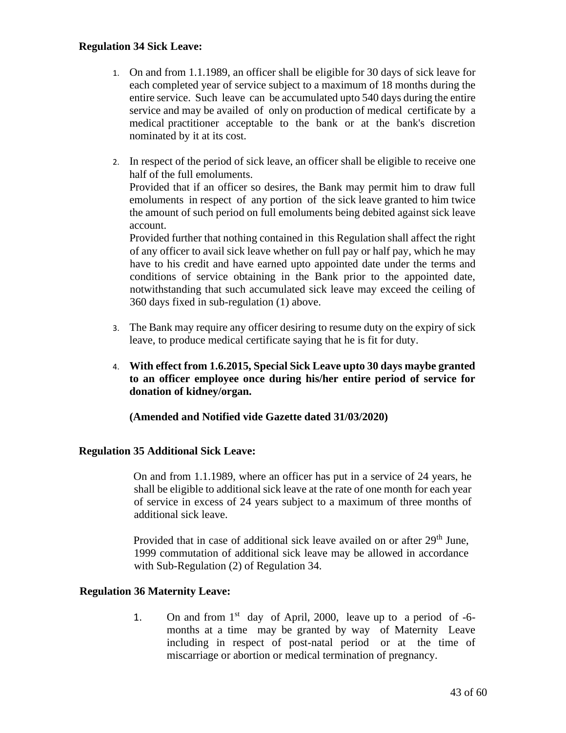**Regulation 34 Sick Leave:**

1. On and from 1.1.1989, an officer shall be eligible for 30 days of sick leave for each completed year of service subject to a maximum of 18 months during the entire service. Such leave can be accumulated upto 540 days during the entire service and may be availed of only on production of medical certificate by a medical practitioner acceptable to the bank or at the bank's discretion nominated by it at its cost.

2. In respect of the period of sick leave, an officer shall be eligible to receive one half of the full emoluments.
   Provided that if an officer so desires, the Bank may permit him to draw full emoluments in respect of any portion of the sick leave granted to him twice the amount of such period on full emoluments being debited against sick leave account.
   Provided further that nothing contained in this Regulation shall affect the right of any officer to avail sick leave whether on full pay or half pay, which he may have to his credit and have earned upto appointed date under the terms and conditions of service obtaining in the Bank prior to the appointed date, notwithstanding that such accumulated sick leave may exceed the ceiling of 360 days fixed in sub-regulation (1) above.

3. The Bank may require any officer desiring to resume duty on the expiry of sick leave, to produce medical certificate saying that he is fit for duty.

4. **With effect from 1.6.2015, Special Sick Leave upto 30 days maybe granted to an officer employee once during his/her entire period of service for donation of kidney/organ.**

   **(Amended and Notified vide Gazette dated 31/03/2020)**

**Regulation 35 Additional Sick Leave:**

On and from 1.1.1989, where an officer has put in a service of 24 years, he shall be eligible to additional sick leave at the rate of one month for each year of service in excess of 24 years subject to a maximum of three months of additional sick leave.

Provided that in case of additional sick leave availed on or after 29th June, 1999 commutation of additional sick leave may be allowed in accordance with Sub-Regulation (2) of Regulation 34.

**Regulation 36 Maternity Leave:**

1. On and from 1st day of April, 2000, leave up to a period of -6- months at a time may be granted by way of Maternity Leave including in respect of post-natal period or at the time of miscarriage or abortion or medical termination of pregnancy.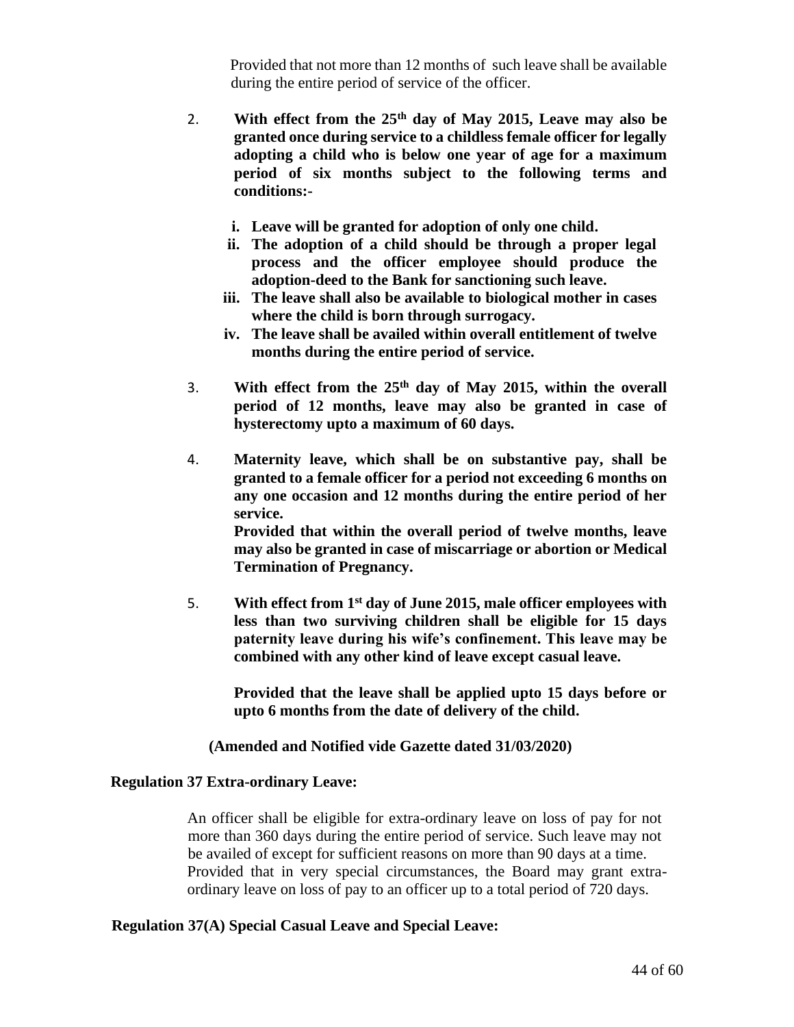Provided that not more than 12 months of such leave shall be available during the entire period of service of the officer.

2. **With effect from the 25th day of May 2015, Leave may also be granted once during service to a childless female officer for legally adopting a child who is below one year of age for a maximum period of six months subject to the following terms and conditions:-**

   i. **Leave will be granted for adoption of only one child.**
   ii. **The adoption of a child should be through a proper legal process and the officer employee should produce the adoption-deed to the Bank for sanctioning such leave.**
   iii. **The leave shall also be available to biological mother in cases where the child is born through surrogacy.**
   iv. **The leave shall be availed within overall entitlement of twelve months during the entire period of service.**

3. **With effect from the 25th day of May 2015, within the overall period of 12 months, leave may also be granted in case of hysterectomy upto a maximum of 60 days.**

4. **Maternity leave, which shall be on substantive pay, shall be granted to a female officer for a period not exceeding 6 months on any one occasion and 12 months during the entire period of her service.**
   **Provided that within the overall period of twelve months, leave may also be granted in case of miscarriage or abortion or Medical Termination of Pregnancy.**

5. **With effect from 1st day of June 2015, male officer employees with less than two surviving children shall be eligible for 15 days paternity leave during his wife's confinement. This leave may be combined with any other kind of leave except casual leave.**

   **Provided that the leave shall be applied upto 15 days before or upto 6 months from the date of delivery of the child.**

**(Amended and Notified vide Gazette dated 31/03/2020)**

**Regulation 37 Extra-ordinary Leave:**

An officer shall be eligible for extra-ordinary leave on loss of pay for not more than 360 days during the entire period of service. Such leave may not be availed of except for sufficient reasons on more than 90 days at a time. Provided that in very special circumstances, the Board may grant extra-ordinary leave on loss of pay to an officer up to a total period of 720 days.

**Regulation 37(A) Special Casual Leave and Special Leave:**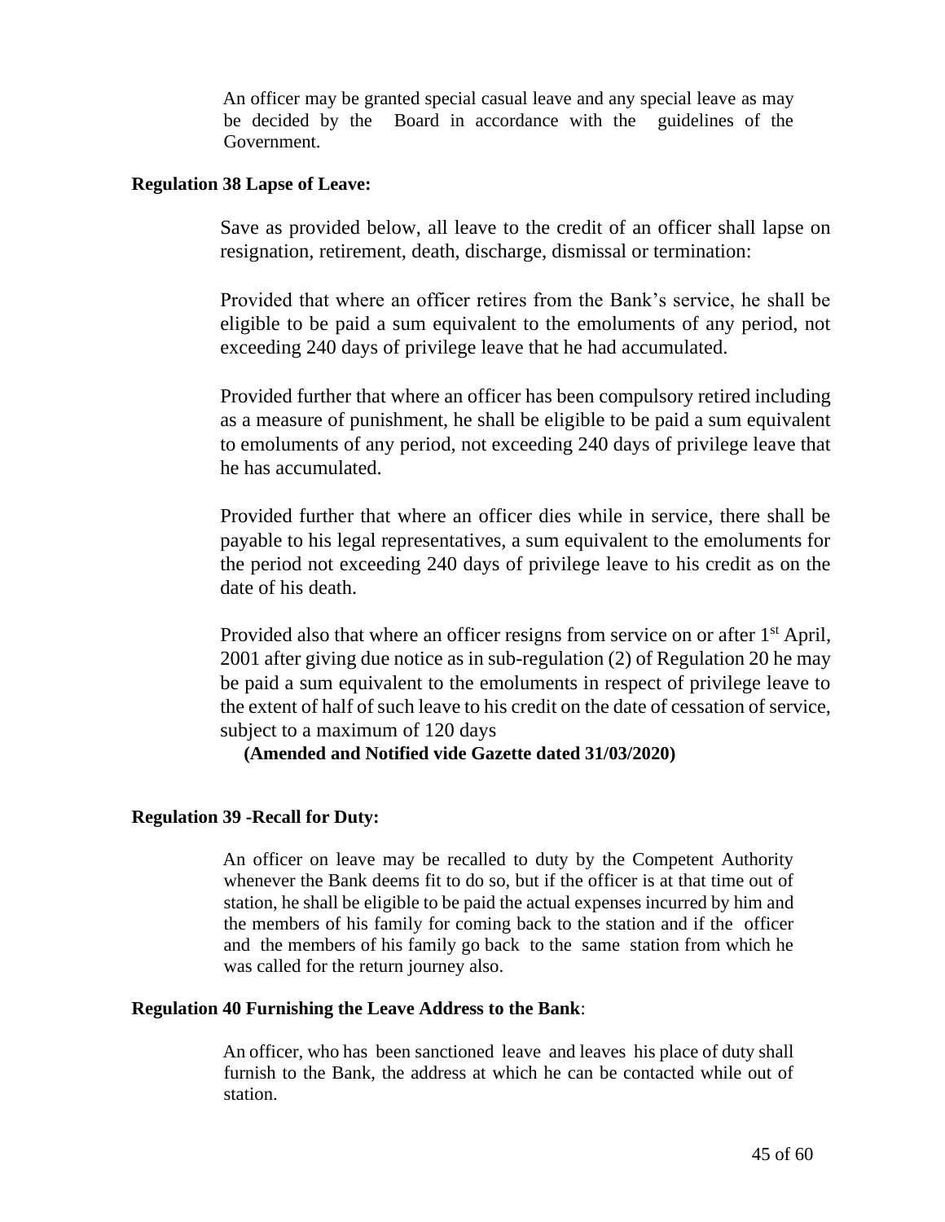An officer may be granted special casual leave and any special leave as may be decided by the Board in accordance with the guidelines of the Government.

**Regulation 38 Lapse of Leave:**

Save as provided below, all leave to the credit of an officer shall lapse on resignation, retirement, death, discharge, dismissal or termination:

Provided that where an officer retires from the Bank's service, he shall be eligible to be paid a sum equivalent to the emoluments of any period, not exceeding 240 days of privilege leave that he had accumulated.

Provided further that where an officer has been compulsory retired including as a measure of punishment, he shall be eligible to be paid a sum equivalent to emoluments of any period, not exceeding 240 days of privilege leave that he has accumulated.

Provided further that where an officer dies while in service, there shall be payable to his legal representatives, a sum equivalent to the emoluments for the period not exceeding 240 days of privilege leave to his credit as on the date of his death.

Provided also that where an officer resigns from service on or after 1st April, 2001 after giving due notice as in sub-regulation (2) of Regulation 20 he may be paid a sum equivalent to the emoluments in respect of privilege leave to the extent of half of such leave to his credit on the date of cessation of service, subject to a maximum of 120 days

**(Amended and Notified vide Gazette dated 31/03/2020)**

**Regulation 39 -Recall for Duty:**

An officer on leave may be recalled to duty by the Competent Authority whenever the Bank deems fit to do so, but if the officer is at that time out of station, he shall be eligible to be paid the actual expenses incurred by him and the members of his family for coming back to the station and if the officer and the members of his family go back to the same station from which he was called for the return journey also.

**Regulation 40 Furnishing the Leave Address to the Bank**:

An officer, who has been sanctioned leave and leaves his place of duty shall furnish to the Bank, the address at which he can be contacted while out of station.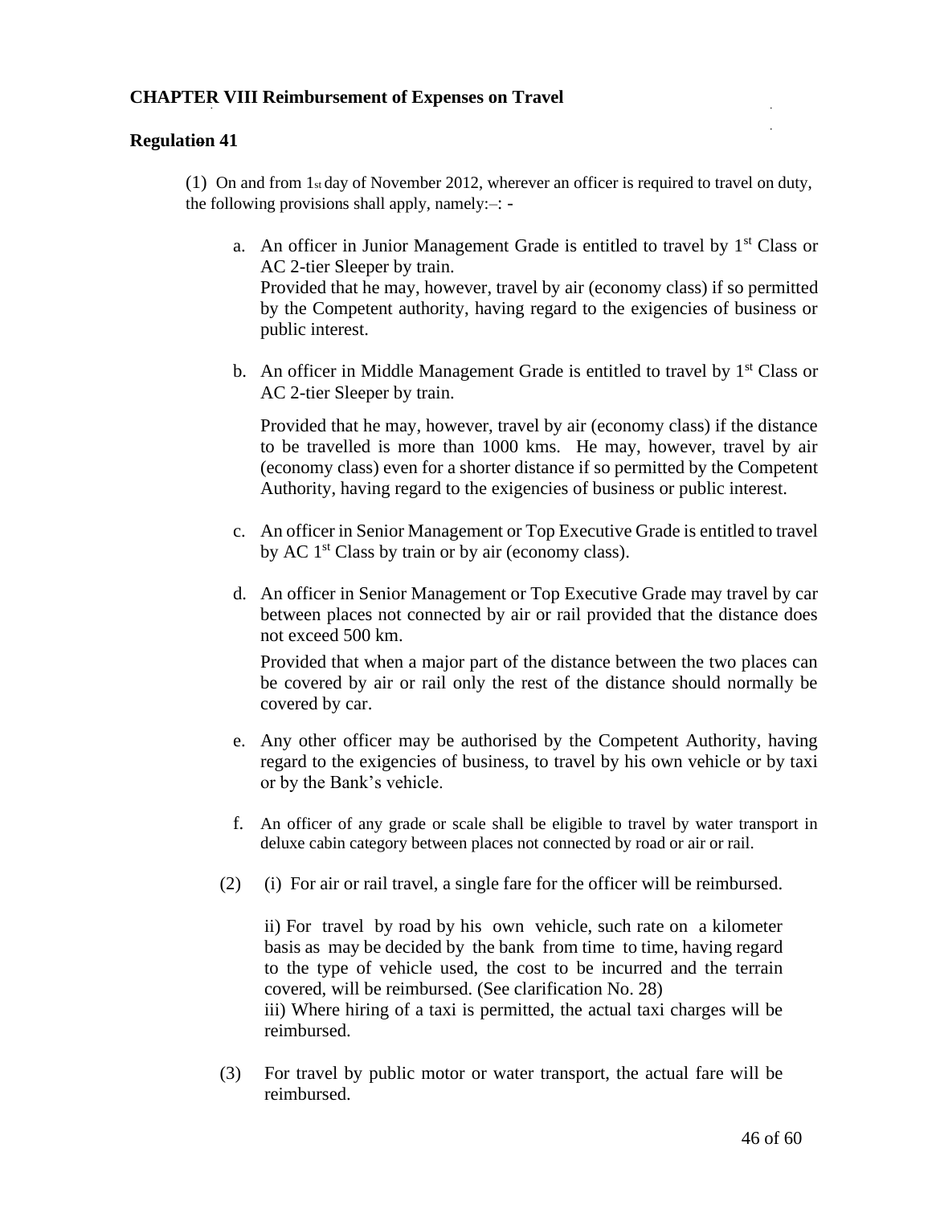**CHAPTER VIII Reimbursement of Expenses on Travel**

**Regulation 41**

(1) On and from 1st day of November 2012, wherever an officer is required to travel on duty, the following provisions shall apply, namely:–: -

a. An officer in Junior Management Grade is entitled to travel by 1st Class or AC 2-tier Sleeper by train.
Provided that he may, however, travel by air (economy class) if so permitted by the Competent authority, having regard to the exigencies of business or public interest.

b. An officer in Middle Management Grade is entitled to travel by 1st Class or AC 2-tier Sleeper by train.

Provided that he may, however, travel by air (economy class) if the distance to be travelled is more than 1000 kms. He may, however, travel by air (economy class) even for a shorter distance if so permitted by the Competent Authority, having regard to the exigencies of business or public interest.

c. An officer in Senior Management or Top Executive Grade is entitled to travel by AC 1st Class by train or by air (economy class).

d. An officer in Senior Management or Top Executive Grade may travel by car between places not connected by air or rail provided that the distance does not exceed 500 km.

Provided that when a major part of the distance between the two places can be covered by air or rail only the rest of the distance should normally be covered by car.

e. Any other officer may be authorised by the Competent Authority, having regard to the exigencies of business, to travel by his own vehicle or by taxi or by the Bank's vehicle.

f. An officer of any grade or scale shall be eligible to travel by water transport in deluxe cabin category between places not connected by road or air or rail.

(2) (i) For air or rail travel, a single fare for the officer will be reimbursed.

ii) For travel by road by his own vehicle, such rate on a kilometer basis as may be decided by the bank from time to time, having regard to the type of vehicle used, the cost to be incurred and the terrain covered, will be reimbursed. (See clarification No. 28)
iii) Where hiring of a taxi is permitted, the actual taxi charges will be reimbursed.

(3) For travel by public motor or water transport, the actual fare will be reimbursed.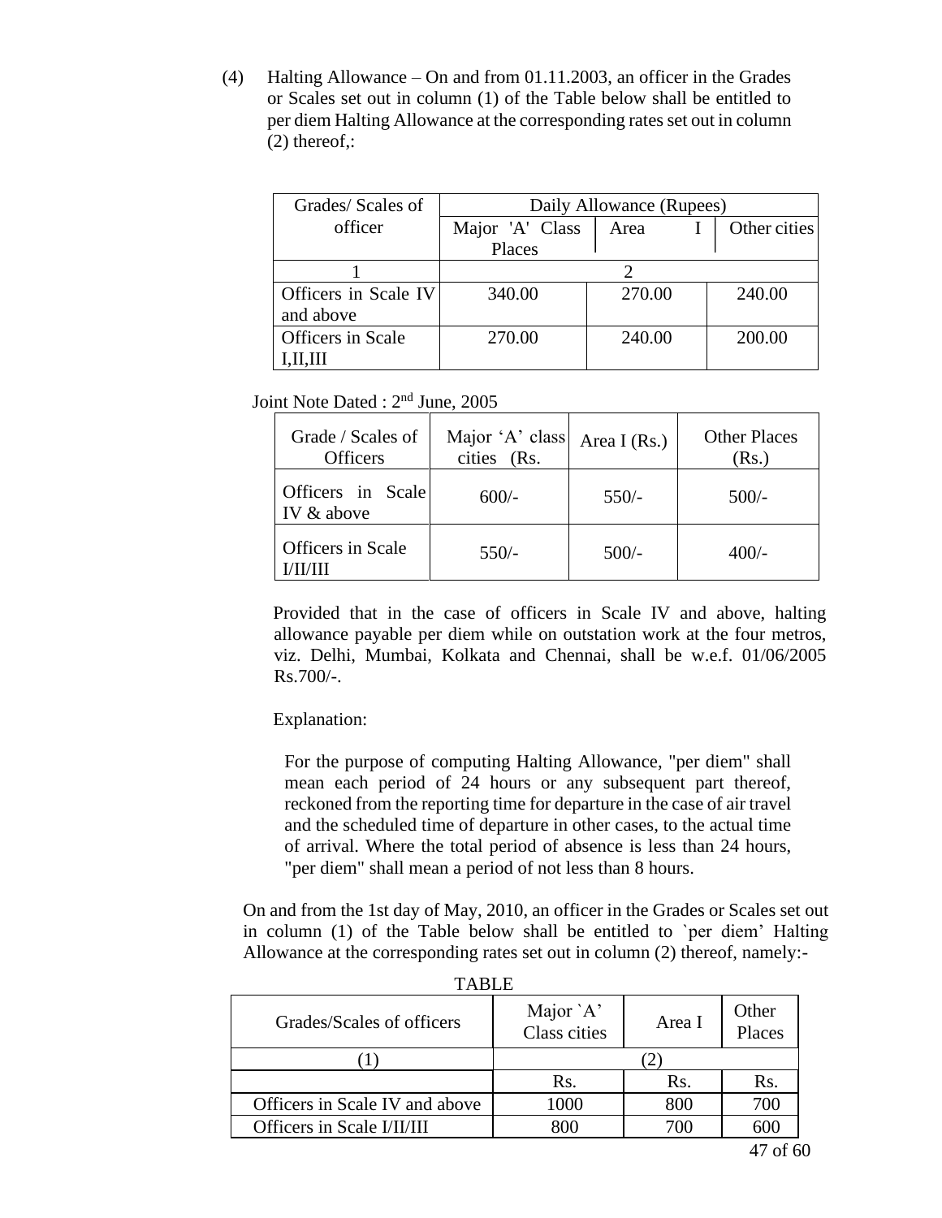(4) Halting Allowance – On and from 01.11.2003, an officer in the Grades or Scales set out in column (1) of the Table below shall be entitled to per diem Halting Allowance at the corresponding rates set out in column (2) thereof,:

| Grades/ Scales of officer | Daily Allowance (Rupees) | | |
|---|---|---|---|
| | Major 'A' Class Places | Area I | Other cities |
| 1 | 2 | | |
| Officers in Scale IV and above | 340.00 | 270.00 | 240.00 |
| Officers in Scale I,II,III | 270.00 | 240.00 | 200.00 |

Joint Note Dated : 2nd June, 2005

| Grade / Scales of Officers | Major 'A' class cities (Rs. | Area I (Rs.) | Other Places (Rs.) |
|---|---|---|---|
| Officers in Scale IV & above | 600/- | 550/- | 500/- |
| Officers in Scale I/II/III | 550/- | 500/- | 400/- |

Provided that in the case of officers in Scale IV and above, halting allowance payable per diem while on outstation work at the four metros, viz. Delhi, Mumbai, Kolkata and Chennai, shall be w.e.f. 01/06/2005 Rs.700/-.

Explanation:

For the purpose of computing Halting Allowance, "per diem" shall mean each period of 24 hours or any subsequent part thereof, reckoned from the reporting time for departure in the case of air travel and the scheduled time of departure in other cases, to the actual time of arrival. Where the total period of absence is less than 24 hours, "per diem" shall mean a period of not less than 8 hours.

On and from the 1st day of May, 2010, an officer in the Grades or Scales set out in column (1) of the Table below shall be entitled to `per diem' Halting Allowance at the corresponding rates set out in column (2) thereof, namely:-

TABLE

| Grades/Scales of officers | Major `A' Class cities | Area I | Other Places |
|---|---|---|---|
| (1) | (2) | | |
| | Rs. | Rs. | Rs. |
| Officers in Scale IV and above | 1000 | 800 | 700 |
| Officers in Scale I/II/III | 800 | 700 | 600 |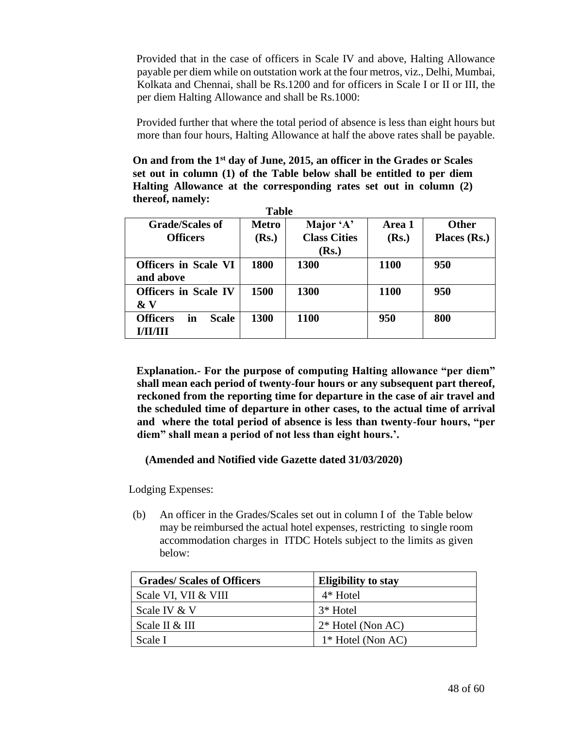Provided that in the case of officers in Scale IV and above, Halting Allowance payable per diem while on outstation work at the four metros, viz., Delhi, Mumbai, Kolkata and Chennai, shall be Rs.1200 and for officers in Scale I or II or III, the per diem Halting Allowance and shall be Rs.1000:

Provided further that where the total period of absence is less than eight hours but more than four hours, Halting Allowance at half the above rates shall be payable.

**On and from the 1st day of June, 2015, an officer in the Grades or Scales set out in column (1) of the Table below shall be entitled to per diem Halting Allowance at the corresponding rates set out in column (2) thereof, namely:**

**Table**

| Grade/Scales of Officers | Metro (Rs.) | Major 'A' Class Cities (Rs.) | Area 1 (Rs.) | Other Places (Rs.) |
|---|---|---|---|---|
| **Officers in Scale VI and above** | **1800** | **1300** | **1100** | **950** |
| **Officers in Scale IV & V** | **1500** | **1300** | **1100** | **950** |
| **Officers in Scale I/II/III** | **1300** | **1100** | **950** | **800** |

**Explanation.- For the purpose of computing Halting allowance "per diem" shall mean each period of twenty-four hours or any subsequent part thereof, reckoned from the reporting time for departure in the case of air travel and the scheduled time of departure in other cases, to the actual time of arrival and where the total period of absence is less than twenty-four hours, "per diem" shall mean a period of not less than eight hours.'.**

**(Amended and Notified vide Gazette dated 31/03/2020)**

Lodging Expenses:

(b) An officer in the Grades/Scales set out in column I of the Table below may be reimbursed the actual hotel expenses, restricting to single room accommodation charges in ITDC Hotels subject to the limits as given below:

| Grades/ Scales of Officers | Eligibility to stay |
|---|---|
| Scale VI, VII & VIII | 4* Hotel |
| Scale IV & V | 3* Hotel |
| Scale II & III | 2* Hotel (Non AC) |
| Scale I | 1* Hotel (Non AC) |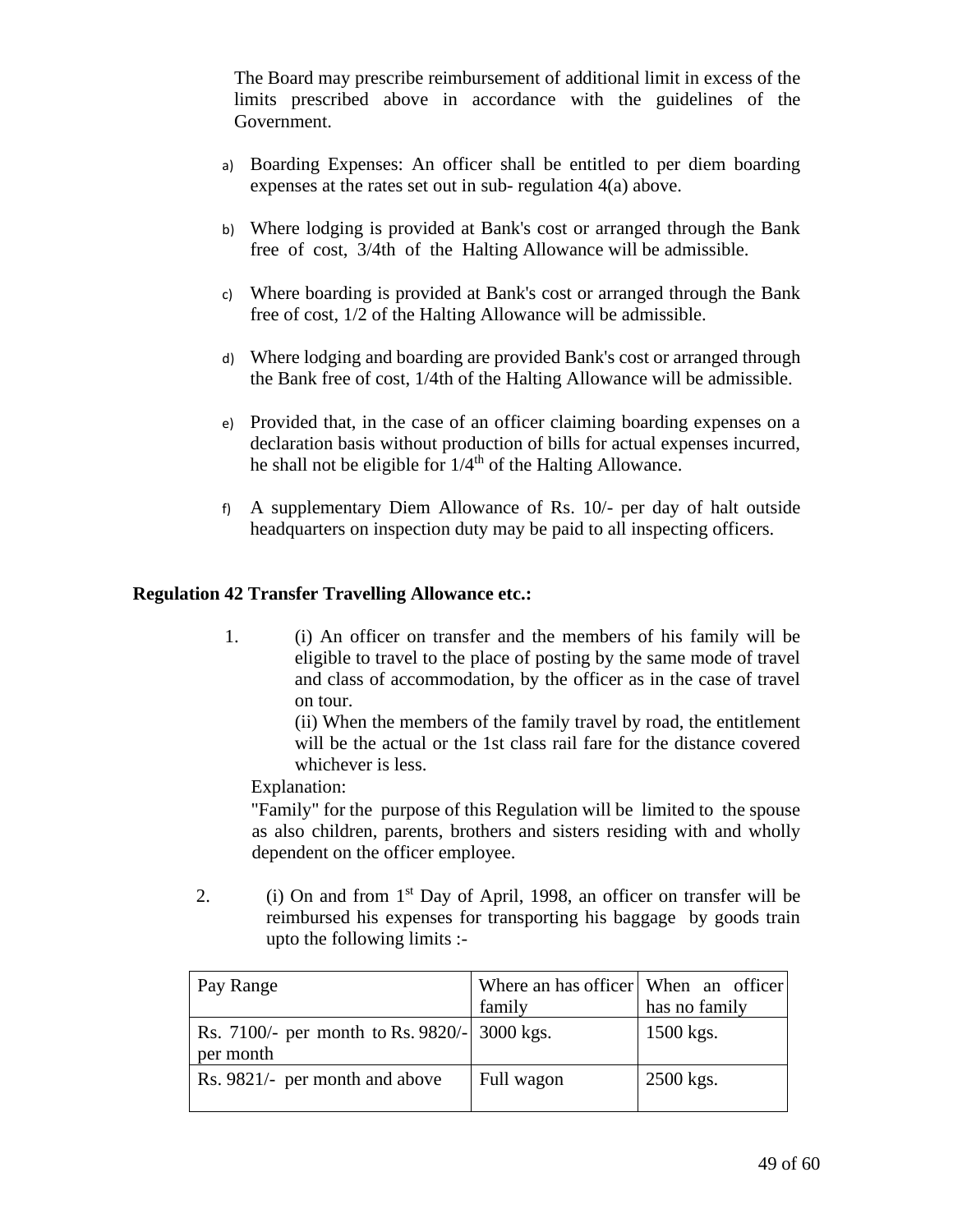The Board may prescribe reimbursement of additional limit in excess of the limits prescribed above in accordance with the guidelines of the Government.

a) Boarding Expenses: An officer shall be entitled to per diem boarding expenses at the rates set out in sub- regulation 4(a) above.

b) Where lodging is provided at Bank's cost or arranged through the Bank free of cost, 3/4th of the Halting Allowance will be admissible.

c) Where boarding is provided at Bank's cost or arranged through the Bank free of cost, 1/2 of the Halting Allowance will be admissible.

d) Where lodging and boarding are provided Bank's cost or arranged through the Bank free of cost, 1/4th of the Halting Allowance will be admissible.

e) Provided that, in the case of an officer claiming boarding expenses on a declaration basis without production of bills for actual expenses incurred, he shall not be eligible for 1/4th of the Halting Allowance.

f) A supplementary Diem Allowance of Rs. 10/- per day of halt outside headquarters on inspection duty may be paid to all inspecting officers.

**Regulation 42 Transfer Travelling Allowance etc.:**

1. (i) An officer on transfer and the members of his family will be eligible to travel to the place of posting by the same mode of travel and class of accommodation, by the officer as in the case of travel on tour.

   (ii) When the members of the family travel by road, the entitlement will be the actual or the 1st class rail fare for the distance covered whichever is less.

   Explanation:

   "Family" for the purpose of this Regulation will be limited to the spouse as also children, parents, brothers and sisters residing with and wholly dependent on the officer employee.

2. (i) On and from 1st Day of April, 1998, an officer on transfer will be reimbursed his expenses for transporting his baggage by goods train upto the following limits :-

| Pay Range | Where an has officer family | When an officer has no family |
|---|---|---|
| Rs. 7100/- per month to Rs. 9820/- per month | 3000 kgs. | 1500 kgs. |
| Rs. 9821/- per month and above | Full wagon | 2500 kgs. |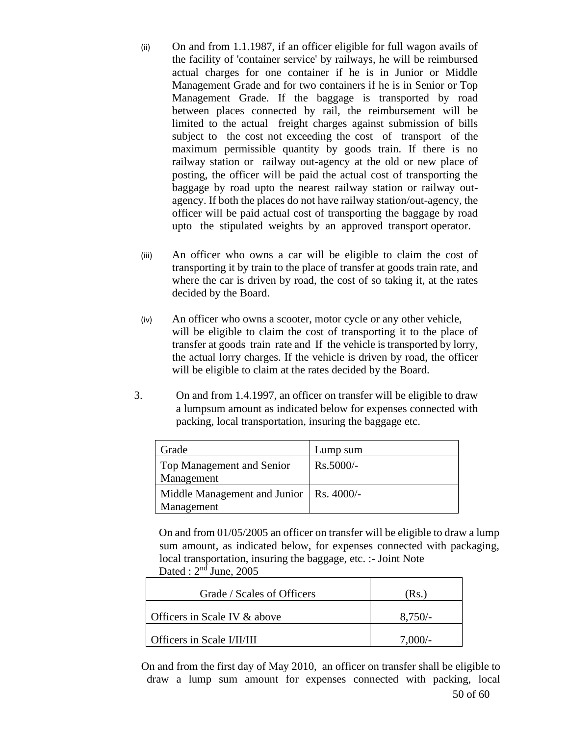(ii) On and from 1.1.1987, if an officer eligible for full wagon avails of the facility of 'container service' by railways, he will be reimbursed actual charges for one container if he is in Junior or Middle Management Grade and for two containers if he is in Senior or Top Management Grade. If the baggage is transported by road between places connected by rail, the reimbursement will be limited to the actual freight charges against submission of bills subject to the cost not exceeding the cost of transport of the maximum permissible quantity by goods train. If there is no railway station or railway out-agency at the old or new place of posting, the officer will be paid the actual cost of transporting the baggage by road upto the nearest railway station or railway out-agency. If both the places do not have railway station/out-agency, the officer will be paid actual cost of transporting the baggage by road upto the stipulated weights by an approved transport operator.

(iii) An officer who owns a car will be eligible to claim the cost of transporting it by train to the place of transfer at goods train rate, and where the car is driven by road, the cost of so taking it, at the rates decided by the Board.

(iv) An officer who owns a scooter, motor cycle or any other vehicle, will be eligible to claim the cost of transporting it to the place of transfer at goods train rate and If the vehicle is transported by lorry, the actual lorry charges. If the vehicle is driven by road, the officer will be eligible to claim at the rates decided by the Board.

3. On and from 1.4.1997, an officer on transfer will be eligible to draw a lumpsum amount as indicated below for expenses connected with packing, local transportation, insuring the baggage etc.

| Grade | Lump sum |
|---|---|
| Top Management and Senior Management | Rs.5000/- |
| Middle Management and Junior Management | Rs. 4000/- |

On and from 01/05/2005 an officer on transfer will be eligible to draw a lump sum amount, as indicated below, for expenses connected with packaging, local transportation, insuring the baggage, etc. :- Joint Note Dated : 2nd June, 2005

| Grade / Scales of Officers | (Rs.) |
|---|---|
| Officers in Scale IV & above | 8,750/- |
| Officers in Scale I/II/III | 7,000/- |

On and from the first day of May 2010, an officer on transfer shall be eligible to draw a lump sum amount for expenses connected with packing, local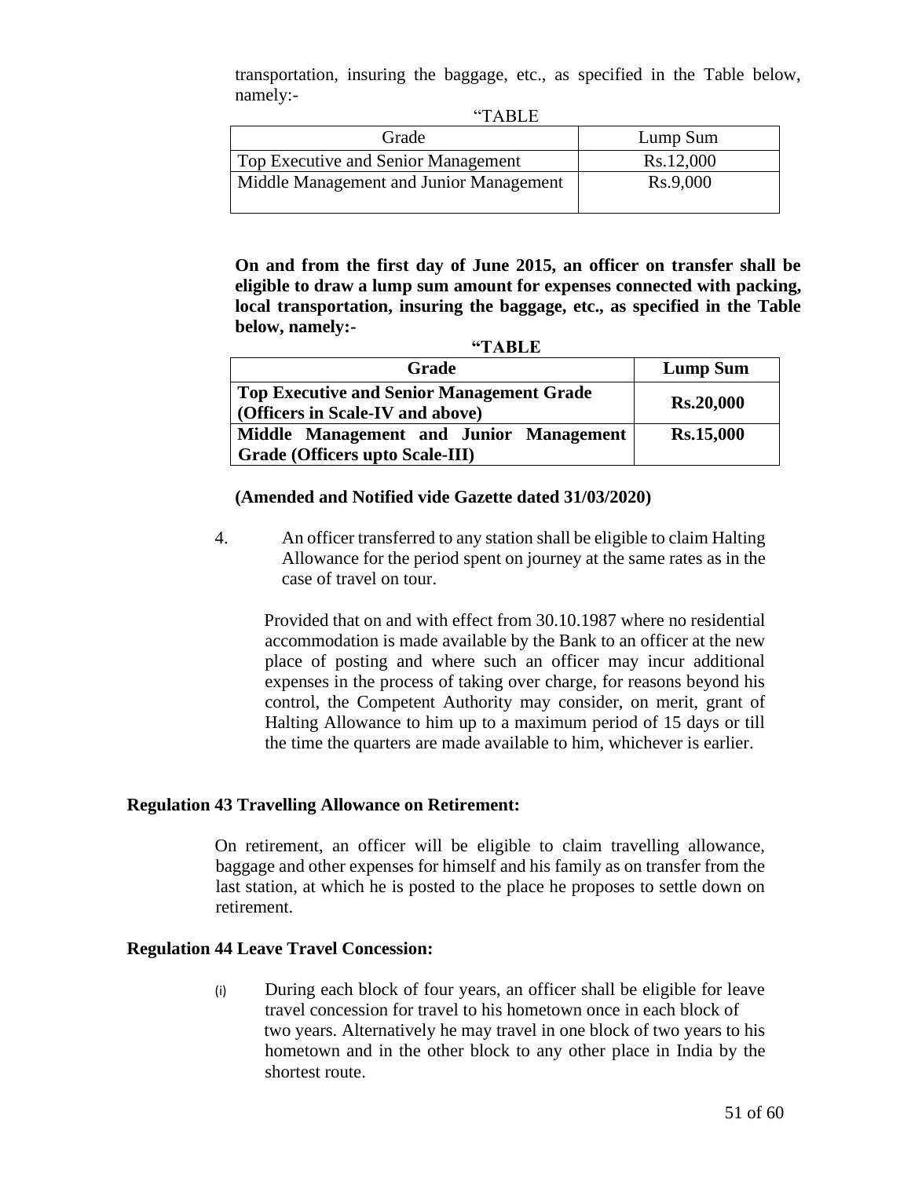transportation, insuring the baggage, etc., as specified in the Table below, namely:-

"TABLE

| Grade | Lump Sum |
| --- | --- |
| Top Executive and Senior Management | Rs.12,000 |
| Middle Management and Junior Management | Rs.9,000 |

**On and from the first day of June 2015, an officer on transfer shall be eligible to draw a lump sum amount for expenses connected with packing, local transportation, insuring the baggage, etc., as specified in the Table below, namely:-**

**"TABLE**

| **Grade** | **Lump Sum** |
| --- | --- |
| **Top Executive and Senior Management Grade (Officers in Scale-IV and above)** | **Rs.20,000** |
| **Middle Management and Junior Management Grade (Officers upto Scale-III)** | **Rs.15,000** |

**(Amended and Notified vide Gazette dated 31/03/2020)**

4. An officer transferred to any station shall be eligible to claim Halting Allowance for the period spent on journey at the same rates as in the case of travel on tour.

   Provided that on and with effect from 30.10.1987 where no residential accommodation is made available by the Bank to an officer at the new place of posting and where such an officer may incur additional expenses in the process of taking over charge, for reasons beyond his control, the Competent Authority may consider, on merit, grant of Halting Allowance to him up to a maximum period of 15 days or till the time the quarters are made available to him, whichever is earlier.

**Regulation 43 Travelling Allowance on Retirement:**

On retirement, an officer will be eligible to claim travelling allowance, baggage and other expenses for himself and his family as on transfer from the last station, at which he is posted to the place he proposes to settle down on retirement.

**Regulation 44 Leave Travel Concession:**

(i) During each block of four years, an officer shall be eligible for leave travel concession for travel to his hometown once in each block of two years. Alternatively he may travel in one block of two years to his hometown and in the other block to any other place in India by the shortest route.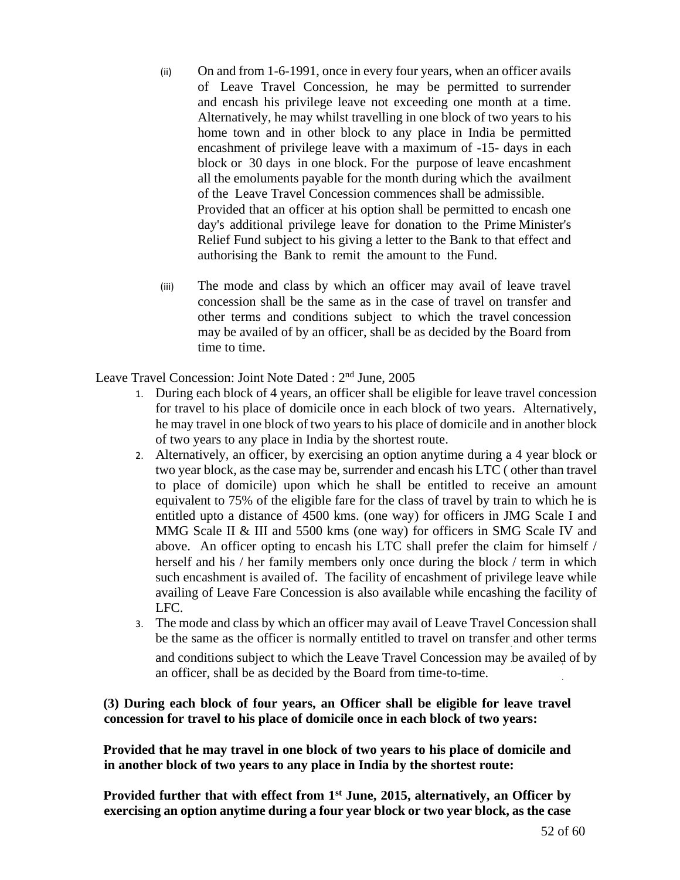(ii) On and from 1-6-1991, once in every four years, when an officer avails of Leave Travel Concession, he may be permitted to surrender and encash his privilege leave not exceeding one month at a time. Alternatively, he may whilst travelling in one block of two years to his home town and in other block to any place in India be permitted encashment of privilege leave with a maximum of -15- days in each block or 30 days in one block. For the purpose of leave encashment all the emoluments payable for the month during which the availment of the Leave Travel Concession commences shall be admissible.
Provided that an officer at his option shall be permitted to encash one day's additional privilege leave for donation to the Prime Minister's Relief Fund subject to his giving a letter to the Bank to that effect and authorising the Bank to remit the amount to the Fund.

(iii) The mode and class by which an officer may avail of leave travel concession shall be the same as in the case of travel on transfer and other terms and conditions subject to which the travel concession may be availed of by an officer, shall be as decided by the Board from time to time.

Leave Travel Concession: Joint Note Dated : 2nd June, 2005

1. During each block of 4 years, an officer shall be eligible for leave travel concession for travel to his place of domicile once in each block of two years. Alternatively, he may travel in one block of two years to his place of domicile and in another block of two years to any place in India by the shortest route.
2. Alternatively, an officer, by exercising an option anytime during a 4 year block or two year block, as the case may be, surrender and encash his LTC ( other than travel to place of domicile) upon which he shall be entitled to receive an amount equivalent to 75% of the eligible fare for the class of travel by train to which he is entitled upto a distance of 4500 kms. (one way) for officers in JMG Scale I and MMG Scale II & III and 5500 kms (one way) for officers in SMG Scale IV and above. An officer opting to encash his LTC shall prefer the claim for himself / herself and his / her family members only once during the block / term in which such encashment is availed of. The facility of encashment of privilege leave while availing of Leave Fare Concession is also available while encashing the facility of LFC.
3. The mode and class by which an officer may avail of Leave Travel Concession shall be the same as the officer is normally entitled to travel on transfer and other terms and conditions subject to which the Leave Travel Concession may be availed of by an officer, shall be as decided by the Board from time-to-time.

**(3) During each block of four years, an Officer shall be eligible for leave travel concession for travel to his place of domicile once in each block of two years:**

**Provided that he may travel in one block of two years to his place of domicile and in another block of two years to any place in India by the shortest route:**

**Provided further that with effect from 1st June, 2015, alternatively, an Officer by exercising an option anytime during a four year block or two year block, as the case**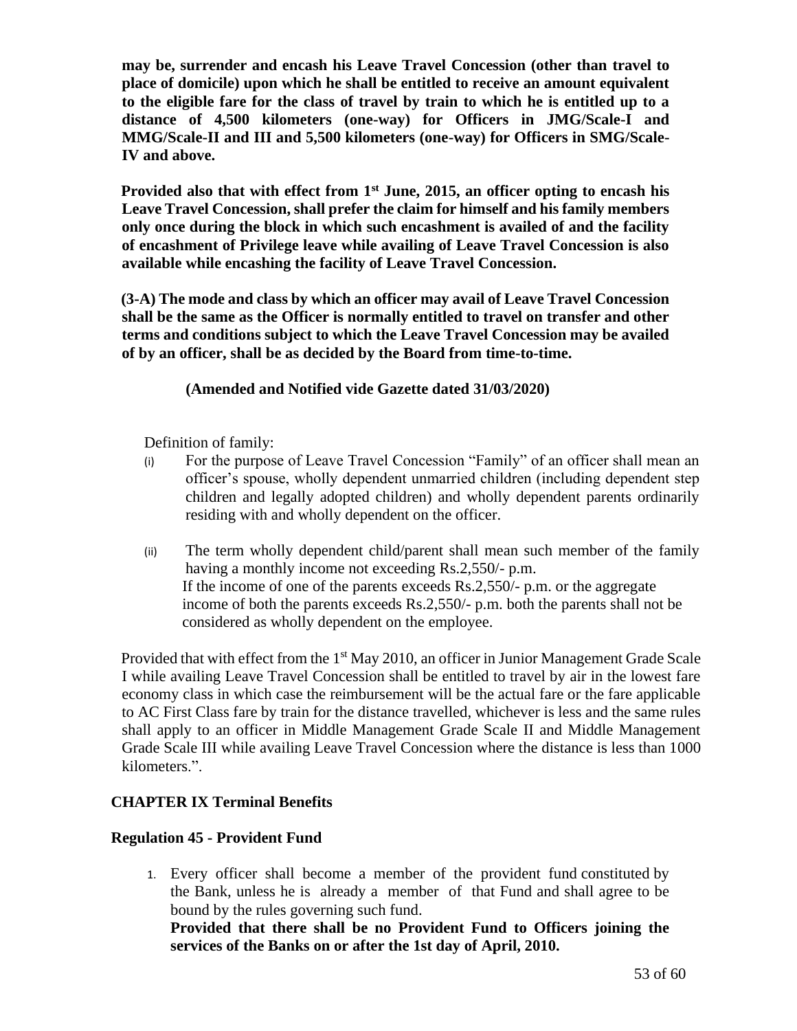**may be, surrender and encash his Leave Travel Concession (other than travel to place of domicile) upon which he shall be entitled to receive an amount equivalent to the eligible fare for the class of travel by train to which he is entitled up to a distance of 4,500 kilometers (one-way) for Officers in JMG/Scale-I and MMG/Scale-II and III and 5,500 kilometers (one-way) for Officers in SMG/Scale-IV and above.**

**Provided also that with effect from 1st June, 2015, an officer opting to encash his Leave Travel Concession, shall prefer the claim for himself and his family members only once during the block in which such encashment is availed of and the facility of encashment of Privilege leave while availing of Leave Travel Concession is also available while encashing the facility of Leave Travel Concession.**

**(3-A) The mode and class by which an officer may avail of Leave Travel Concession shall be the same as the Officer is normally entitled to travel on transfer and other terms and conditions subject to which the Leave Travel Concession may be availed of by an officer, shall be as decided by the Board from time-to-time.**

**(Amended and Notified vide Gazette dated 31/03/2020)**

Definition of family:

(i) For the purpose of Leave Travel Concession "Family" of an officer shall mean an officer's spouse, wholly dependent unmarried children (including dependent step children and legally adopted children) and wholly dependent parents ordinarily residing with and wholly dependent on the officer.

(ii) The term wholly dependent child/parent shall mean such member of the family having a monthly income not exceeding Rs.2,550/- p.m.
If the income of one of the parents exceeds Rs.2,550/- p.m. or the aggregate income of both the parents exceeds Rs.2,550/- p.m. both the parents shall not be considered as wholly dependent on the employee.

Provided that with effect from the 1st May 2010, an officer in Junior Management Grade Scale I while availing Leave Travel Concession shall be entitled to travel by air in the lowest fare economy class in which case the reimbursement will be the actual fare or the fare applicable to AC First Class fare by train for the distance travelled, whichever is less and the same rules shall apply to an officer in Middle Management Grade Scale II and Middle Management Grade Scale III while availing Leave Travel Concession where the distance is less than 1000 kilometers.".

## CHAPTER IX Terminal Benefits

### Regulation 45 - Provident Fund

1. Every officer shall become a member of the provident fund constituted by the Bank, unless he is already a member of that Fund and shall agree to be bound by the rules governing such fund.
**Provided that there shall be no Provident Fund to Officers joining the services of the Banks on or after the 1st day of April, 2010.**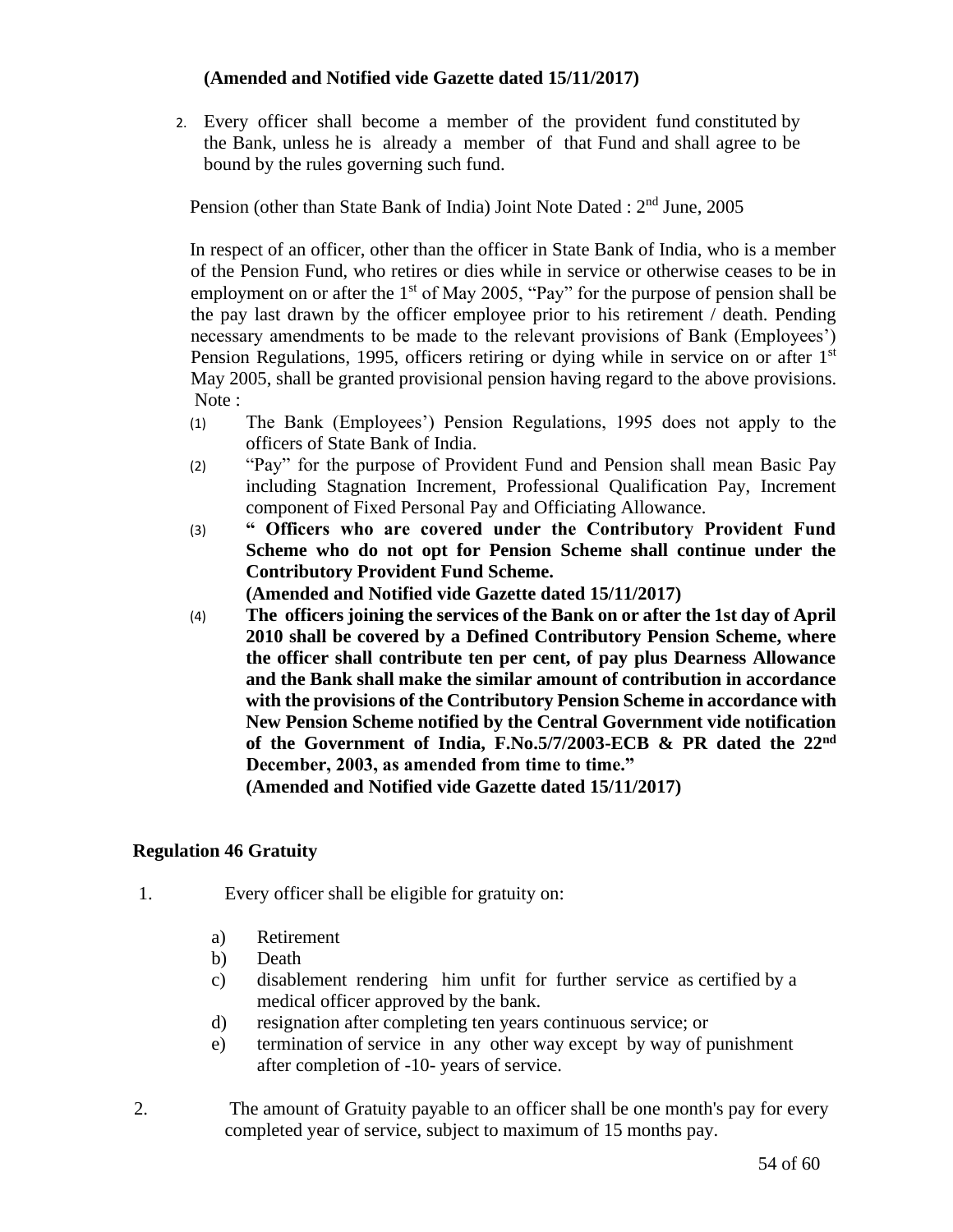**(Amended and Notified vide Gazette dated 15/11/2017)**

2. Every officer shall become a member of the provident fund constituted by the Bank, unless he is already a member of that Fund and shall agree to be bound by the rules governing such fund.

Pension (other than State Bank of India) Joint Note Dated : 2nd June, 2005

In respect of an officer, other than the officer in State Bank of India, who is a member of the Pension Fund, who retires or dies while in service or otherwise ceases to be in employment on or after the 1st of May 2005, "Pay" for the purpose of pension shall be the pay last drawn by the officer employee prior to his retirement / death. Pending necessary amendments to be made to the relevant provisions of Bank (Employees') Pension Regulations, 1995, officers retiring or dying while in service on or after 1st May 2005, shall be granted provisional pension having regard to the above provisions.

Note :

(1) The Bank (Employees') Pension Regulations, 1995 does not apply to the officers of State Bank of India.

(2) "Pay" for the purpose of Provident Fund and Pension shall mean Basic Pay including Stagnation Increment, Professional Qualification Pay, Increment component of Fixed Personal Pay and Officiating Allowance.

(3) **" Officers who are covered under the Contributory Provident Fund Scheme who do not opt for Pension Scheme shall continue under the Contributory Provident Fund Scheme.**
**(Amended and Notified vide Gazette dated 15/11/2017)**

(4) **The officers joining the services of the Bank on or after the 1st day of April 2010 shall be covered by a Defined Contributory Pension Scheme, where the officer shall contribute ten per cent, of pay plus Dearness Allowance and the Bank shall make the similar amount of contribution in accordance with the provisions of the Contributory Pension Scheme in accordance with New Pension Scheme notified by the Central Government vide notification of the Government of India, F.No.5/7/2003-ECB & PR dated the 22nd December, 2003, as amended from time to time."**
**(Amended and Notified vide Gazette dated 15/11/2017)**

### Regulation 46 Gratuity

1. Every officer shall be eligible for gratuity on:

   a) Retirement
   b) Death
   c) disablement rendering him unfit for further service as certified by a medical officer approved by the bank.
   d) resignation after completing ten years continuous service; or
   e) termination of service in any other way except by way of punishment after completion of -10- years of service.

2. The amount of Gratuity payable to an officer shall be one month's pay for every completed year of service, subject to maximum of 15 months pay.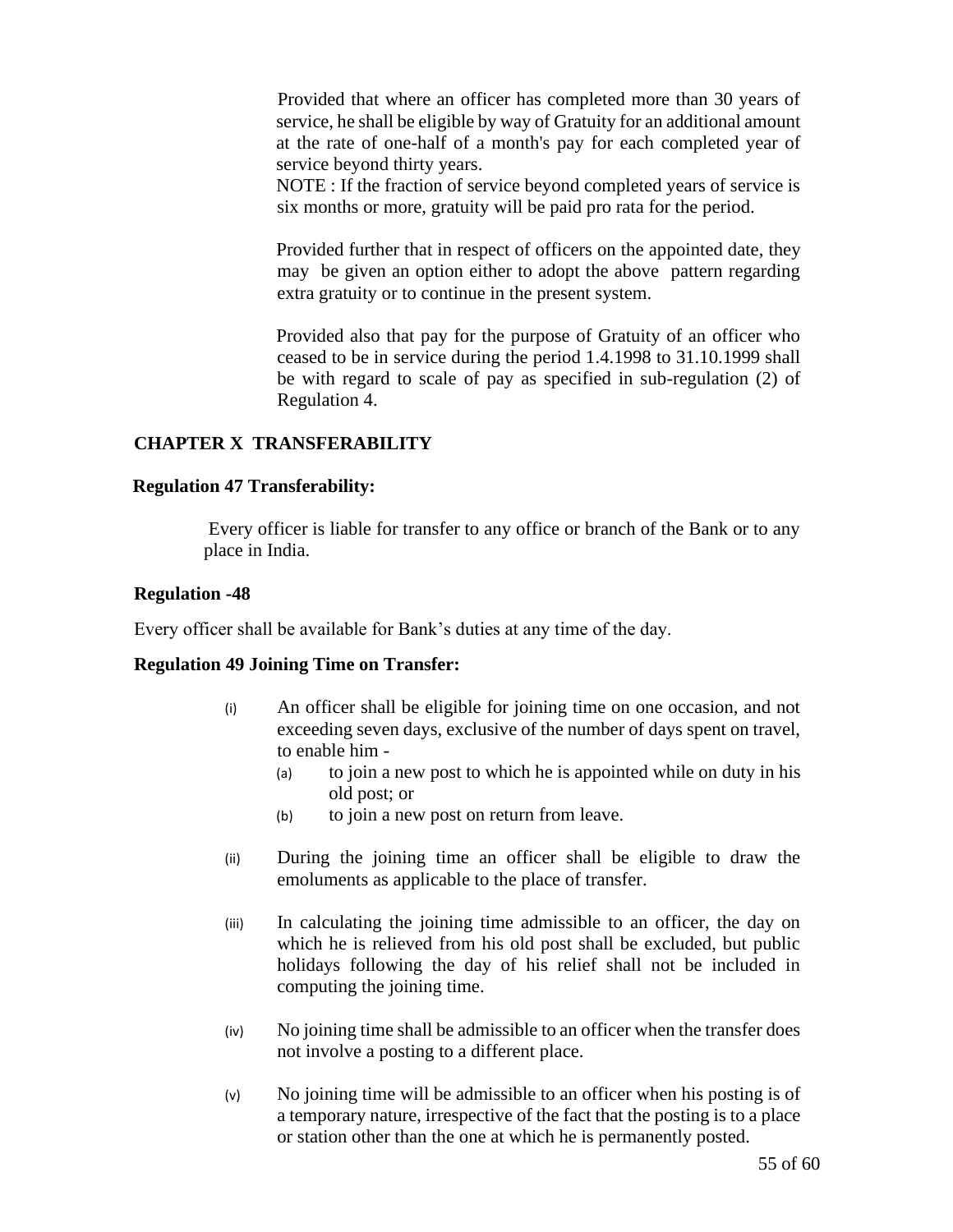Provided that where an officer has completed more than 30 years of service, he shall be eligible by way of Gratuity for an additional amount at the rate of one-half of a month's pay for each completed year of service beyond thirty years.

NOTE : If the fraction of service beyond completed years of service is six months or more, gratuity will be paid pro rata for the period.

Provided further that in respect of officers on the appointed date, they may be given an option either to adopt the above pattern regarding extra gratuity or to continue in the present system.

Provided also that pay for the purpose of Gratuity of an officer who ceased to be in service during the period 1.4.1998 to 31.10.1999 shall be with regard to scale of pay as specified in sub-regulation (2) of Regulation 4.

## CHAPTER X TRANSFERABILITY

### Regulation 47 Transferability:

Every officer is liable for transfer to any office or branch of the Bank or to any place in India.

### Regulation -48

Every officer shall be available for Bank's duties at any time of the day.

### Regulation 49 Joining Time on Transfer:

(i) An officer shall be eligible for joining time on one occasion, and not exceeding seven days, exclusive of the number of days spent on travel, to enable him -

   (a) to join a new post to which he is appointed while on duty in his old post; or

   (b) to join a new post on return from leave.

(ii) During the joining time an officer shall be eligible to draw the emoluments as applicable to the place of transfer.

(iii) In calculating the joining time admissible to an officer, the day on which he is relieved from his old post shall be excluded, but public holidays following the day of his relief shall not be included in computing the joining time.

(iv) No joining time shall be admissible to an officer when the transfer does not involve a posting to a different place.

(v) No joining time will be admissible to an officer when his posting is of a temporary nature, irrespective of the fact that the posting is to a place or station other than the one at which he is permanently posted.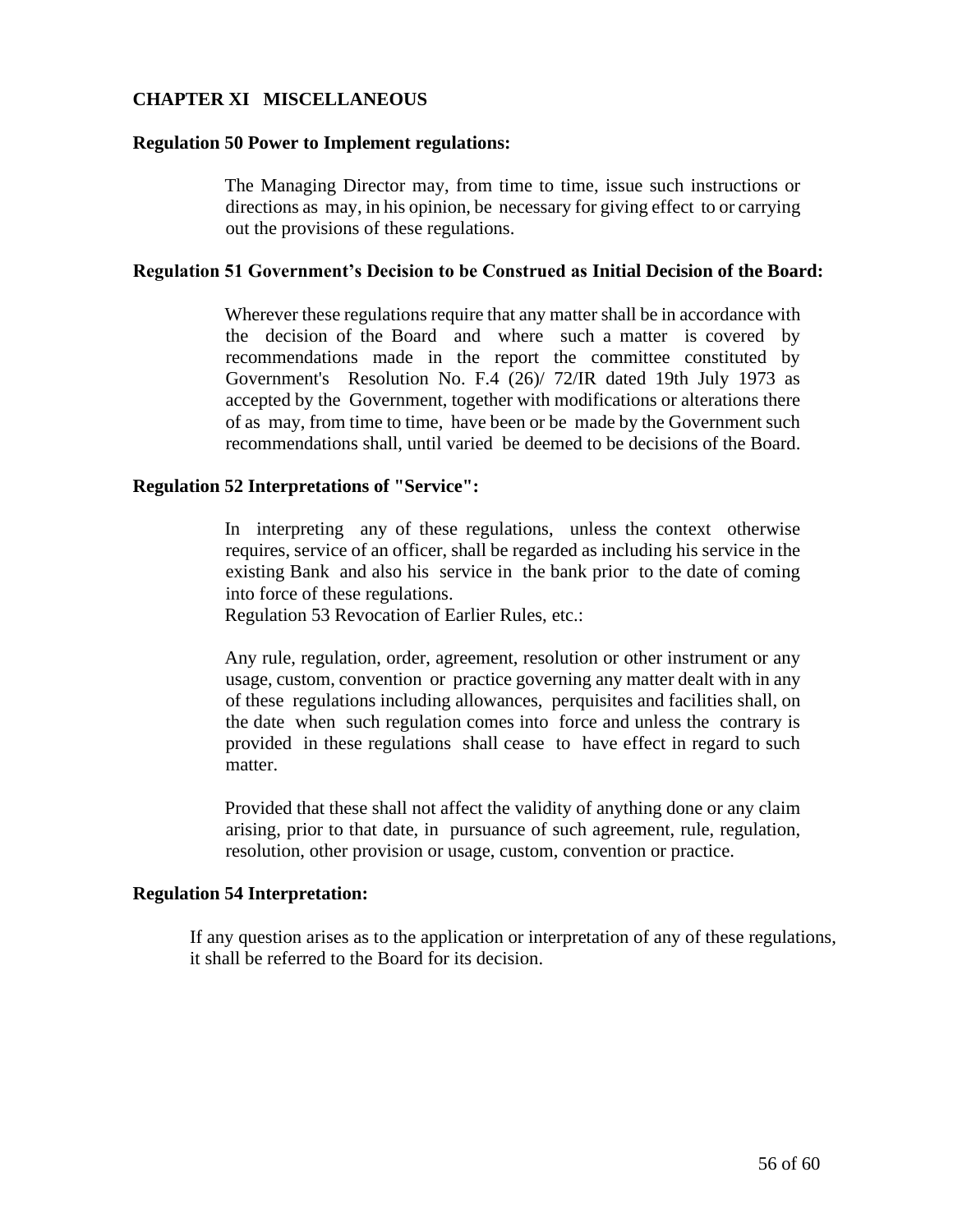## CHAPTER XI MISCELLANEOUS

**Regulation 50 Power to Implement regulations:**

The Managing Director may, from time to time, issue such instructions or directions as may, in his opinion, be necessary for giving effect to or carrying out the provisions of these regulations.

**Regulation 51 Government's Decision to be Construed as Initial Decision of the Board:**

Wherever these regulations require that any matter shall be in accordance with the decision of the Board and where such a matter is covered by recommendations made in the report the committee constituted by Government's Resolution No. F.4 (26)/ 72/IR dated 19th July 1973 as accepted by the Government, together with modifications or alterations there of as may, from time to time, have been or be made by the Government such recommendations shall, until varied be deemed to be decisions of the Board.

**Regulation 52 Interpretations of "Service":**

In interpreting any of these regulations, unless the context otherwise requires, service of an officer, shall be regarded as including his service in the existing Bank and also his service in the bank prior to the date of coming into force of these regulations.

Regulation 53 Revocation of Earlier Rules, etc.:

Any rule, regulation, order, agreement, resolution or other instrument or any usage, custom, convention or practice governing any matter dealt with in any of these regulations including allowances, perquisites and facilities shall, on the date when such regulation comes into force and unless the contrary is provided in these regulations shall cease to have effect in regard to such matter.

Provided that these shall not affect the validity of anything done or any claim arising, prior to that date, in pursuance of such agreement, rule, regulation, resolution, other provision or usage, custom, convention or practice.

**Regulation 54 Interpretation:**

If any question arises as to the application or interpretation of any of these regulations, it shall be referred to the Board for its decision.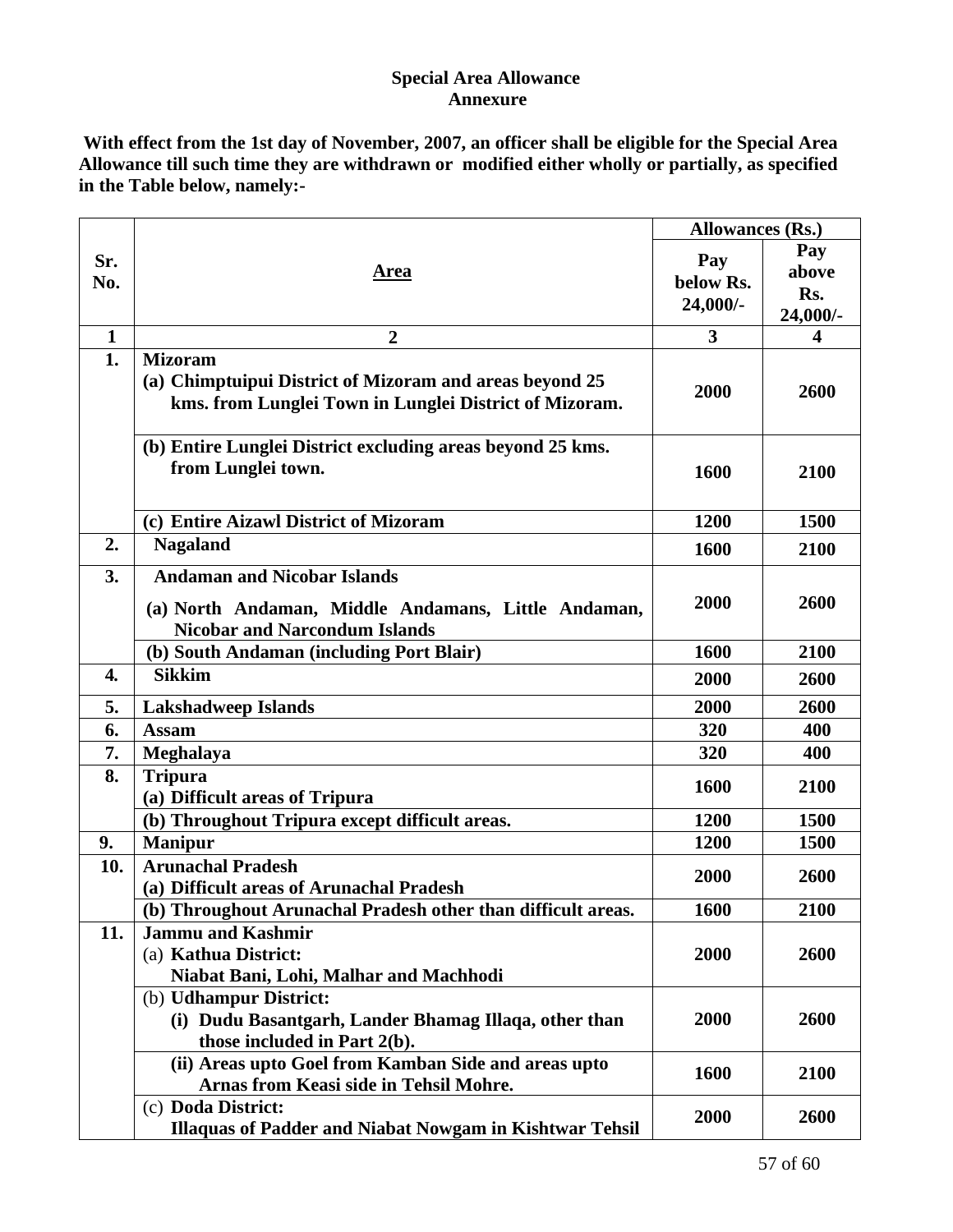**Special Area Allowance**
**Annexure**

**With effect from the 1st day of November, 2007, an officer shall be eligible for the Special Area Allowance till such time they are withdrawn or modified either wholly or partially, as specified in the Table below, namely:-**

| Sr. No. | Area | Allowances (Rs.) | |
|---|---|---|---|
| | | Pay below Rs. 24,000/- | Pay above Rs. 24,000/- |
| 1 | 2 | 3 | 4 |
| 1. | **Mizoram**<br>(a) Chimptuipui District of Mizoram and areas beyond 25 kms. from Lunglei Town in Lunglei District of Mizoram. | 2000 | 2600 |
| | (b) Entire Lunglei District excluding areas beyond 25 kms. from Lunglei town. | 1600 | 2100 |
| | (c) Entire Aizawl District of Mizoram | 1200 | 1500 |
| 2. | **Nagaland** | 1600 | 2100 |
| 3. | **Andaman and Nicobar Islands**<br>(a) North Andaman, Middle Andamans, Little Andaman, Nicobar and Narcondum Islands | 2000 | 2600 |
| | (b) South Andaman (including Port Blair) | 1600 | 2100 |
| 4. | **Sikkim** | 2000 | 2600 |
| 5. | **Lakshadweep Islands** | 2000 | 2600 |
| 6. | **Assam** | 320 | 400 |
| 7. | **Meghalaya** | 320 | 400 |
| 8. | **Tripura**<br>(a) Difficult areas of Tripura | 1600 | 2100 |
| | (b) Throughout Tripura except difficult areas. | 1200 | 1500 |
| 9. | **Manipur** | 1200 | 1500 |
| 10. | **Arunachal Pradesh**<br>(a) Difficult areas of Arunachal Pradesh | 2000 | 2600 |
| | (b) Throughout Arunachal Pradesh other than difficult areas. | 1600 | 2100 |
| 11. | **Jammu and Kashmir**<br>(a) **Kathua District:**<br>Niabat Bani, Lohi, Malhar and Machhodi | 2000 | 2600 |
| | (b) **Udhampur District:**<br>(i) Dudu Basantgarh, Lander Bhamag Illaqa, other than those included in Part 2(b). | 2000 | 2600 |
| | (ii) Areas upto Goel from Kamban Side and areas upto Arnas from Keasi side in Tehsil Mohre. | 1600 | 2100 |
| | (c) **Doda District:**<br>Illaquas of Padder and Niabat Nowgam in Kishtwar Tehsil | 2000 | 2600 |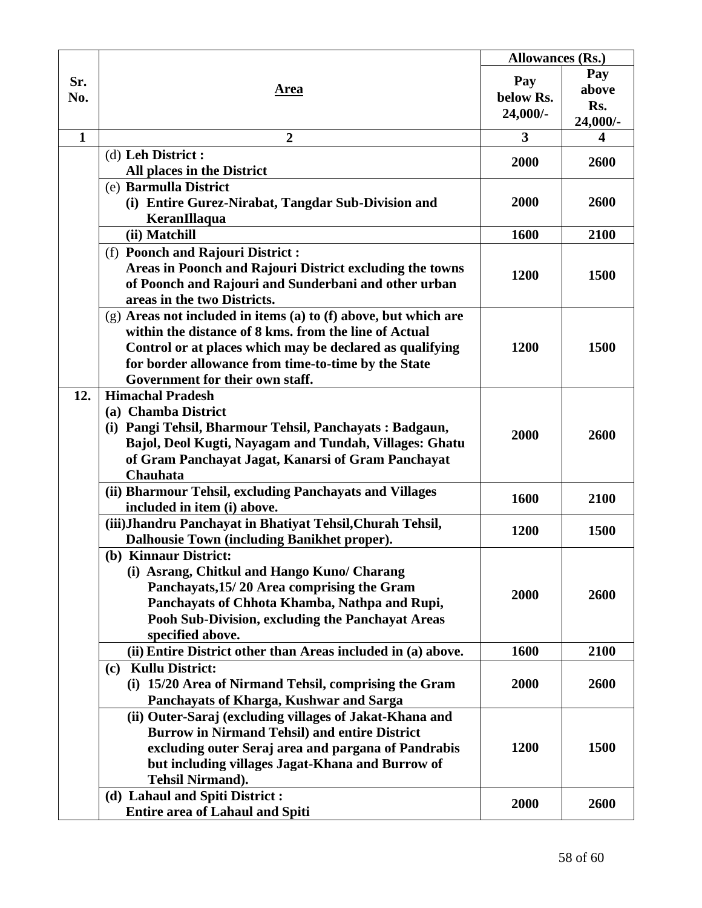| Sr. No. | Area | Allowances (Rs.) | |
|---|---|---|---|
| | | Pay below Rs. 24,000/- | Pay above Rs. 24,000/- |
| 1 | 2 | 3 | 4 |
| | (d) **Leh District :** **All places in the District** | **2000** | **2600** |
| | (e) **Barmulla District** **(i) Entire Gurez-Nirabat, Tangdar Sub-Division and KeranIllaqua** | **2000** | **2600** |
| | **(ii) Matchill** | **1600** | **2100** |
| | (f) **Poonch and Rajouri District :** **Areas in Poonch and Rajouri District excluding the towns of Poonch and Rajouri and Sunderbani and other urban areas in the two Districts.** | **1200** | **1500** |
| | (g) **Areas not included in items (a) to (f) above, but which are within the distance of 8 kms. from the line of Actual Control or at places which may be declared as qualifying for border allowance from time-to-time by the State Government for their own staff.** | **1200** | **1500** |
| **12.** | **Himachal Pradesh** **(a) Chamba District** **(i) Pangi Tehsil, Bharmour Tehsil, Panchayats : Badgaun, Bajol, Deol Kugti, Nayagam and Tundah, Villages: Ghatu of Gram Panchayat Jagat, Kanarsi of Gram Panchayat Chauhata** | **2000** | **2600** |
| | **(ii) Bharmour Tehsil, excluding Panchayats and Villages included in item (i) above.** | **1600** | **2100** |
| | **(iii)Jhandru Panchayat in Bhatiyat Tehsil,Churah Tehsil, Dalhousie Town (including Banikhet proper).** | **1200** | **1500** |
| | **(b) Kinnaur District:** **(i) Asrang, Chitkul and Hango Kuno/ Charang Panchayats,15/ 20 Area comprising the Gram Panchayats of Chhota Khamba, Nathpa and Rupi, Pooh Sub-Division, excluding the Panchayat Areas specified above.** | **2000** | **2600** |
| | **(ii) Entire District other than Areas included in (a) above.** | **1600** | **2100** |
| | **(c) Kullu District:** **(i) 15/20 Area of Nirmand Tehsil, comprising the Gram Panchayats of Kharga, Kushwar and Sarga** | **2000** | **2600** |
| | **(ii) Outer-Saraj (excluding villages of Jakat-Khana and Burrow in Nirmand Tehsil) and entire District excluding outer Seraj area and pargana of Pandrabis but including villages Jagat-Khana and Burrow of Tehsil Nirmand).** | **1200** | **1500** |
| | **(d) Lahaul and Spiti District :** **Entire area of Lahaul and Spiti** | **2000** | **2600** |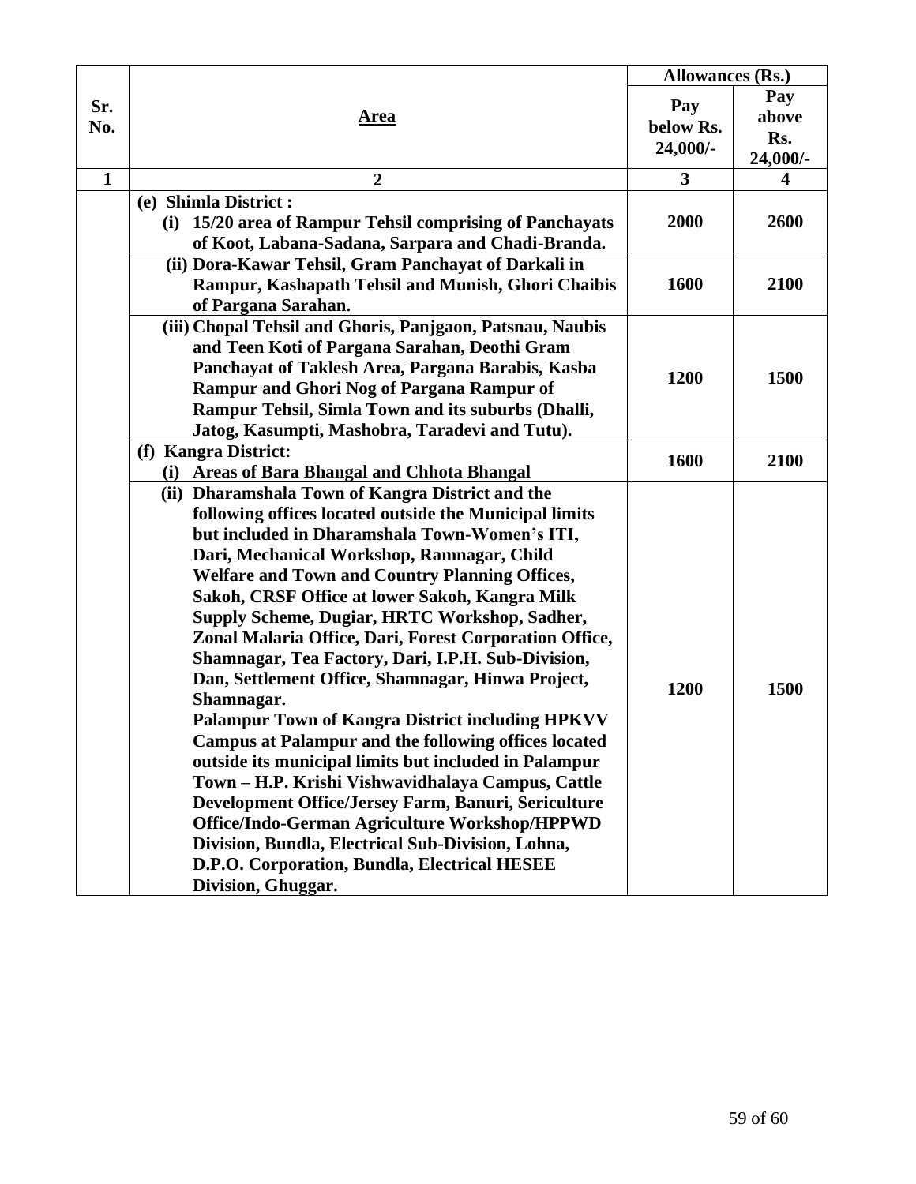| Sr. No. | Area | Allowances (Rs.) | |
|---|---|---|---|
| | | Pay below Rs. 24,000/- | Pay above Rs. 24,000/- |
| **1** | **2** | **3** | **4** |
| | **(e) Shimla District :** <br> **(i) 15/20 area of Rampur Tehsil comprising of Panchayats of Koot, Labana-Sadana, Sarpara and Chadi-Branda.** | **2000** | **2600** |
| | **(ii) Dora-Kawar Tehsil, Gram Panchayat of Darkali in Rampur, Kashapath Tehsil and Munish, Ghori Chaibis of Pargana Sarahan.** | **1600** | **2100** |
| | **(iii) Chopal Tehsil and Ghoris, Panjgaon, Patsnau, Naubis and Teen Koti of Pargana Sarahan, Deothi Gram Panchayat of Taklesh Area, Pargana Barabis, Kasba Rampur and Ghori Nog of Pargana Rampur of Rampur Tehsil, Simla Town and its suburbs (Dhalli, Jatog, Kasumpti, Mashobra, Taradevi and Tutu).** | **1200** | **1500** |
| | **(f) Kangra District:** <br> **(i) Areas of Bara Bhangal and Chhota Bhangal** | **1600** | **2100** |
| | **(ii) Dharamshala Town of Kangra District and the following offices located outside the Municipal limits but included in Dharamshala Town-Women's ITI, Dari, Mechanical Workshop, Ramnagar, Child Welfare and Town and Country Planning Offices, Sakoh, CRSF Office at lower Sakoh, Kangra Milk Supply Scheme, Dugiar, HRTC Workshop, Sadher, Zonal Malaria Office, Dari, Forest Corporation Office, Shamnagar, Tea Factory, Dari, I.P.H. Sub-Division, Dan, Settlement Office, Shamnagar, Hinwa Project, Shamnagar.** <br> **Palampur Town of Kangra District including HPKVV Campus at Palampur and the following offices located outside its municipal limits but included in Palampur Town – H.P. Krishi Vishwavidhalaya Campus, Cattle Development Office/Jersey Farm, Banuri, Sericulture Office/Indo-German Agriculture Workshop/HPPWD Division, Bundla, Electrical Sub-Division, Lohna, D.P.O. Corporation, Bundla, Electrical HESEE Division, Ghuggar.** | **1200** | **1500** |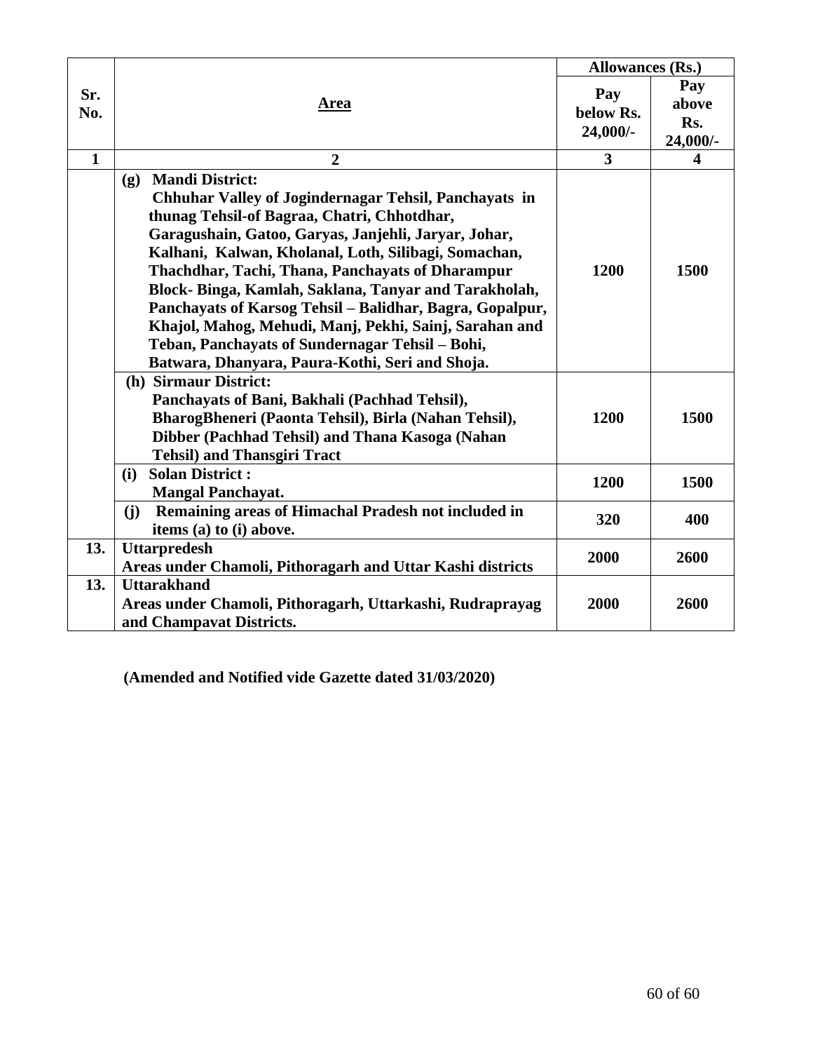| Sr. No. | Area | Allowances (Rs.) | |
|---|---|---|---|
| | | Pay below Rs. 24,000/- | Pay above Rs. 24,000/- |
| **1** | **2** | **3** | **4** |
| | **(g) Mandi District:** Chhuhar Valley of Jogindernagar Tehsil, Panchayats in thunag Tehsil-of Bagraa, Chatri, Chhotdhar, Garagushain, Gatoo, Garyas, Janjehli, Jaryar, Johar, Kalhani, Kalwan, Kholanal, Loth, Silibagi, Somachan, Thachdhar, Tachi, Thana, Panchayats of Dharampur Block- Binga, Kamlah, Saklana, Tanyar and Tarakholah, Panchayats of Karsog Tehsil – Balidhar, Bagra, Gopalpur, Khajol, Mahog, Mehudi, Manj, Pekhi, Sainj, Sarahan and Teban, Panchayats of Sundernagar Tehsil – Bohi, Batwara, Dhanyara, Paura-Kothi, Seri and Shoja. | 1200 | 1500 |
| | **(h) Sirmaur District:** Panchayats of Bani, Bakhali (Pachhad Tehsil), BharogBheneri (Paonta Tehsil), Birla (Nahan Tehsil), Dibber (Pachhad Tehsil) and Thana Kasoga (Nahan Tehsil) and Thansgiri Tract | 1200 | 1500 |
| | **(i) Solan District :** Mangal Panchayat. | 1200 | 1500 |
| | **(j)** Remaining areas of Himachal Pradesh not included in items (a) to (i) above. | 320 | 400 |
| **13.** | **Uttarpredesh** Areas under Chamoli, Pithoragarh and Uttar Kashi districts | 2000 | 2600 |
| **13.** | **Uttarakhand** Areas under Chamoli, Pithoragarh, Uttarkashi, Rudraprayag and Champavat Districts. | 2000 | 2600 |

**(Amended and Notified vide Gazette dated 31/03/2020)**